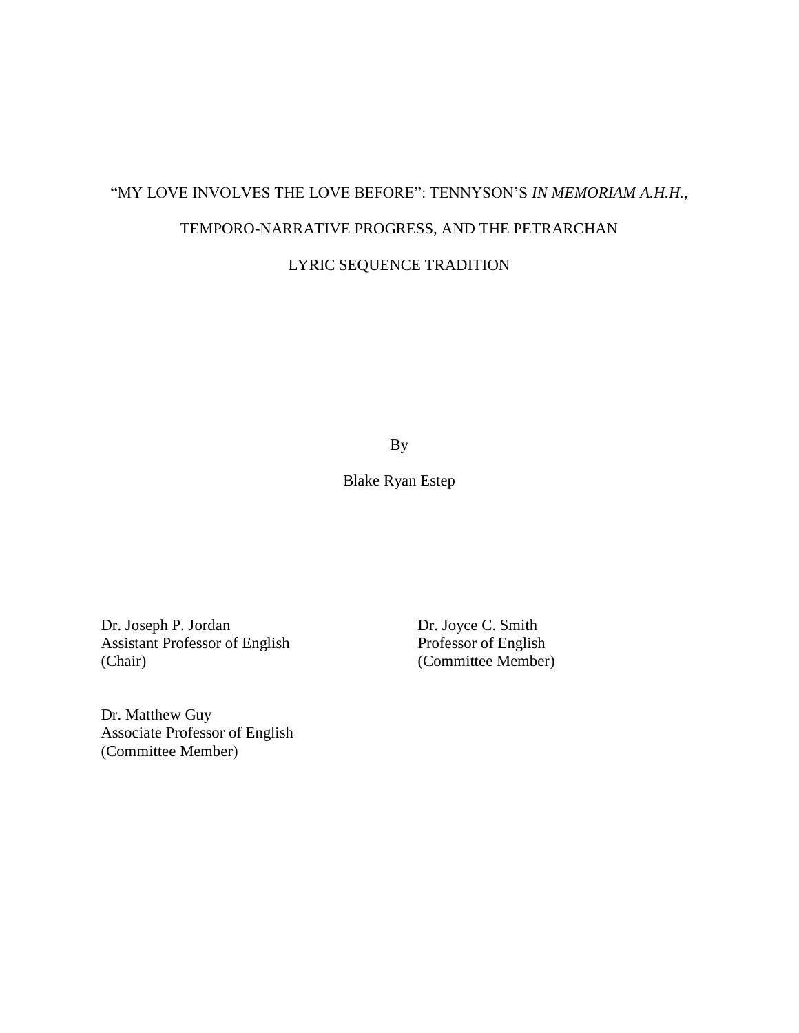# "MY LOVE INVOLVES THE LOVE BEFORE": TENNYSON'S *IN MEMORIAM A.H.H.*, TEMPORO-NARRATIVE PROGRESS, AND THE PETRARCHAN LYRIC SEQUENCE TRADITION

By

Blake Ryan Estep

Dr. Joseph P. Jordan
Assistant Professor of English
(Chair)

Dr. Joyce C. Smith
Professor of English
(Committee Member)

Dr. Matthew Guy
Associate Professor of English
(Committee Member)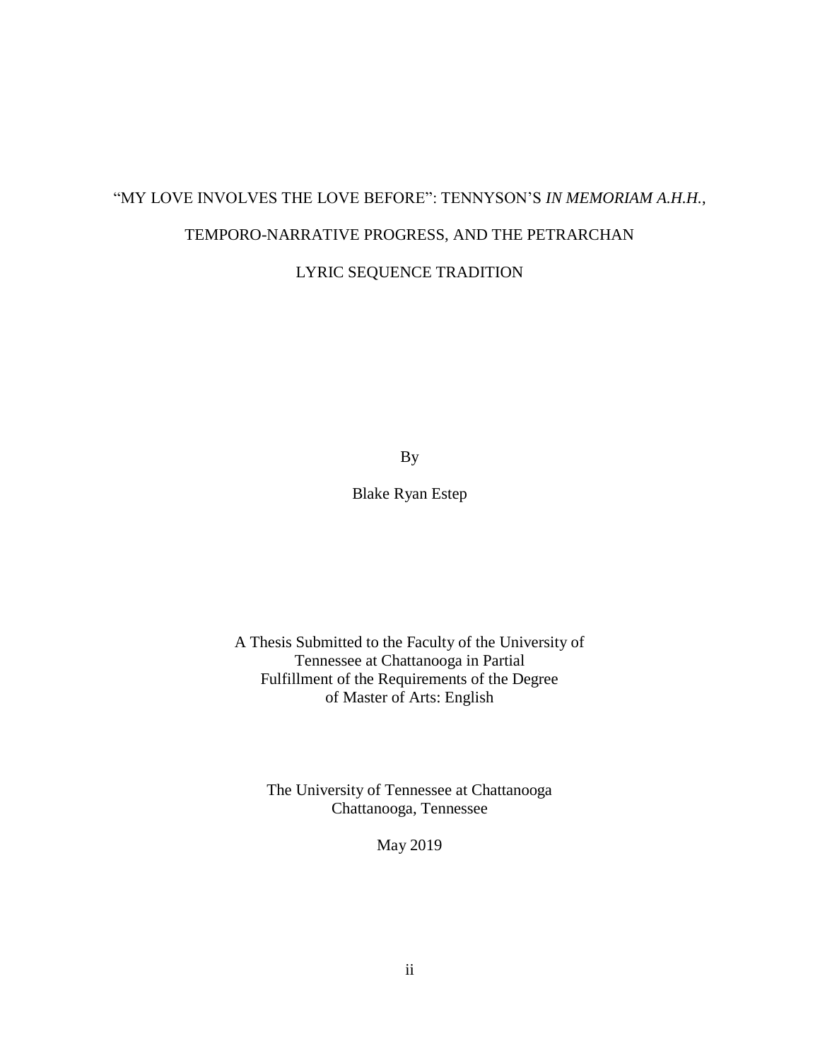# "MY LOVE INVOLVES THE LOVE BEFORE": TENNYSON'S *IN MEMORIAM A.H.H.*, TEMPORO-NARRATIVE PROGRESS, AND THE PETRARCHAN LYRIC SEQUENCE TRADITION

By

Blake Ryan Estep

A Thesis Submitted to the Faculty of the University of Tennessee at Chattanooga in Partial Fulfillment of the Requirements of the Degree of Master of Arts: English

The University of Tennessee at Chattanooga
Chattanooga, Tennessee

May 2019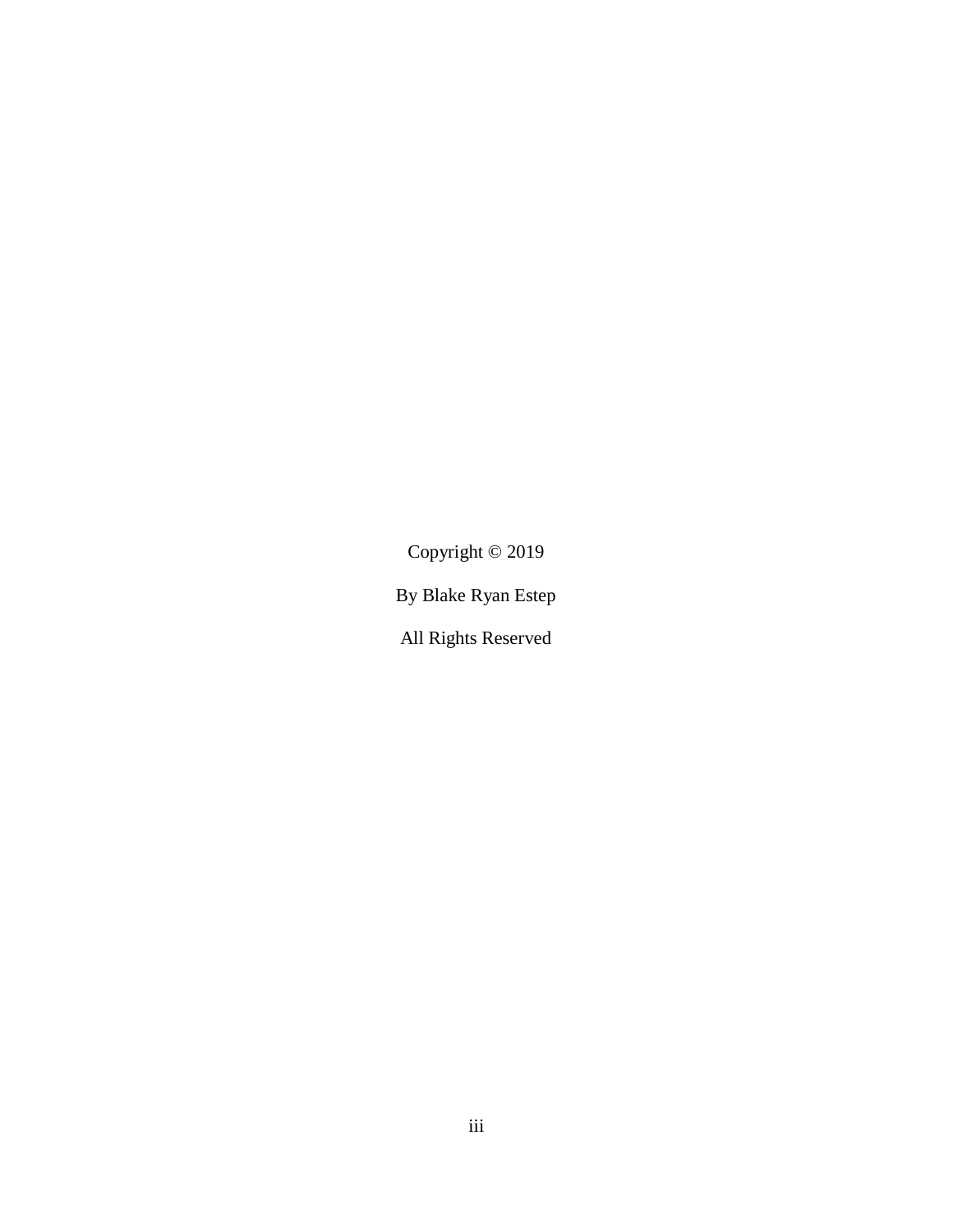Copyright © 2019

By Blake Ryan Estep

All Rights Reserved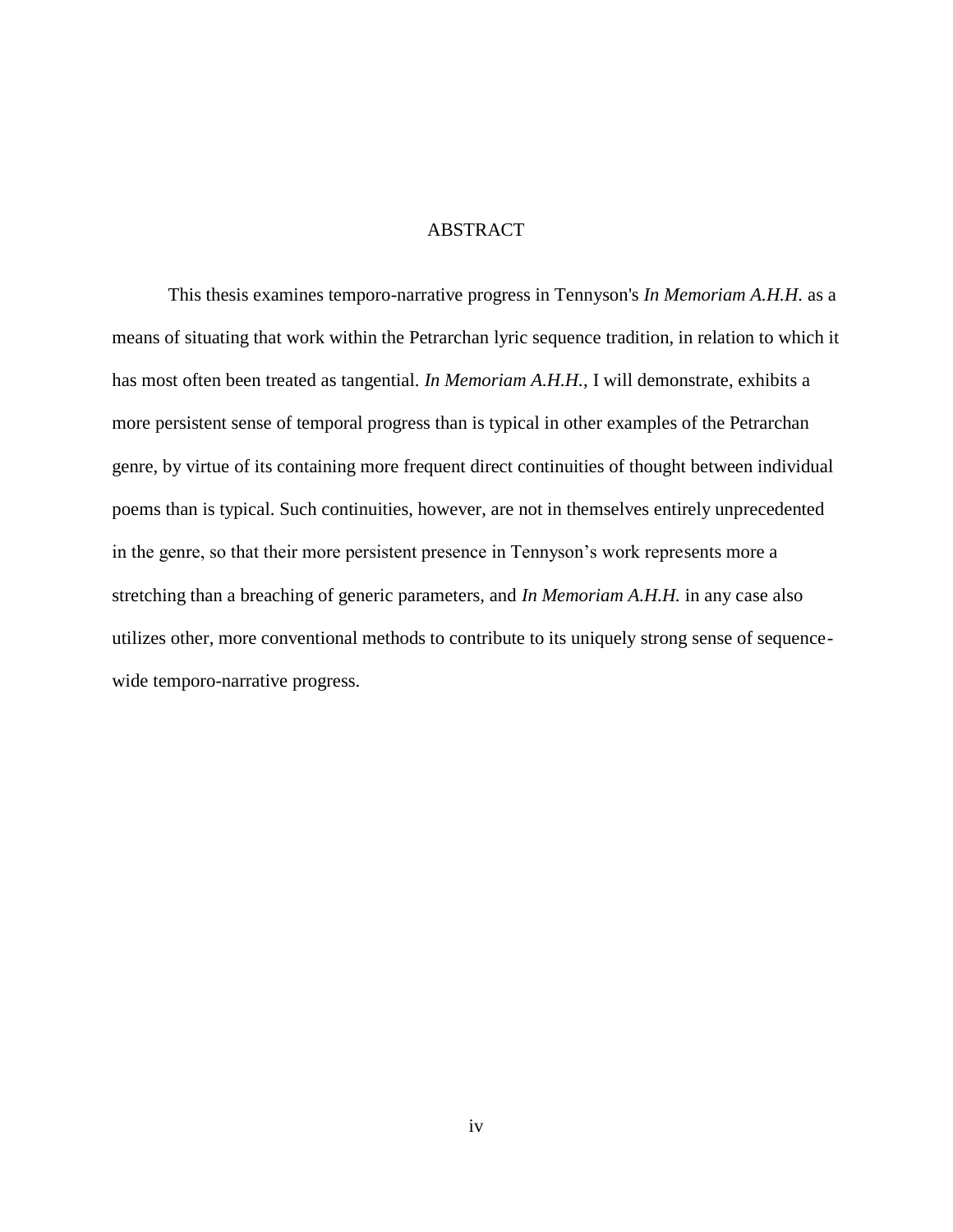# ABSTRACT

This thesis examines temporo-narrative progress in Tennyson's *In Memoriam A.H.H.* as a means of situating that work within the Petrarchan lyric sequence tradition, in relation to which it has most often been treated as tangential. *In Memoriam A.H.H.*, I will demonstrate, exhibits a more persistent sense of temporal progress than is typical in other examples of the Petrarchan genre, by virtue of its containing more frequent direct continuities of thought between individual poems than is typical. Such continuities, however, are not in themselves entirely unprecedented in the genre, so that their more persistent presence in Tennyson's work represents more a stretching than a breaching of generic parameters, and *In Memoriam A.H.H.* in any case also utilizes other, more conventional methods to contribute to its uniquely strong sense of sequence-wide temporo-narrative progress.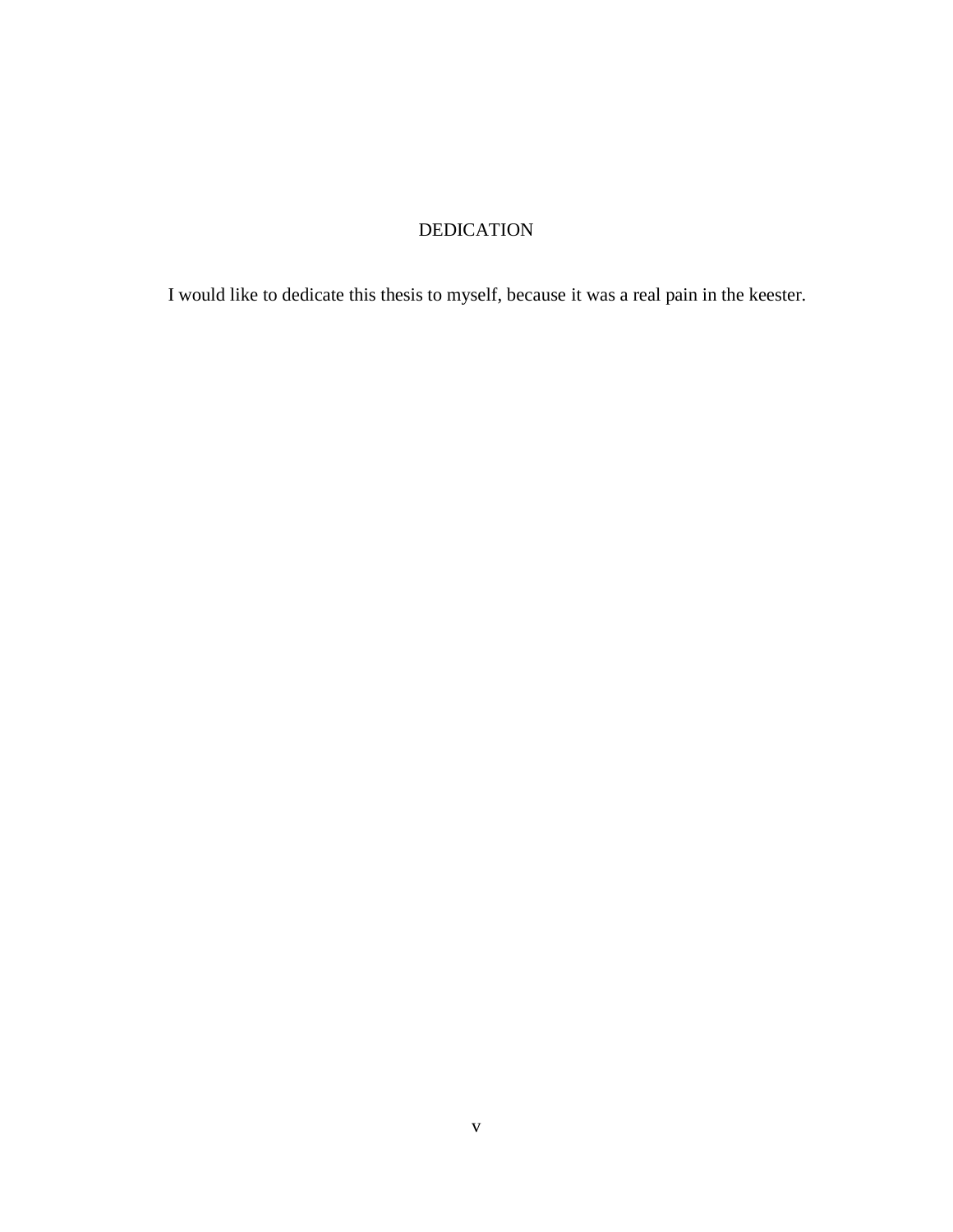# DEDICATION

I would like to dedicate this thesis to myself, because it was a real pain in the keester.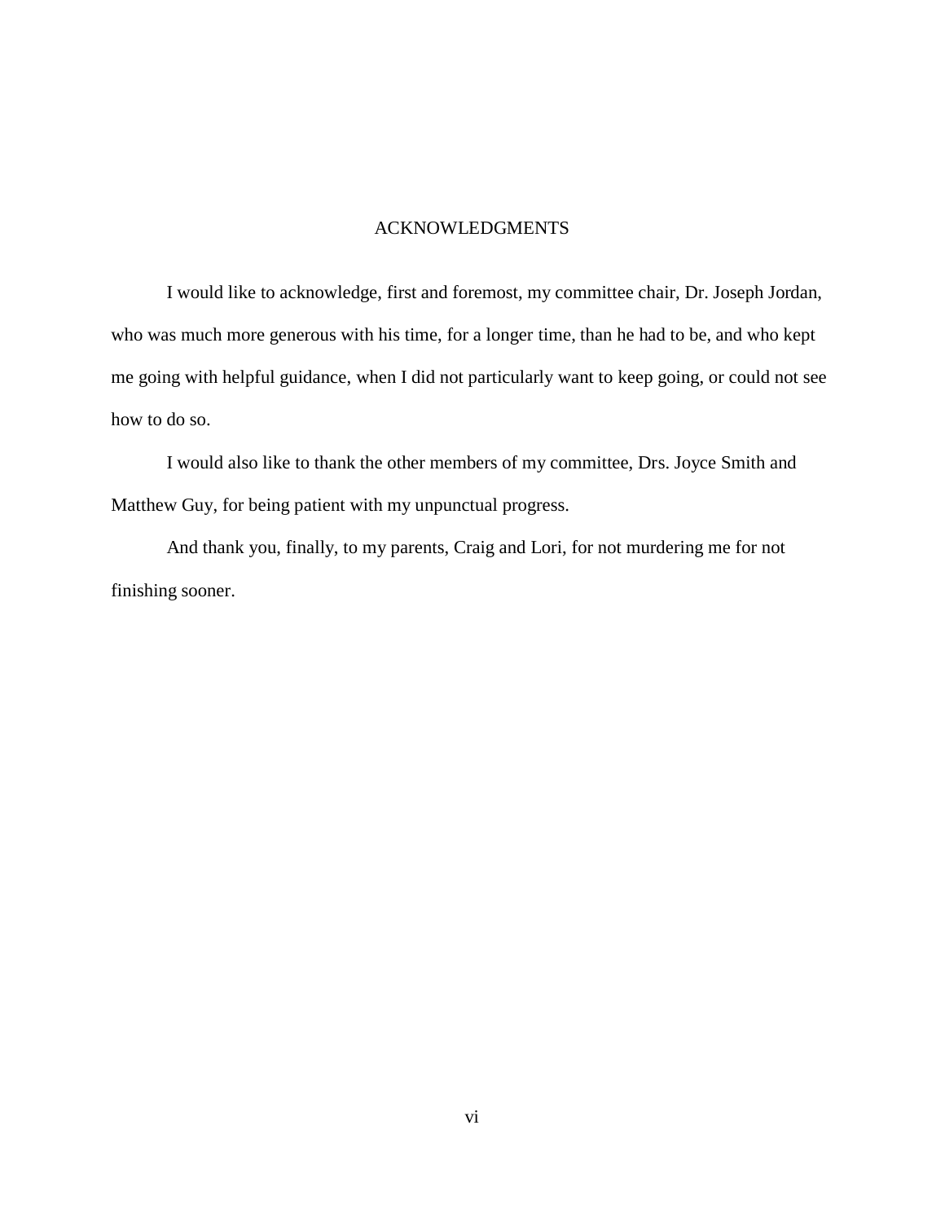# ACKNOWLEDGMENTS

I would like to acknowledge, first and foremost, my committee chair, Dr. Joseph Jordan, who was much more generous with his time, for a longer time, than he had to be, and who kept me going with helpful guidance, when I did not particularly want to keep going, or could not see how to do so.

I would also like to thank the other members of my committee, Drs. Joyce Smith and Matthew Guy, for being patient with my unpunctual progress.

And thank you, finally, to my parents, Craig and Lori, for not murdering me for not finishing sooner.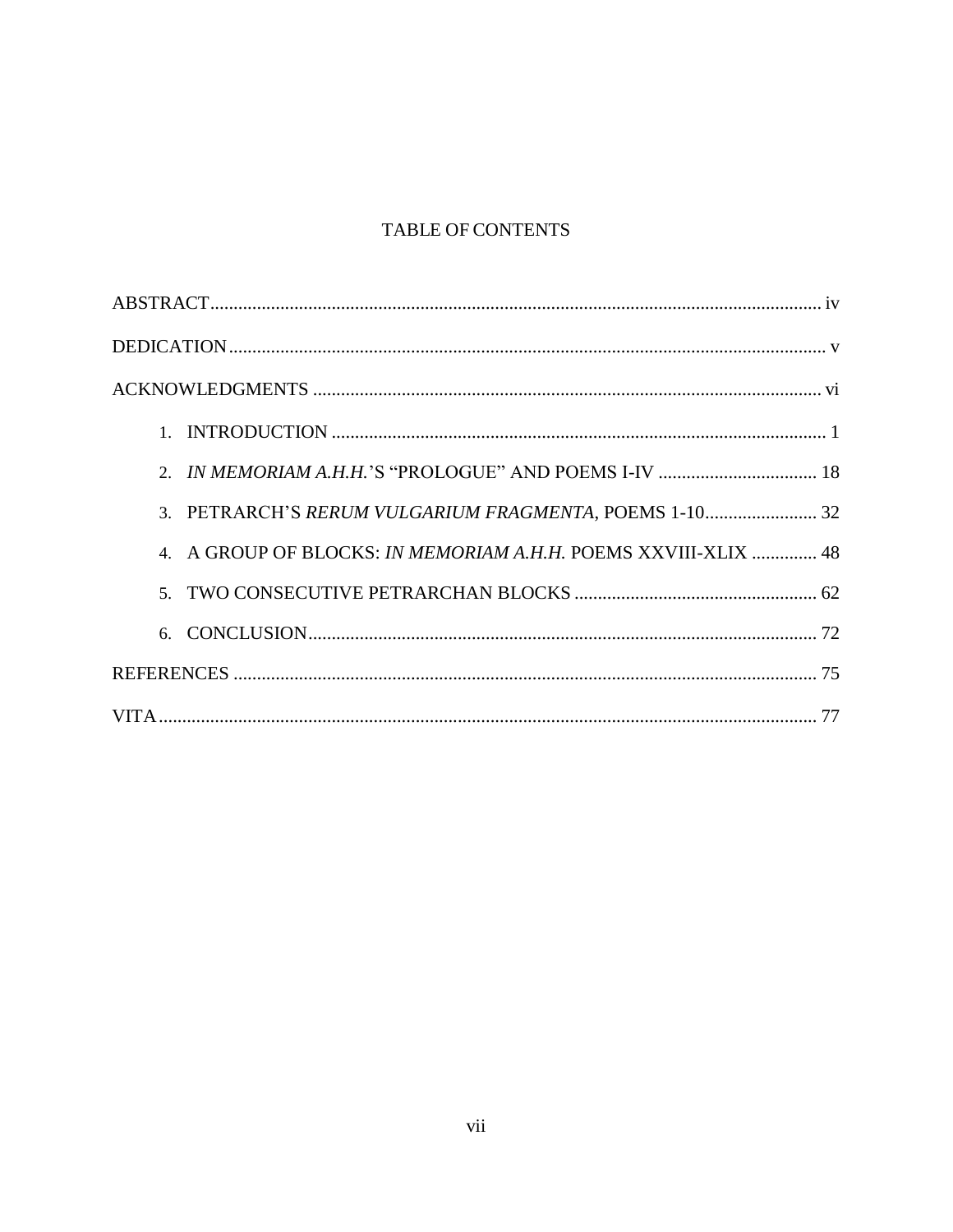# TABLE OF CONTENTS

ABSTRACT .......... iv

DEDICATION .......... v

ACKNOWLEDGMENTS .......... vi

1. INTRODUCTION .......... 1
2. *IN MEMORIAM A.H.H.*'S "PROLOGUE" AND POEMS I-IV .......... 18
3. PETRARCH'S *RERUM VULGARIUM FRAGMENTA*, POEMS 1-10 .......... 32
4. A GROUP OF BLOCKS: *IN MEMORIAM A.H.H.* POEMS XXVIII-XLIX .......... 48
5. TWO CONSECUTIVE PETRARCHAN BLOCKS .......... 62
6. CONCLUSION .......... 72

REFERENCES .......... 75

VITA .......... 77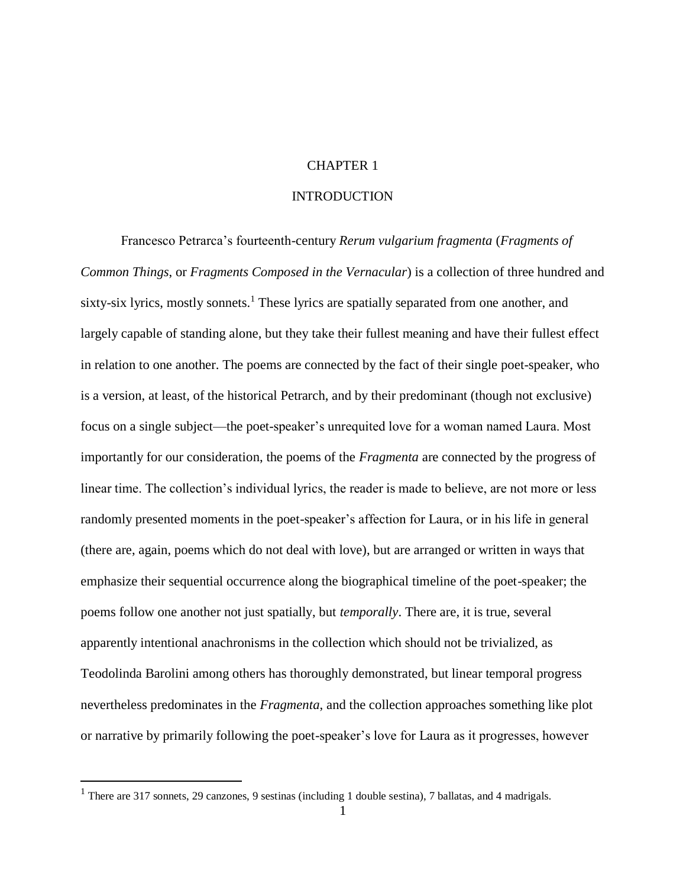# CHAPTER 1

# INTRODUCTION

Francesco Petrarca's fourteenth-century *Rerum vulgarium fragmenta* (*Fragments of Common Things*, or *Fragments Composed in the Vernacular*) is a collection of three hundred and sixty-six lyrics, mostly sonnets.[1] These lyrics are spatially separated from one another, and largely capable of standing alone, but they take their fullest meaning and have their fullest effect in relation to one another. The poems are connected by the fact of their single poet-speaker, who is a version, at least, of the historical Petrarch, and by their predominant (though not exclusive) focus on a single subject—the poet-speaker's unrequited love for a woman named Laura. Most importantly for our consideration, the poems of the *Fragmenta* are connected by the progress of linear time. The collection's individual lyrics, the reader is made to believe, are not more or less randomly presented moments in the poet-speaker's affection for Laura, or in his life in general (there are, again, poems which do not deal with love), but are arranged or written in ways that emphasize their sequential occurrence along the biographical timeline of the poet-speaker; the poems follow one another not just spatially, but *temporally*. There are, it is true, several apparently intentional anachronisms in the collection which should not be trivialized, as Teodolinda Barolini among others has thoroughly demonstrated, but linear temporal progress nevertheless predominates in the *Fragmenta*, and the collection approaches something like plot or narrative by primarily following the poet-speaker's love for Laura as it progresses, however

[1] There are 317 sonnets, 29 canzones, 9 sestinas (including 1 double sestina), 7 ballatas, and 4 madrigals.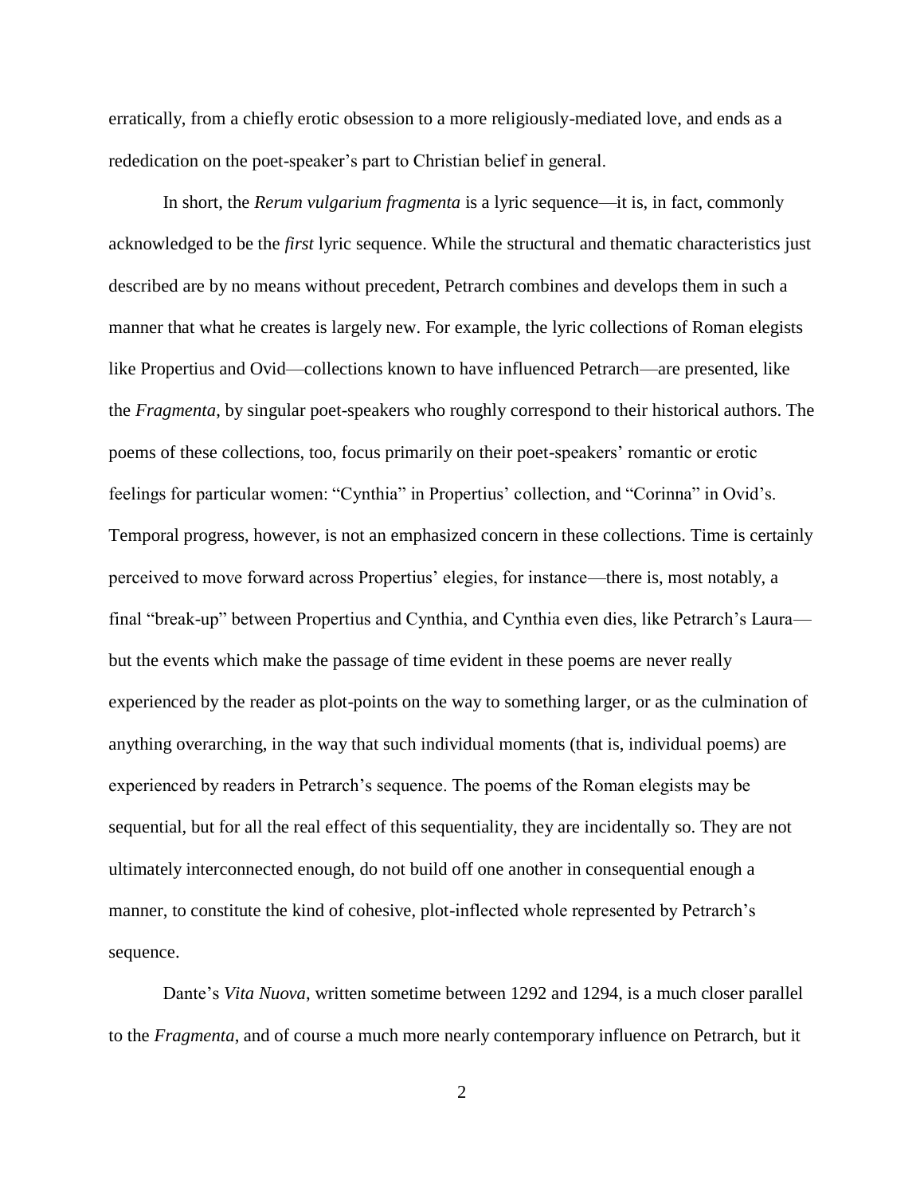erratically, from a chiefly erotic obsession to a more religiously-mediated love, and ends as a rededication on the poet-speaker's part to Christian belief in general.

In short, the *Rerum vulgarium fragmenta* is a lyric sequence—it is, in fact, commonly acknowledged to be the *first* lyric sequence. While the structural and thematic characteristics just described are by no means without precedent, Petrarch combines and develops them in such a manner that what he creates is largely new. For example, the lyric collections of Roman elegists like Propertius and Ovid—collections known to have influenced Petrarch—are presented, like the *Fragmenta*, by singular poet-speakers who roughly correspond to their historical authors. The poems of these collections, too, focus primarily on their poet-speakers' romantic or erotic feelings for particular women: "Cynthia" in Propertius' collection, and "Corinna" in Ovid's. Temporal progress, however, is not an emphasized concern in these collections. Time is certainly perceived to move forward across Propertius' elegies, for instance—there is, most notably, a final "break-up" between Propertius and Cynthia, and Cynthia even dies, like Petrarch's Laura—but the events which make the passage of time evident in these poems are never really experienced by the reader as plot-points on the way to something larger, or as the culmination of anything overarching, in the way that such individual moments (that is, individual poems) are experienced by readers in Petrarch's sequence. The poems of the Roman elegists may be sequential, but for all the real effect of this sequentiality, they are incidentally so. They are not ultimately interconnected enough, do not build off one another in consequential enough a manner, to constitute the kind of cohesive, plot-inflected whole represented by Petrarch's sequence.

Dante's *Vita Nuova*, written sometime between 1292 and 1294, is a much closer parallel to the *Fragmenta*, and of course a much more nearly contemporary influence on Petrarch, but it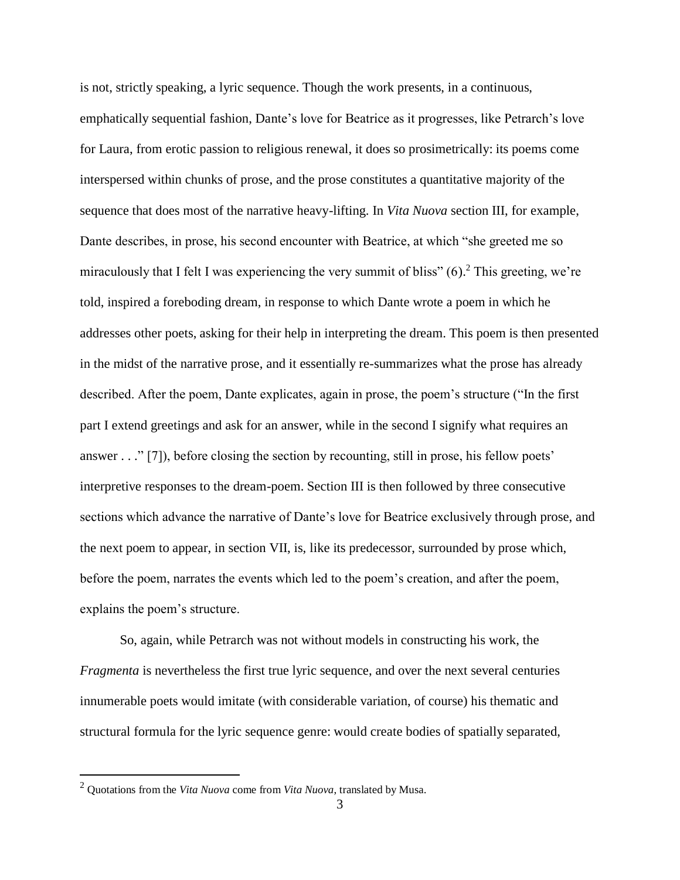is not, strictly speaking, a lyric sequence. Though the work presents, in a continuous, emphatically sequential fashion, Dante's love for Beatrice as it progresses, like Petrarch's love for Laura, from erotic passion to religious renewal, it does so prosimetrically: its poems come interspersed within chunks of prose, and the prose constitutes a quantitative majority of the sequence that does most of the narrative heavy-lifting. In *Vita Nuova* section III, for example, Dante describes, in prose, his second encounter with Beatrice, at which "she greeted me so miraculously that I felt I was experiencing the very summit of bliss" (6).[2] This greeting, we're told, inspired a foreboding dream, in response to which Dante wrote a poem in which he addresses other poets, asking for their help in interpreting the dream. This poem is then presented in the midst of the narrative prose, and it essentially re-summarizes what the prose has already described. After the poem, Dante explicates, again in prose, the poem's structure ("In the first part I extend greetings and ask for an answer, while in the second I signify what requires an answer . . ." [7]), before closing the section by recounting, still in prose, his fellow poets' interpretive responses to the dream-poem. Section III is then followed by three consecutive sections which advance the narrative of Dante's love for Beatrice exclusively through prose, and the next poem to appear, in section VII, is, like its predecessor, surrounded by prose which, before the poem, narrates the events which led to the poem's creation, and after the poem, explains the poem's structure.

So, again, while Petrarch was not without models in constructing his work, the *Fragmenta* is nevertheless the first true lyric sequence, and over the next several centuries innumerable poets would imitate (with considerable variation, of course) his thematic and structural formula for the lyric sequence genre: would create bodies of spatially separated,

[2] Quotations from the *Vita Nuova* come from *Vita Nuova*, translated by Musa.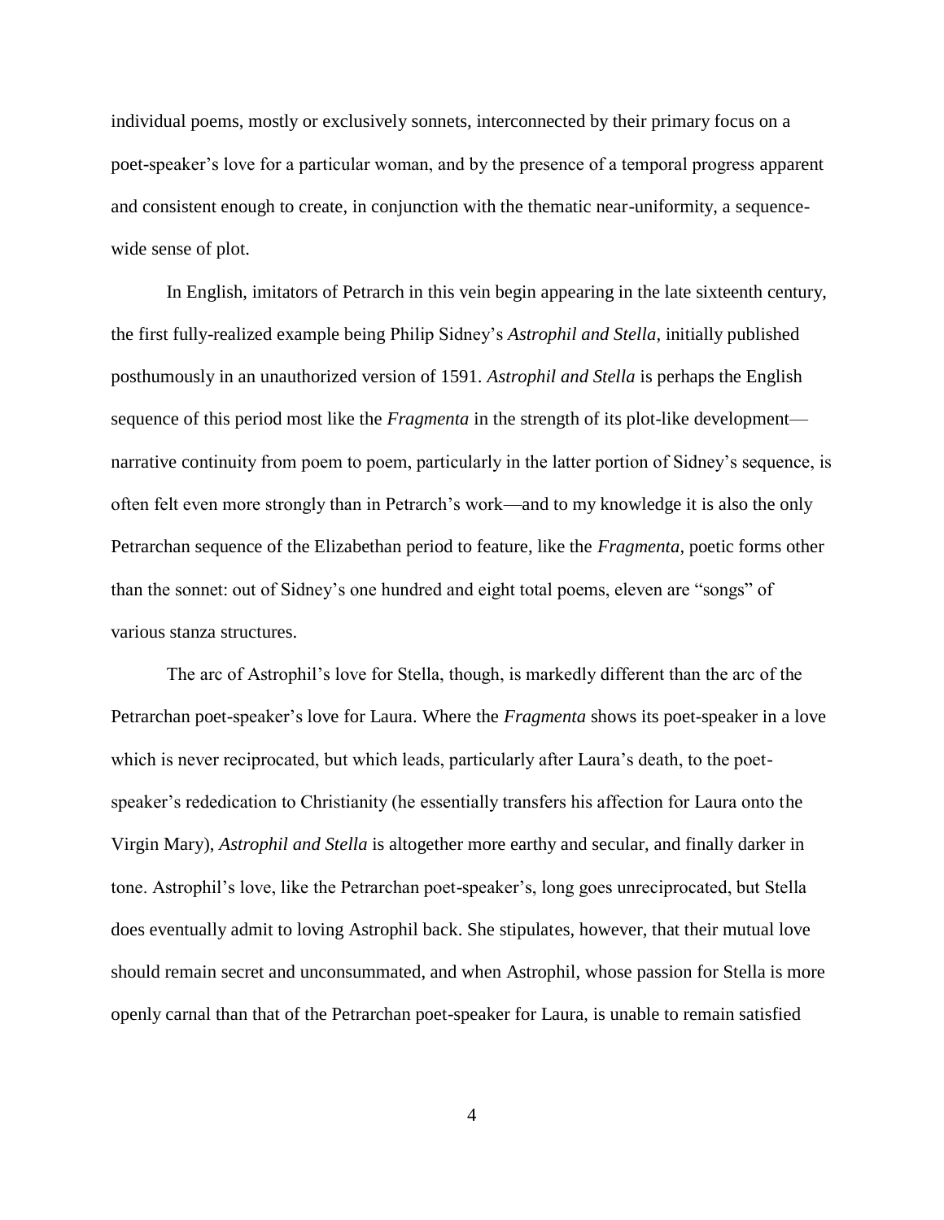individual poems, mostly or exclusively sonnets, interconnected by their primary focus on a poet-speaker's love for a particular woman, and by the presence of a temporal progress apparent and consistent enough to create, in conjunction with the thematic near-uniformity, a sequence-wide sense of plot.

In English, imitators of Petrarch in this vein begin appearing in the late sixteenth century, the first fully-realized example being Philip Sidney's *Astrophil and Stella*, initially published posthumously in an unauthorized version of 1591. *Astrophil and Stella* is perhaps the English sequence of this period most like the *Fragmenta* in the strength of its plot-like development—narrative continuity from poem to poem, particularly in the latter portion of Sidney's sequence, is often felt even more strongly than in Petrarch's work—and to my knowledge it is also the only Petrarchan sequence of the Elizabethan period to feature, like the *Fragmenta*, poetic forms other than the sonnet: out of Sidney's one hundred and eight total poems, eleven are "songs" of various stanza structures.

The arc of Astrophil's love for Stella, though, is markedly different than the arc of the Petrarchan poet-speaker's love for Laura. Where the *Fragmenta* shows its poet-speaker in a love which is never reciprocated, but which leads, particularly after Laura's death, to the poet-speaker's rededication to Christianity (he essentially transfers his affection for Laura onto the Virgin Mary), *Astrophil and Stella* is altogether more earthy and secular, and finally darker in tone. Astrophil's love, like the Petrarchan poet-speaker's, long goes unreciprocated, but Stella does eventually admit to loving Astrophil back. She stipulates, however, that their mutual love should remain secret and unconsummated, and when Astrophil, whose passion for Stella is more openly carnal than that of the Petrarchan poet-speaker for Laura, is unable to remain satisfied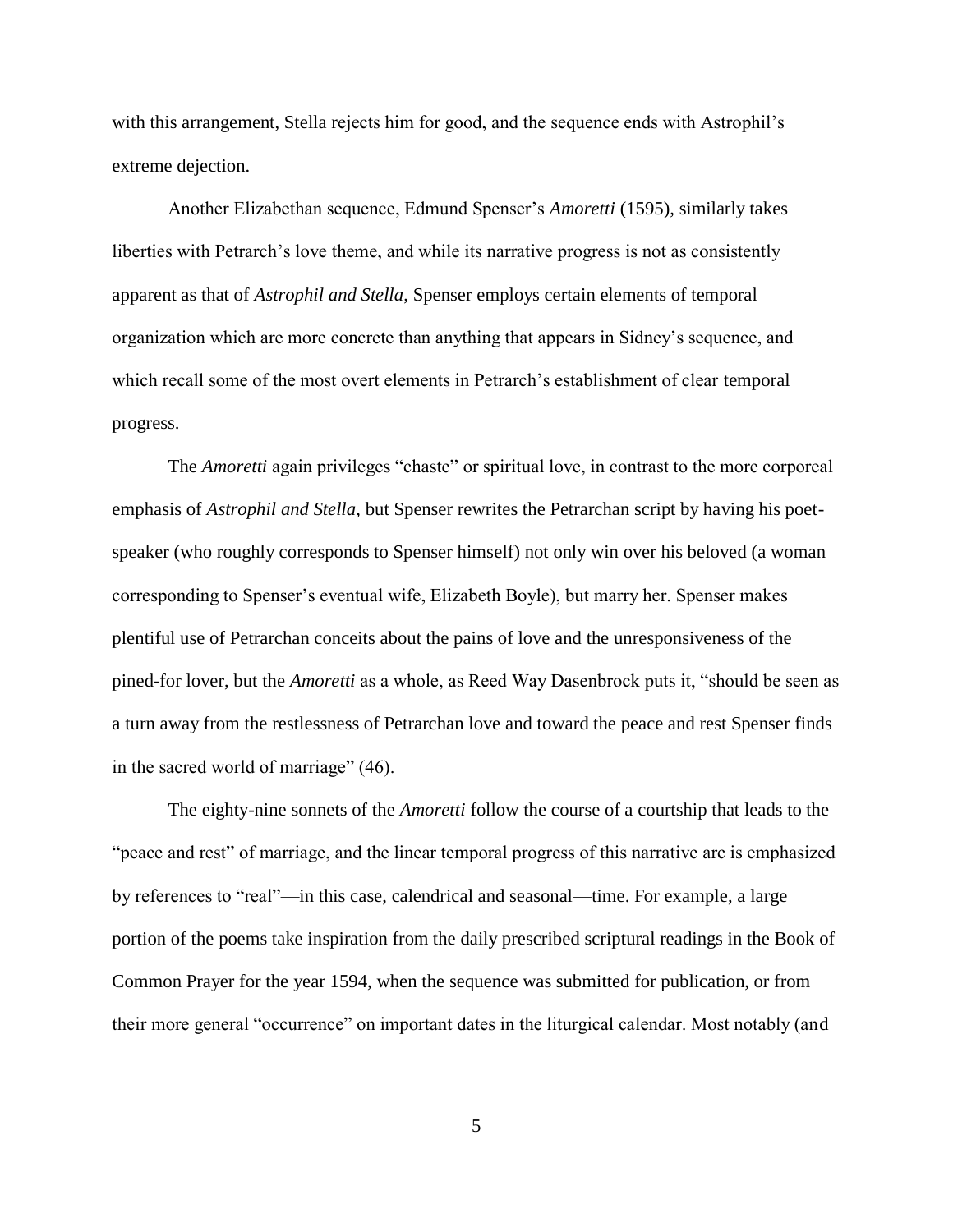with this arrangement, Stella rejects him for good, and the sequence ends with Astrophil's extreme dejection.

Another Elizabethan sequence, Edmund Spenser's *Amoretti* (1595), similarly takes liberties with Petrarch's love theme, and while its narrative progress is not as consistently apparent as that of *Astrophil and Stella*, Spenser employs certain elements of temporal organization which are more concrete than anything that appears in Sidney's sequence, and which recall some of the most overt elements in Petrarch's establishment of clear temporal progress.

The *Amoretti* again privileges "chaste" or spiritual love, in contrast to the more corporeal emphasis of *Astrophil and Stella*, but Spenser rewrites the Petrarchan script by having his poet-speaker (who roughly corresponds to Spenser himself) not only win over his beloved (a woman corresponding to Spenser's eventual wife, Elizabeth Boyle), but marry her. Spenser makes plentiful use of Petrarchan conceits about the pains of love and the unresponsiveness of the pined-for lover, but the *Amoretti* as a whole, as Reed Way Dasenbrock puts it, "should be seen as a turn away from the restlessness of Petrarchan love and toward the peace and rest Spenser finds in the sacred world of marriage" (46).

The eighty-nine sonnets of the *Amoretti* follow the course of a courtship that leads to the "peace and rest" of marriage, and the linear temporal progress of this narrative arc is emphasized by references to "real"—in this case, calendrical and seasonal—time. For example, a large portion of the poems take inspiration from the daily prescribed scriptural readings in the Book of Common Prayer for the year 1594, when the sequence was submitted for publication, or from their more general "occurrence" on important dates in the liturgical calendar. Most notably (and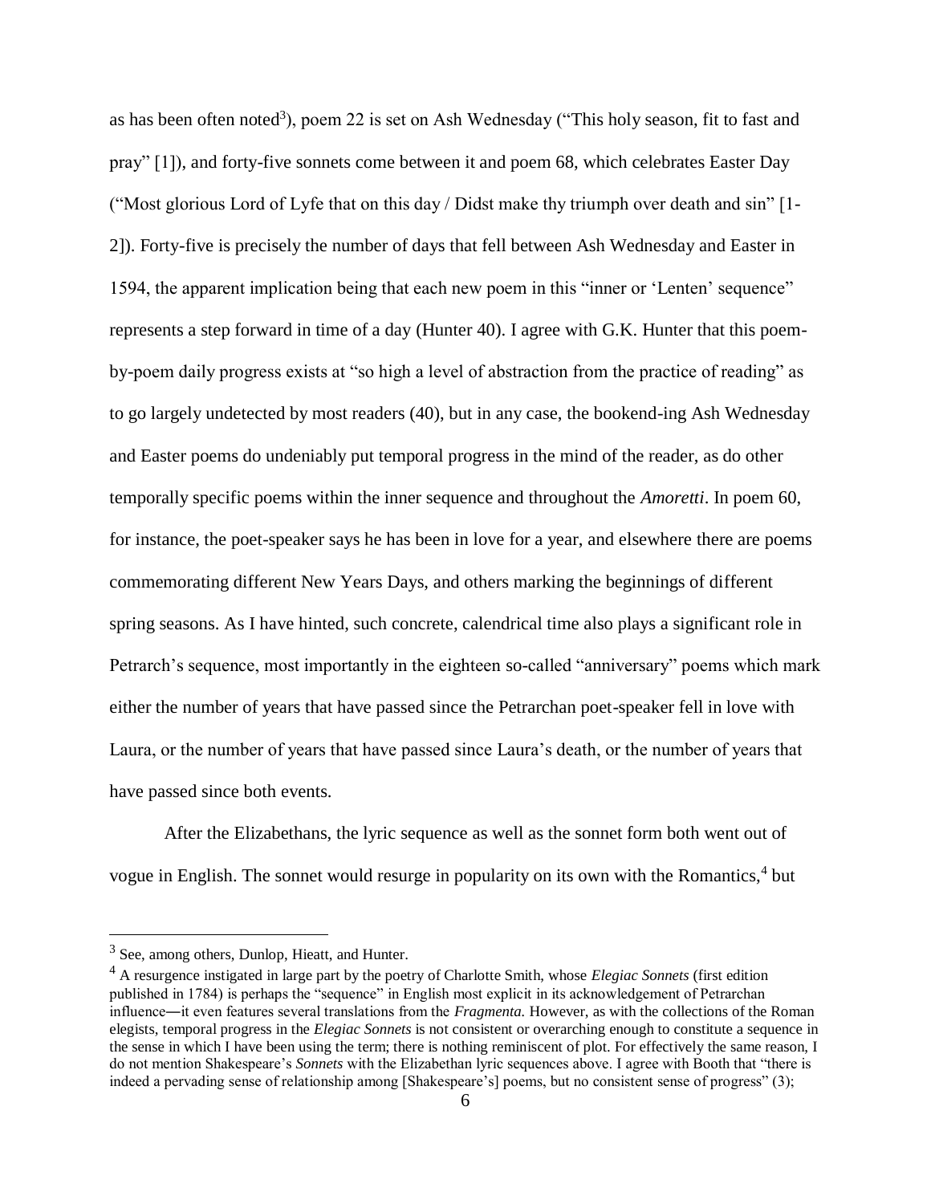as has been often noted[3]), poem 22 is set on Ash Wednesday ("This holy season, fit to fast and pray" [1]), and forty-five sonnets come between it and poem 68, which celebrates Easter Day ("Most glorious Lord of Lyfe that on this day / Didst make thy triumph over death and sin" [1-2]). Forty-five is precisely the number of days that fell between Ash Wednesday and Easter in 1594, the apparent implication being that each new poem in this "inner or 'Lenten' sequence" represents a step forward in time of a day (Hunter 40). I agree with G.K. Hunter that this poem-by-poem daily progress exists at "so high a level of abstraction from the practice of reading" as to go largely undetected by most readers (40), but in any case, the bookend-ing Ash Wednesday and Easter poems do undeniably put temporal progress in the mind of the reader, as do other temporally specific poems within the inner sequence and throughout the *Amoretti*. In poem 60, for instance, the poet-speaker says he has been in love for a year, and elsewhere there are poems commemorating different New Years Days, and others marking the beginnings of different spring seasons. As I have hinted, such concrete, calendrical time also plays a significant role in Petrarch's sequence, most importantly in the eighteen so-called "anniversary" poems which mark either the number of years that have passed since the Petrarchan poet-speaker fell in love with Laura, or the number of years that have passed since Laura's death, or the number of years that have passed since both events.

After the Elizabethans, the lyric sequence as well as the sonnet form both went out of vogue in English. The sonnet would resurge in popularity on its own with the Romantics,[4] but

---

[3] See, among others, Dunlop, Hieatt, and Hunter.

[4] A resurgence instigated in large part by the poetry of Charlotte Smith, whose *Elegiac Sonnets* (first edition published in 1784) is perhaps the "sequence" in English most explicit in its acknowledgement of Petrarchan influence—it even features several translations from the *Fragmenta.* However, as with the collections of the Roman elegists, temporal progress in the *Elegiac Sonnets* is not consistent or overarching enough to constitute a sequence in the sense in which I have been using the term; there is nothing reminiscent of plot. For effectively the same reason, I do not mention Shakespeare's *Sonnets* with the Elizabethan lyric sequences above. I agree with Booth that "there is indeed a pervading sense of relationship among [Shakespeare's] poems, but no consistent sense of progress" (3);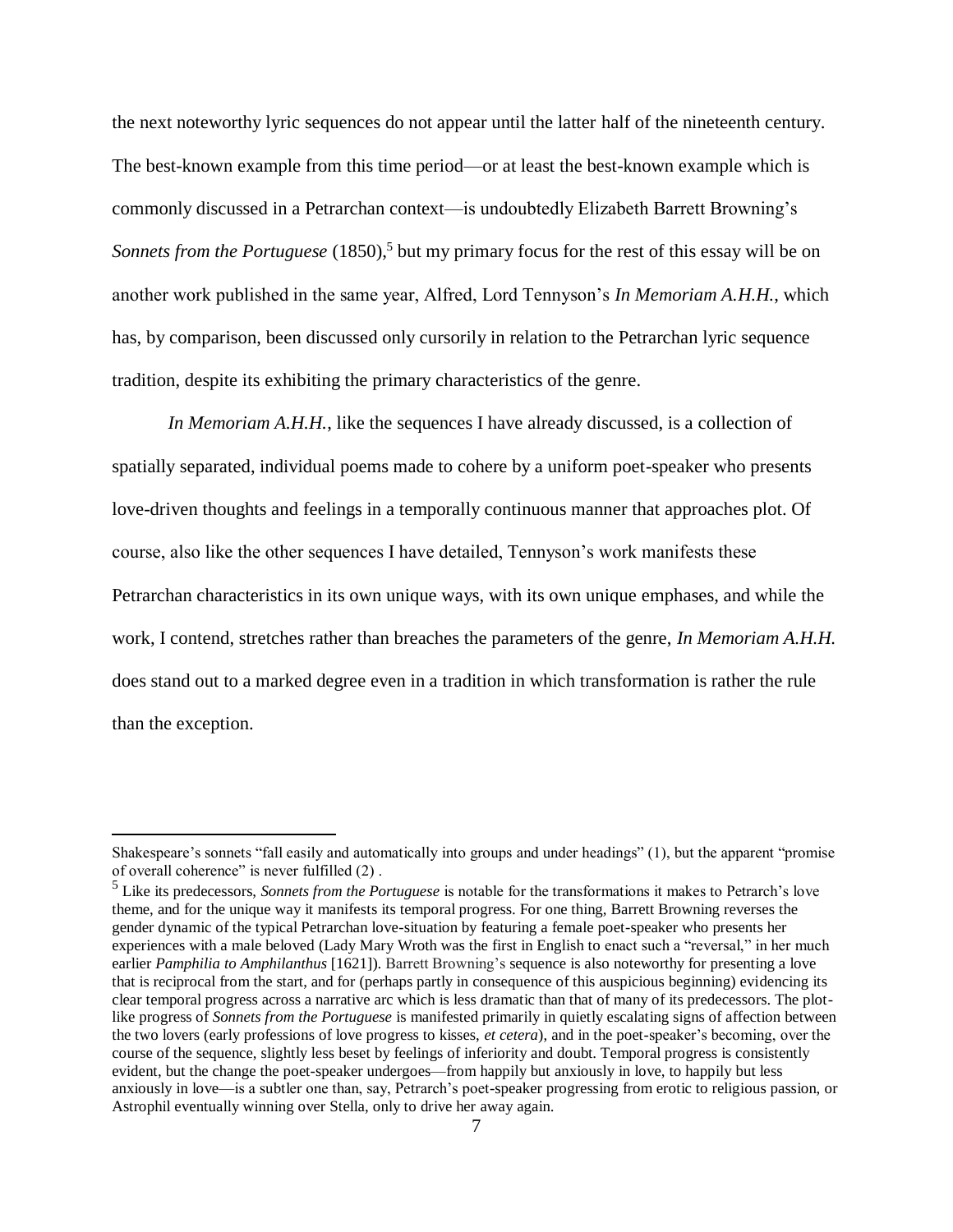the next noteworthy lyric sequences do not appear until the latter half of the nineteenth century. The best-known example from this time period—or at least the best-known example which is commonly discussed in a Petrarchan context—is undoubtedly Elizabeth Barrett Browning's *Sonnets from the Portuguese* (1850),[5] but my primary focus for the rest of this essay will be on another work published in the same year, Alfred, Lord Tennyson's *In Memoriam A.H.H.*, which has, by comparison, been discussed only cursorily in relation to the Petrarchan lyric sequence tradition, despite its exhibiting the primary characteristics of the genre.

*In Memoriam A.H.H.*, like the sequences I have already discussed, is a collection of spatially separated, individual poems made to cohere by a uniform poet-speaker who presents love-driven thoughts and feelings in a temporally continuous manner that approaches plot. Of course, also like the other sequences I have detailed, Tennyson's work manifests these Petrarchan characteristics in its own unique ways, with its own unique emphases, and while the work, I contend, stretches rather than breaches the parameters of the genre, *In Memoriam A.H.H.* does stand out to a marked degree even in a tradition in which transformation is rather the rule than the exception.

---

Shakespeare's sonnets "fall easily and automatically into groups and under headings" (1), but the apparent "promise of overall coherence" is never fulfilled (2) .

[5] Like its predecessors, *Sonnets from the Portuguese* is notable for the transformations it makes to Petrarch's love theme, and for the unique way it manifests its temporal progress. For one thing, Barrett Browning reverses the gender dynamic of the typical Petrarchan love-situation by featuring a female poet-speaker who presents her experiences with a male beloved (Lady Mary Wroth was the first in English to enact such a "reversal," in her much earlier *Pamphilia to Amphilanthus* [1621]). Barrett Browning's sequence is also noteworthy for presenting a love that is reciprocal from the start, and for (perhaps partly in consequence of this auspicious beginning) evidencing its clear temporal progress across a narrative arc which is less dramatic than that of many of its predecessors. The plot-like progress of *Sonnets from the Portuguese* is manifested primarily in quietly escalating signs of affection between the two lovers (early professions of love progress to kisses, *et cetera*), and in the poet-speaker's becoming, over the course of the sequence, slightly less beset by feelings of inferiority and doubt. Temporal progress is consistently evident, but the change the poet-speaker undergoes—from happily but anxiously in love, to happily but less anxiously in love—is a subtler one than, say, Petrarch's poet-speaker progressing from erotic to religious passion, or Astrophil eventually winning over Stella, only to drive her away again.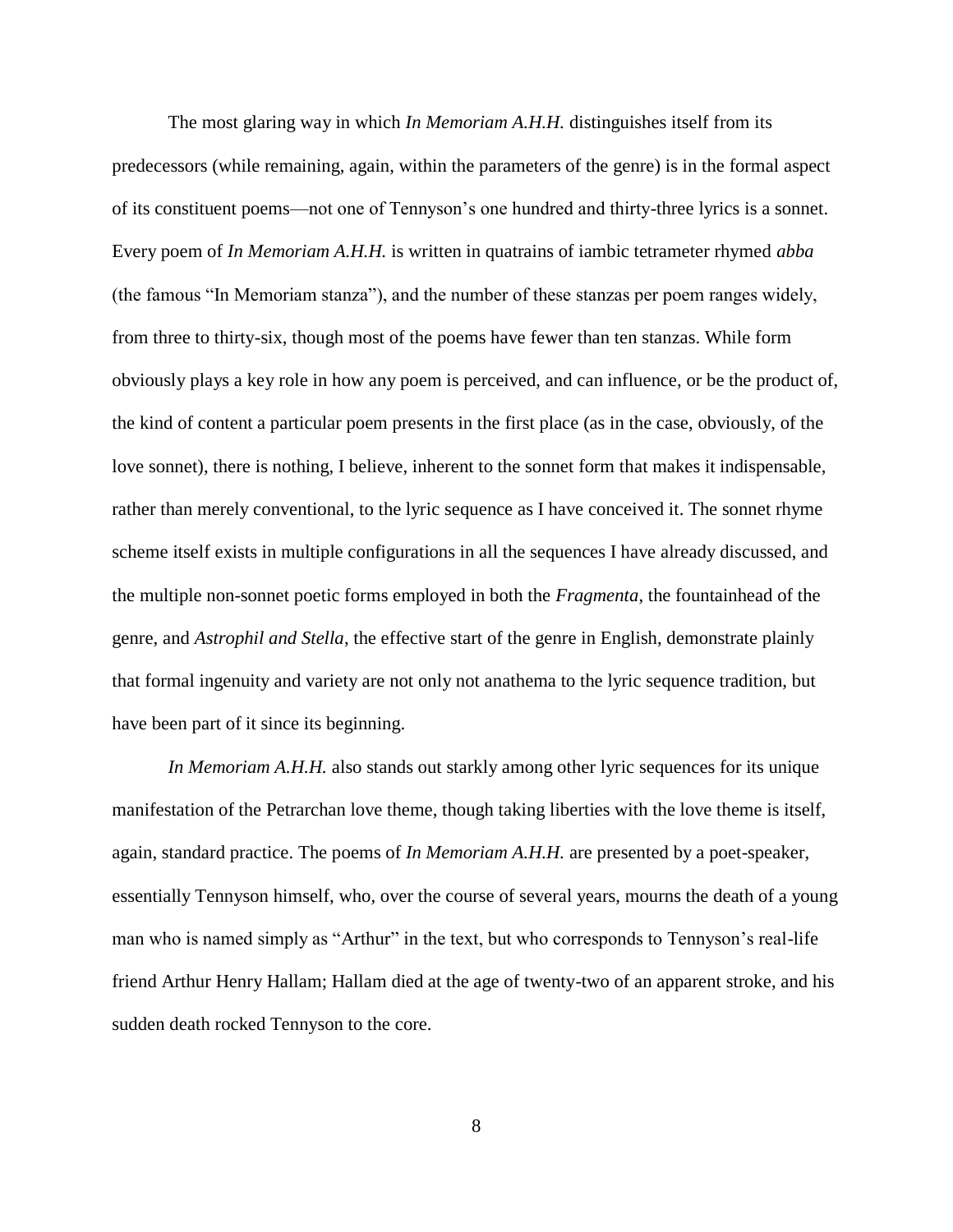The most glaring way in which *In Memoriam A.H.H.* distinguishes itself from its predecessors (while remaining, again, within the parameters of the genre) is in the formal aspect of its constituent poems—not one of Tennyson's one hundred and thirty-three lyrics is a sonnet. Every poem of *In Memoriam A.H.H.* is written in quatrains of iambic tetrameter rhymed *abba* (the famous "In Memoriam stanza"), and the number of these stanzas per poem ranges widely, from three to thirty-six, though most of the poems have fewer than ten stanzas. While form obviously plays a key role in how any poem is perceived, and can influence, or be the product of, the kind of content a particular poem presents in the first place (as in the case, obviously, of the love sonnet), there is nothing, I believe, inherent to the sonnet form that makes it indispensable, rather than merely conventional, to the lyric sequence as I have conceived it. The sonnet rhyme scheme itself exists in multiple configurations in all the sequences I have already discussed, and the multiple non-sonnet poetic forms employed in both the *Fragmenta*, the fountainhead of the genre, and *Astrophil and Stella*, the effective start of the genre in English, demonstrate plainly that formal ingenuity and variety are not only not anathema to the lyric sequence tradition, but have been part of it since its beginning.

*In Memoriam A.H.H.* also stands out starkly among other lyric sequences for its unique manifestation of the Petrarchan love theme, though taking liberties with the love theme is itself, again, standard practice. The poems of *In Memoriam A.H.H.* are presented by a poet-speaker, essentially Tennyson himself, who, over the course of several years, mourns the death of a young man who is named simply as "Arthur" in the text, but who corresponds to Tennyson's real-life friend Arthur Henry Hallam; Hallam died at the age of twenty-two of an apparent stroke, and his sudden death rocked Tennyson to the core.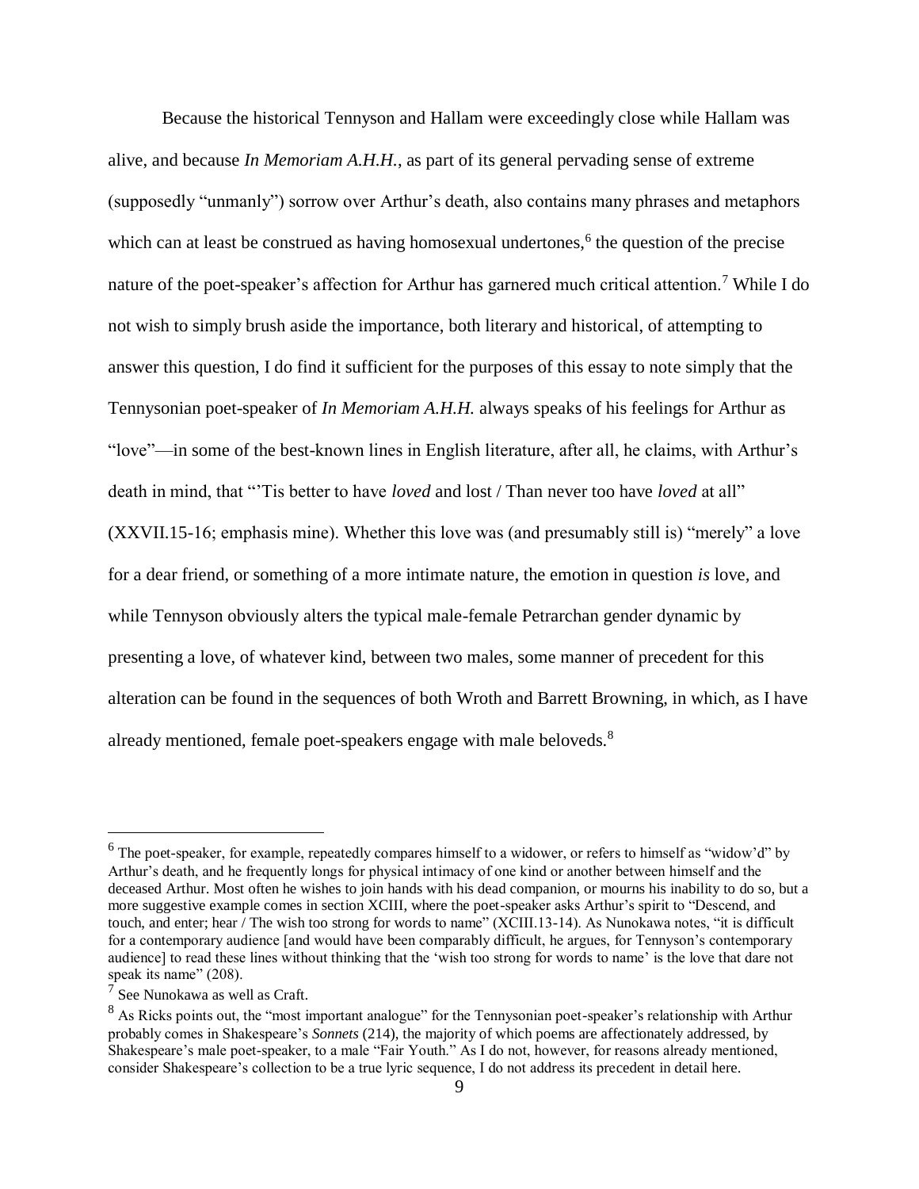Because the historical Tennyson and Hallam were exceedingly close while Hallam was alive, and because *In Memoriam A.H.H.*, as part of its general pervading sense of extreme (supposedly "unmanly") sorrow over Arthur's death, also contains many phrases and metaphors which can at least be construed as having homosexual undertones,[6] the question of the precise nature of the poet-speaker's affection for Arthur has garnered much critical attention.[7] While I do not wish to simply brush aside the importance, both literary and historical, of attempting to answer this question, I do find it sufficient for the purposes of this essay to note simply that the Tennysonian poet-speaker of *In Memoriam A.H.H.* always speaks of his feelings for Arthur as "love"—in some of the best-known lines in English literature, after all, he claims, with Arthur's death in mind, that "'Tis better to have *loved* and lost / Than never too have *loved* at all" (XXVII.15-16; emphasis mine). Whether this love was (and presumably still is) "merely" a love for a dear friend, or something of a more intimate nature, the emotion in question *is* love, and while Tennyson obviously alters the typical male-female Petrarchan gender dynamic by presenting a love, of whatever kind, between two males, some manner of precedent for this alteration can be found in the sequences of both Wroth and Barrett Browning, in which, as I have already mentioned, female poet-speakers engage with male beloveds.[8]

---

[6] The poet-speaker, for example, repeatedly compares himself to a widower, or refers to himself as "widow'd" by Arthur's death, and he frequently longs for physical intimacy of one kind or another between himself and the deceased Arthur. Most often he wishes to join hands with his dead companion, or mourns his inability to do so, but a more suggestive example comes in section XCIII, where the poet-speaker asks Arthur's spirit to "Descend, and touch, and enter; hear / The wish too strong for words to name" (XCIII.13-14). As Nunokawa notes, "it is difficult for a contemporary audience [and would have been comparably difficult, he argues, for Tennyson's contemporary audience] to read these lines without thinking that the 'wish too strong for words to name' is the love that dare not speak its name" (208).

[7] See Nunokawa as well as Craft.

[8] As Ricks points out, the "most important analogue" for the Tennysonian poet-speaker's relationship with Arthur probably comes in Shakespeare's *Sonnets* (214), the majority of which poems are affectionately addressed, by Shakespeare's male poet-speaker, to a male "Fair Youth." As I do not, however, for reasons already mentioned, consider Shakespeare's collection to be a true lyric sequence, I do not address its precedent in detail here.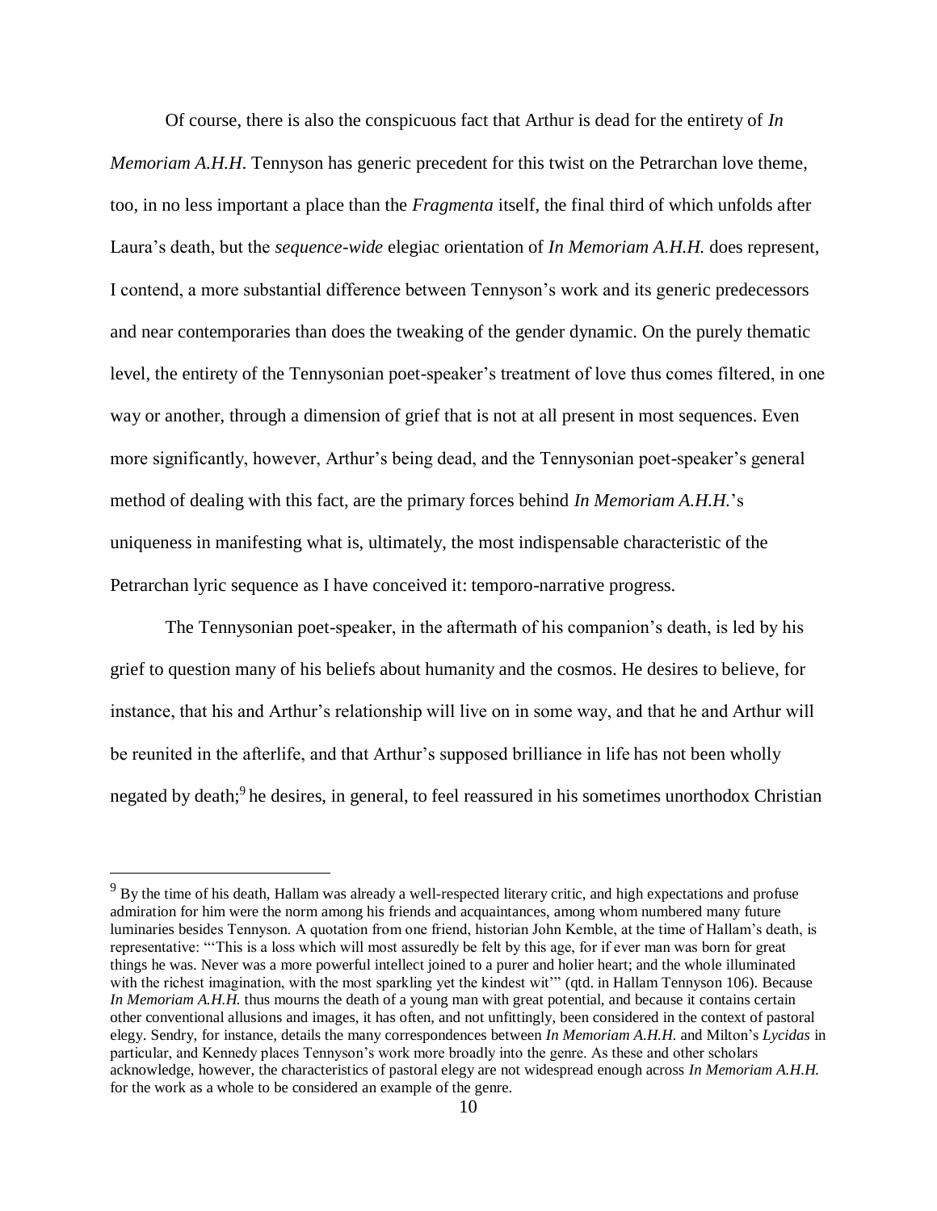Of course, there is also the conspicuous fact that Arthur is dead for the entirety of *In Memoriam A.H.H.* Tennyson has generic precedent for this twist on the Petrarchan love theme, too, in no less important a place than the *Fragmenta* itself, the final third of which unfolds after Laura's death, but the *sequence-wide* elegiac orientation of *In Memoriam A.H.H.* does represent, I contend, a more substantial difference between Tennyson's work and its generic predecessors and near contemporaries than does the tweaking of the gender dynamic. On the purely thematic level, the entirety of the Tennysonian poet-speaker's treatment of love thus comes filtered, in one way or another, through a dimension of grief that is not at all present in most sequences. Even more significantly, however, Arthur's being dead, and the Tennysonian poet-speaker's general method of dealing with this fact, are the primary forces behind *In Memoriam A.H.H.*'s uniqueness in manifesting what is, ultimately, the most indispensable characteristic of the Petrarchan lyric sequence as I have conceived it: temporo-narrative progress.

The Tennysonian poet-speaker, in the aftermath of his companion's death, is led by his grief to question many of his beliefs about humanity and the cosmos. He desires to believe, for instance, that his and Arthur's relationship will live on in some way, and that he and Arthur will be reunited in the afterlife, and that Arthur's supposed brilliance in life has not been wholly negated by death;[9] he desires, in general, to feel reassured in his sometimes unorthodox Christian

---

[9] By the time of his death, Hallam was already a well-respected literary critic, and high expectations and profuse admiration for him were the norm among his friends and acquaintances, among whom numbered many future luminaries besides Tennyson. A quotation from one friend, historian John Kemble, at the time of Hallam's death, is representative: "'This is a loss which will most assuredly be felt by this age, for if ever man was born for great things he was. Never was a more powerful intellect joined to a purer and holier heart; and the whole illuminated with the richest imagination, with the most sparkling yet the kindest wit'" (qtd. in Hallam Tennyson 106). Because *In Memoriam A.H.H.* thus mourns the death of a young man with great potential, and because it contains certain other conventional allusions and images, it has often, and not unfittingly, been considered in the context of pastoral elegy. Sendry, for instance, details the many correspondences between *In Memoriam A.H.H.* and Milton's *Lycidas* in particular, and Kennedy places Tennyson's work more broadly into the genre. As these and other scholars acknowledge, however, the characteristics of pastoral elegy are not widespread enough across *In Memoriam A.H.H.* for the work as a whole to be considered an example of the genre.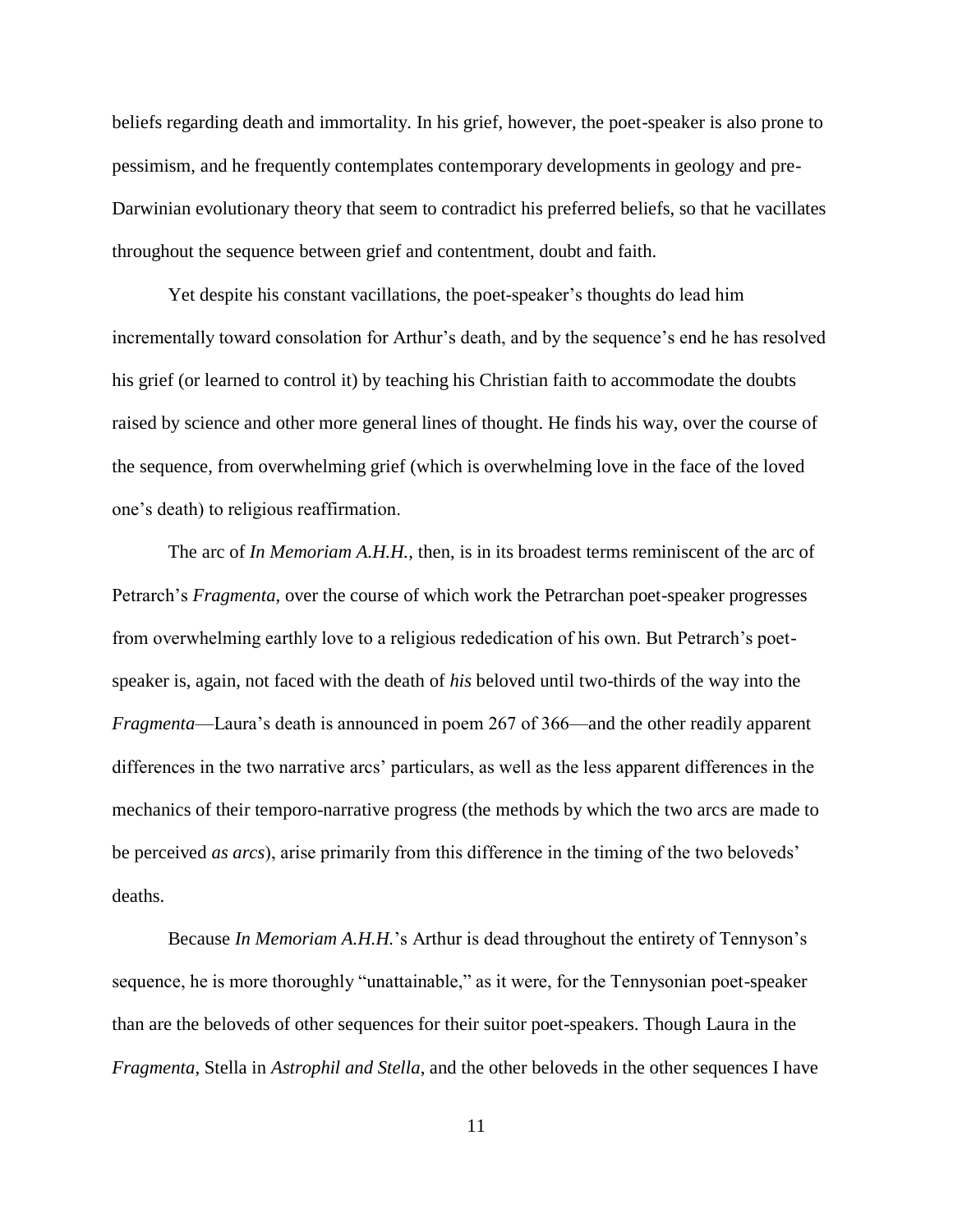beliefs regarding death and immortality. In his grief, however, the poet-speaker is also prone to pessimism, and he frequently contemplates contemporary developments in geology and pre-Darwinian evolutionary theory that seem to contradict his preferred beliefs, so that he vacillates throughout the sequence between grief and contentment, doubt and faith.

Yet despite his constant vacillations, the poet-speaker's thoughts do lead him incrementally toward consolation for Arthur's death, and by the sequence's end he has resolved his grief (or learned to control it) by teaching his Christian faith to accommodate the doubts raised by science and other more general lines of thought. He finds his way, over the course of the sequence, from overwhelming grief (which is overwhelming love in the face of the loved one's death) to religious reaffirmation.

The arc of *In Memoriam A.H.H.*, then, is in its broadest terms reminiscent of the arc of Petrarch's *Fragmenta*, over the course of which work the Petrarchan poet-speaker progresses from overwhelming earthly love to a religious rededication of his own. But Petrarch's poet-speaker is, again, not faced with the death of *his* beloved until two-thirds of the way into the *Fragmenta*—Laura's death is announced in poem 267 of 366—and the other readily apparent differences in the two narrative arcs' particulars, as well as the less apparent differences in the mechanics of their temporo-narrative progress (the methods by which the two arcs are made to be perceived *as arcs*), arise primarily from this difference in the timing of the two beloveds' deaths.

Because *In Memoriam A.H.H.*'s Arthur is dead throughout the entirety of Tennyson's sequence, he is more thoroughly "unattainable," as it were, for the Tennysonian poet-speaker than are the beloveds of other sequences for their suitor poet-speakers. Though Laura in the *Fragmenta*, Stella in *Astrophil and Stella*, and the other beloveds in the other sequences I have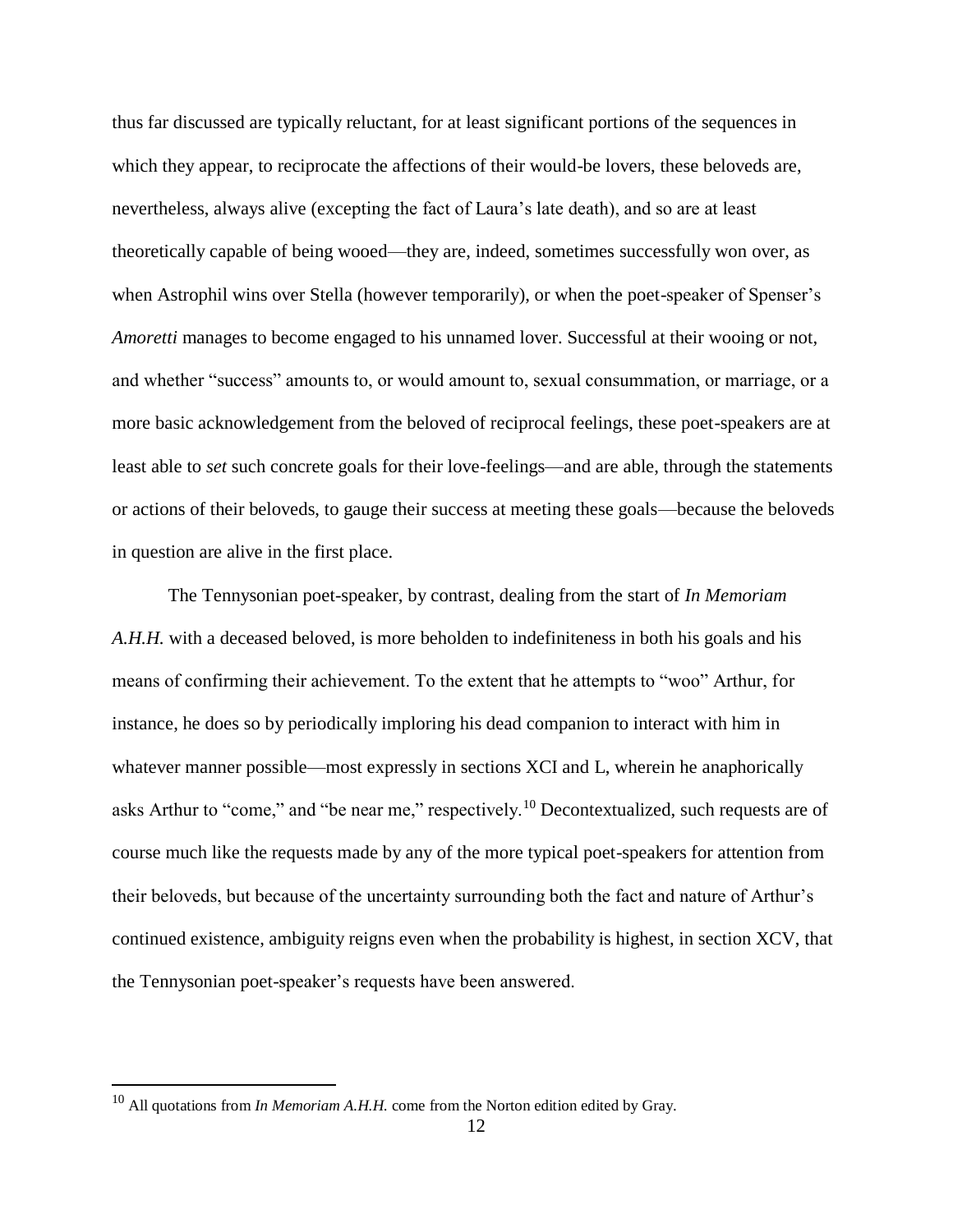thus far discussed are typically reluctant, for at least significant portions of the sequences in which they appear, to reciprocate the affections of their would-be lovers, these beloveds are, nevertheless, always alive (excepting the fact of Laura's late death), and so are at least theoretically capable of being wooed—they are, indeed, sometimes successfully won over, as when Astrophil wins over Stella (however temporarily), or when the poet-speaker of Spenser's *Amoretti* manages to become engaged to his unnamed lover. Successful at their wooing or not, and whether "success" amounts to, or would amount to, sexual consummation, or marriage, or a more basic acknowledgement from the beloved of reciprocal feelings, these poet-speakers are at least able to *set* such concrete goals for their love-feelings—and are able, through the statements or actions of their beloveds, to gauge their success at meeting these goals—because the beloveds in question are alive in the first place.

The Tennysonian poet-speaker, by contrast, dealing from the start of *In Memoriam A.H.H.* with a deceased beloved, is more beholden to indefiniteness in both his goals and his means of confirming their achievement. To the extent that he attempts to "woo" Arthur, for instance, he does so by periodically imploring his dead companion to interact with him in whatever manner possible—most expressly in sections XCI and L, wherein he anaphorically asks Arthur to "come," and "be near me," respectively.[10] Decontextualized, such requests are of course much like the requests made by any of the more typical poet-speakers for attention from their beloveds, but because of the uncertainty surrounding both the fact and nature of Arthur's continued existence, ambiguity reigns even when the probability is highest, in section XCV, that the Tennysonian poet-speaker's requests have been answered.

[10] All quotations from *In Memoriam A.H.H.* come from the Norton edition edited by Gray.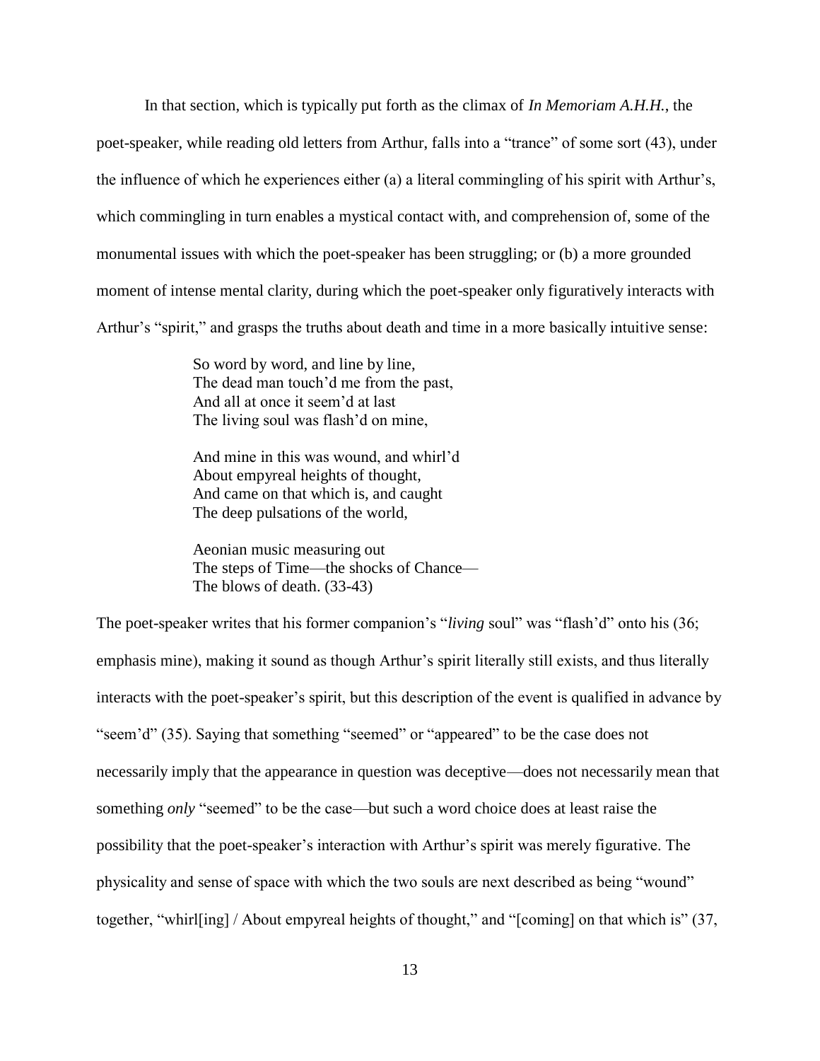In that section, which is typically put forth as the climax of *In Memoriam A.H.H.*, the poet-speaker, while reading old letters from Arthur, falls into a "trance" of some sort (43), under the influence of which he experiences either (a) a literal commingling of his spirit with Arthur's, which commingling in turn enables a mystical contact with, and comprehension of, some of the monumental issues with which the poet-speaker has been struggling; or (b) a more grounded moment of intense mental clarity, during which the poet-speaker only figuratively interacts with Arthur's "spirit," and grasps the truths about death and time in a more basically intuitive sense:

> So word by word, and line by line,  
> The dead man touch'd me from the past,  
> And all at once it seem'd at last  
> The living soul was flash'd on mine,
>
> And mine in this was wound, and whirl'd  
> About empyreal heights of thought,  
> And came on that which is, and caught  
> The deep pulsations of the world,
>
> Aeonian music measuring out  
> The steps of Time—the shocks of Chance—  
> The blows of death. (33-43)

The poet-speaker writes that his former companion's "*living* soul" was "flash'd" onto his (36; emphasis mine), making it sound as though Arthur's spirit literally still exists, and thus literally interacts with the poet-speaker's spirit, but this description of the event is qualified in advance by "seem'd" (35). Saying that something "seemed" or "appeared" to be the case does not necessarily imply that the appearance in question was deceptive—does not necessarily mean that something *only* "seemed" to be the case—but such a word choice does at least raise the possibility that the poet-speaker's interaction with Arthur's spirit was merely figurative. The physicality and sense of space with which the two souls are next described as being "wound" together, "whirl[ing] / About empyreal heights of thought," and "[coming] on that which is" (37,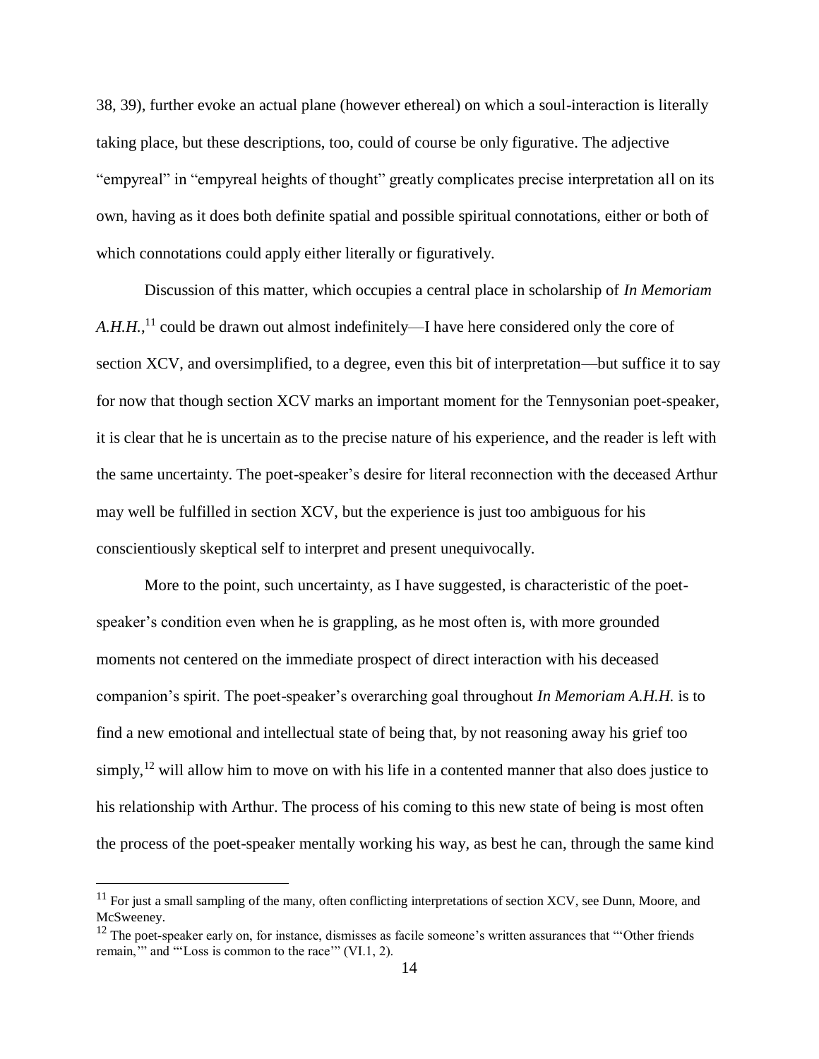38, 39), further evoke an actual plane (however ethereal) on which a soul-interaction is literally taking place, but these descriptions, too, could of course be only figurative. The adjective "empyreal" in "empyreal heights of thought" greatly complicates precise interpretation all on its own, having as it does both definite spatial and possible spiritual connotations, either or both of which connotations could apply either literally or figuratively.

Discussion of this matter, which occupies a central place in scholarship of *In Memoriam A.H.H.*,[11] could be drawn out almost indefinitely—I have here considered only the core of section XCV, and oversimplified, to a degree, even this bit of interpretation—but suffice it to say for now that though section XCV marks an important moment for the Tennysonian poet-speaker, it is clear that he is uncertain as to the precise nature of his experience, and the reader is left with the same uncertainty. The poet-speaker's desire for literal reconnection with the deceased Arthur may well be fulfilled in section XCV, but the experience is just too ambiguous for his conscientiously skeptical self to interpret and present unequivocally.

More to the point, such uncertainty, as I have suggested, is characteristic of the poet-speaker's condition even when he is grappling, as he most often is, with more grounded moments not centered on the immediate prospect of direct interaction with his deceased companion's spirit. The poet-speaker's overarching goal throughout *In Memoriam A.H.H.* is to find a new emotional and intellectual state of being that, by not reasoning away his grief too simply,[12] will allow him to move on with his life in a contented manner that also does justice to his relationship with Arthur. The process of his coming to this new state of being is most often the process of the poet-speaker mentally working his way, as best he can, through the same kind

---

[11] For just a small sampling of the many, often conflicting interpretations of section XCV, see Dunn, Moore, and McSweeney.

[12] The poet-speaker early on, for instance, dismisses as facile someone's written assurances that "'Other friends remain,'" and "'Loss is common to the race'" (VI.1, 2).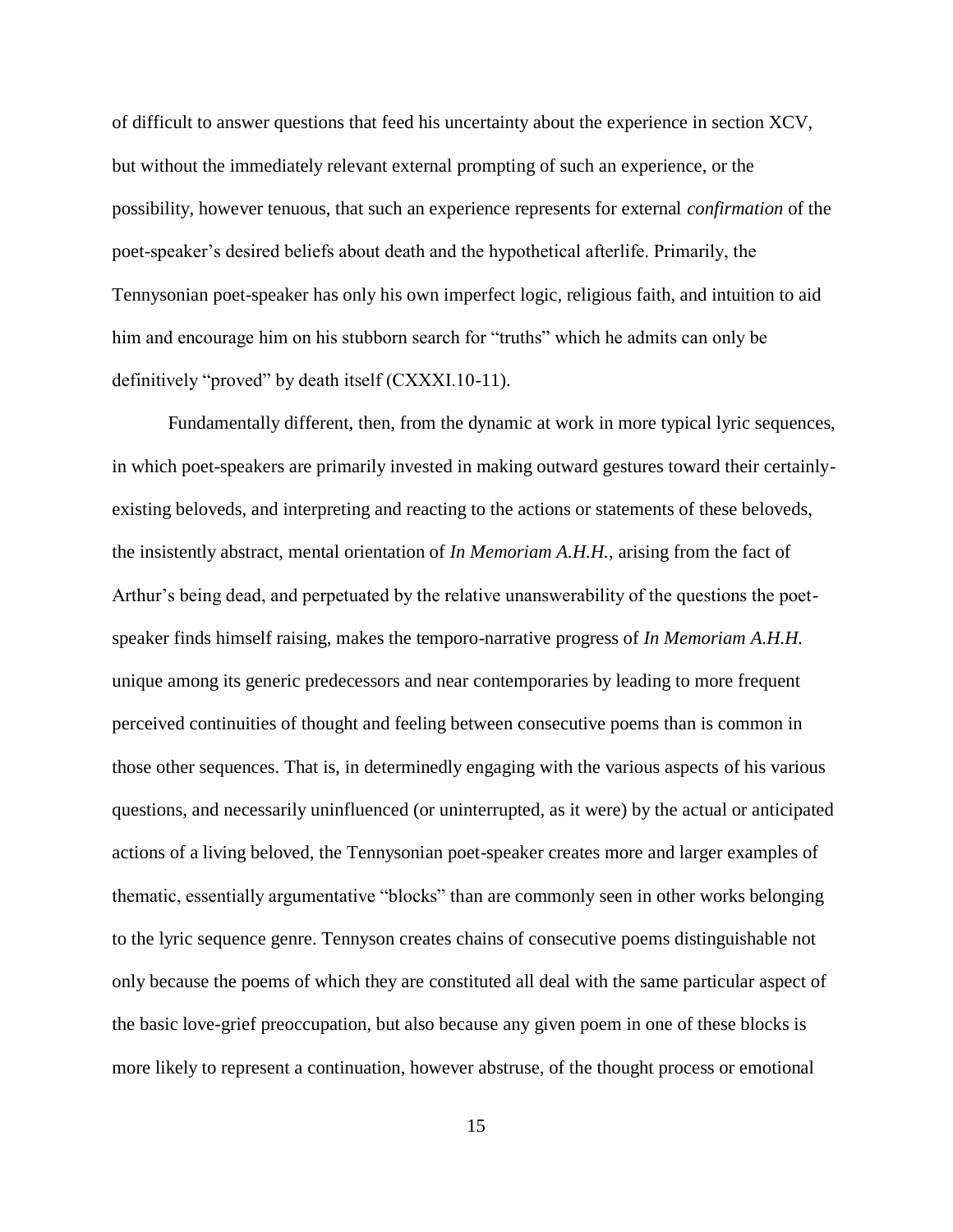of difficult to answer questions that feed his uncertainty about the experience in section XCV, but without the immediately relevant external prompting of such an experience, or the possibility, however tenuous, that such an experience represents for external *confirmation* of the poet-speaker's desired beliefs about death and the hypothetical afterlife. Primarily, the Tennysonian poet-speaker has only his own imperfect logic, religious faith, and intuition to aid him and encourage him on his stubborn search for "truths" which he admits can only be definitively "proved" by death itself (CXXXI.10-11).

Fundamentally different, then, from the dynamic at work in more typical lyric sequences, in which poet-speakers are primarily invested in making outward gestures toward their certainly-existing beloveds, and interpreting and reacting to the actions or statements of these beloveds, the insistently abstract, mental orientation of *In Memoriam A.H.H.*, arising from the fact of Arthur's being dead, and perpetuated by the relative unanswerability of the questions the poet-speaker finds himself raising, makes the temporo-narrative progress of *In Memoriam A.H.H.* unique among its generic predecessors and near contemporaries by leading to more frequent perceived continuities of thought and feeling between consecutive poems than is common in those other sequences. That is, in determinedly engaging with the various aspects of his various questions, and necessarily uninfluenced (or uninterrupted, as it were) by the actual or anticipated actions of a living beloved, the Tennysonian poet-speaker creates more and larger examples of thematic, essentially argumentative "blocks" than are commonly seen in other works belonging to the lyric sequence genre. Tennyson creates chains of consecutive poems distinguishable not only because the poems of which they are constituted all deal with the same particular aspect of the basic love-grief preoccupation, but also because any given poem in one of these blocks is more likely to represent a continuation, however abstruse, of the thought process or emotional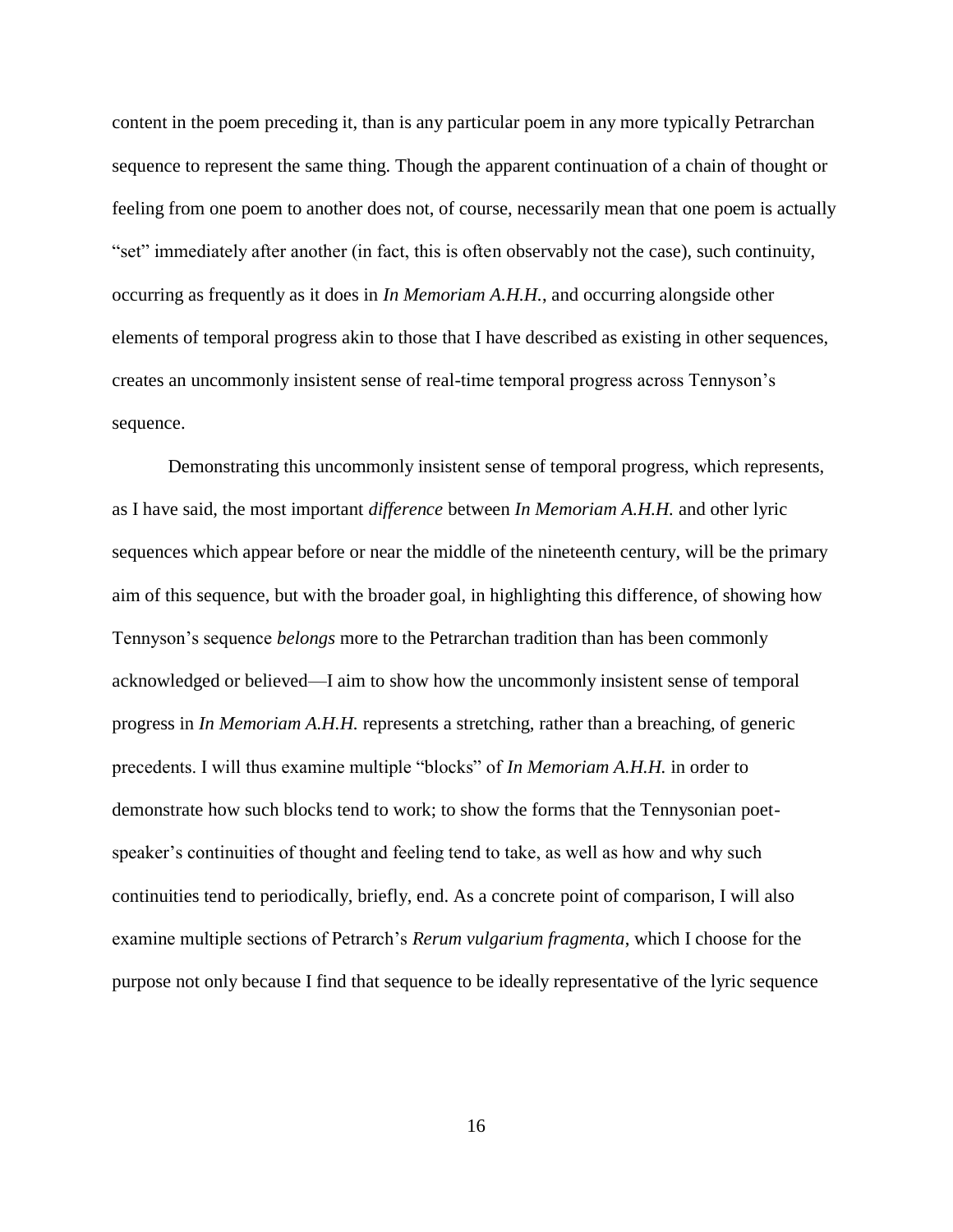content in the poem preceding it, than is any particular poem in any more typically Petrarchan sequence to represent the same thing. Though the apparent continuation of a chain of thought or feeling from one poem to another does not, of course, necessarily mean that one poem is actually "set" immediately after another (in fact, this is often observably not the case), such continuity, occurring as frequently as it does in *In Memoriam A.H.H.*, and occurring alongside other elements of temporal progress akin to those that I have described as existing in other sequences, creates an uncommonly insistent sense of real-time temporal progress across Tennyson's sequence.

Demonstrating this uncommonly insistent sense of temporal progress, which represents, as I have said, the most important *difference* between *In Memoriam A.H.H.* and other lyric sequences which appear before or near the middle of the nineteenth century, will be the primary aim of this sequence, but with the broader goal, in highlighting this difference, of showing how Tennyson's sequence *belongs* more to the Petrarchan tradition than has been commonly acknowledged or believed—I aim to show how the uncommonly insistent sense of temporal progress in *In Memoriam A.H.H.* represents a stretching, rather than a breaching, of generic precedents. I will thus examine multiple "blocks" of *In Memoriam A.H.H.* in order to demonstrate how such blocks tend to work; to show the forms that the Tennysonian poet-speaker's continuities of thought and feeling tend to take, as well as how and why such continuities tend to periodically, briefly, end. As a concrete point of comparison, I will also examine multiple sections of Petrarch's *Rerum vulgarium fragmenta*, which I choose for the purpose not only because I find that sequence to be ideally representative of the lyric sequence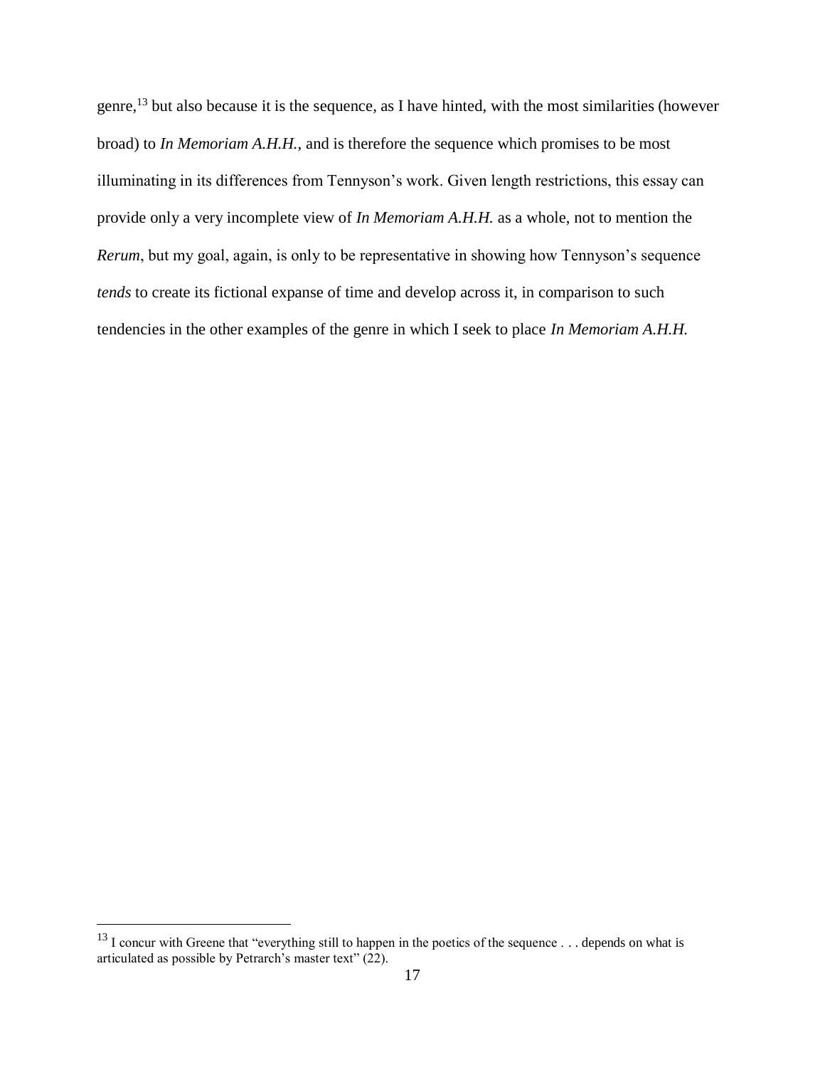genre,[13] but also because it is the sequence, as I have hinted, with the most similarities (however broad) to *In Memoriam A.H.H.*, and is therefore the sequence which promises to be most illuminating in its differences from Tennyson's work. Given length restrictions, this essay can provide only a very incomplete view of *In Memoriam A.H.H.* as a whole, not to mention the *Rerum*, but my goal, again, is only to be representative in showing how Tennyson's sequence *tends* to create its fictional expanse of time and develop across it, in comparison to such tendencies in the other examples of the genre in which I seek to place *In Memoriam A.H.H.*

[13] I concur with Greene that "everything still to happen in the poetics of the sequence . . . depends on what is articulated as possible by Petrarch's master text" (22).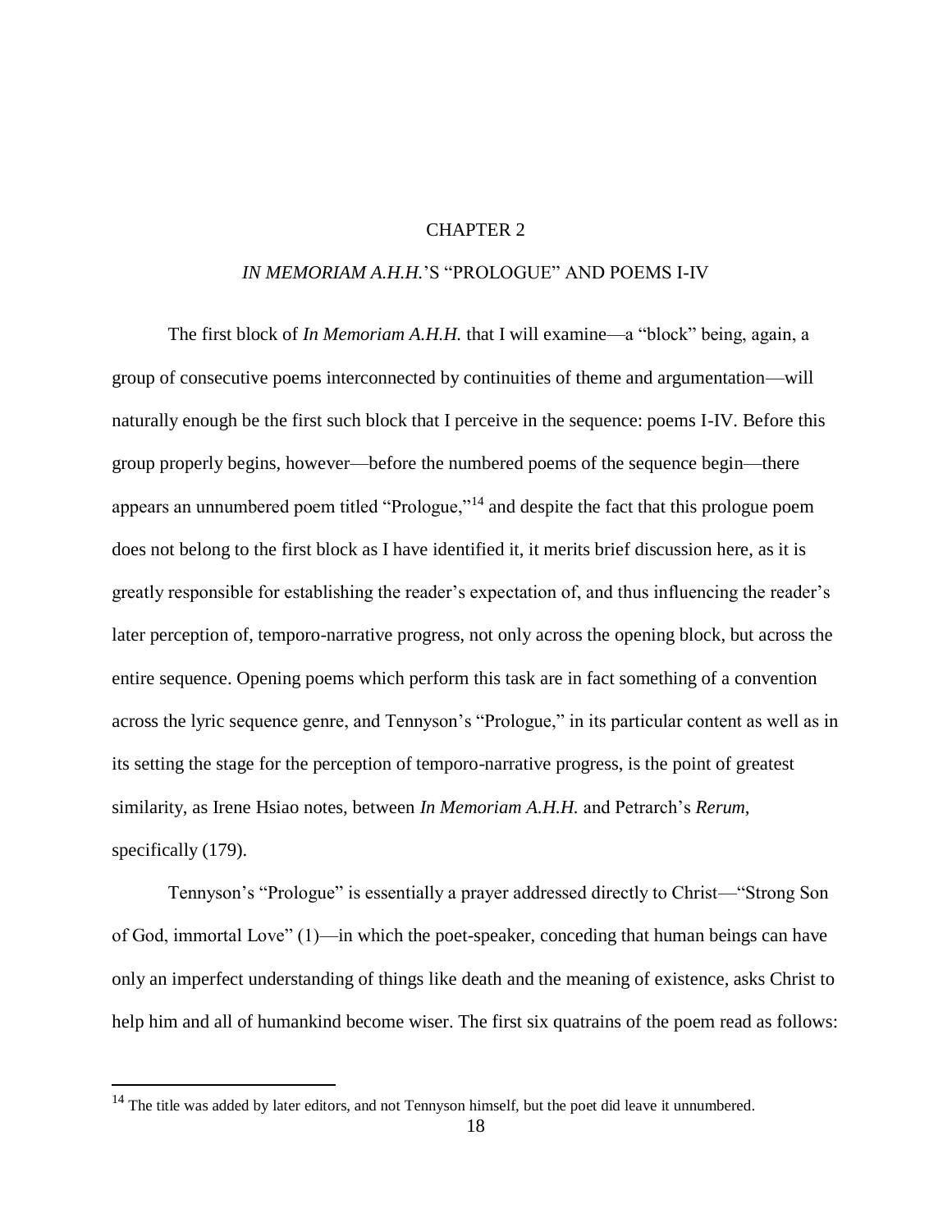# CHAPTER 2

## *IN MEMORIAM A.H.H.*'S "PROLOGUE" AND POEMS I-IV

The first block of *In Memoriam A.H.H.* that I will examine—a "block" being, again, a group of consecutive poems interconnected by continuities of theme and argumentation—will naturally enough be the first such block that I perceive in the sequence: poems I-IV. Before this group properly begins, however—before the numbered poems of the sequence begin—there appears an unnumbered poem titled "Prologue,"[14] and despite the fact that this prologue poem does not belong to the first block as I have identified it, it merits brief discussion here, as it is greatly responsible for establishing the reader's expectation of, and thus influencing the reader's later perception of, temporo-narrative progress, not only across the opening block, but across the entire sequence. Opening poems which perform this task are in fact something of a convention across the lyric sequence genre, and Tennyson's "Prologue," in its particular content as well as in its setting the stage for the perception of temporo-narrative progress, is the point of greatest similarity, as Irene Hsiao notes, between *In Memoriam A.H.H.* and Petrarch's *Rerum*, specifically (179).

Tennyson's "Prologue" is essentially a prayer addressed directly to Christ—"Strong Son of God, immortal Love" (1)—in which the poet-speaker, conceding that human beings can have only an imperfect understanding of things like death and the meaning of existence, asks Christ to help him and all of humankind become wiser. The first six quatrains of the poem read as follows:

[14] The title was added by later editors, and not Tennyson himself, but the poet did leave it unnumbered.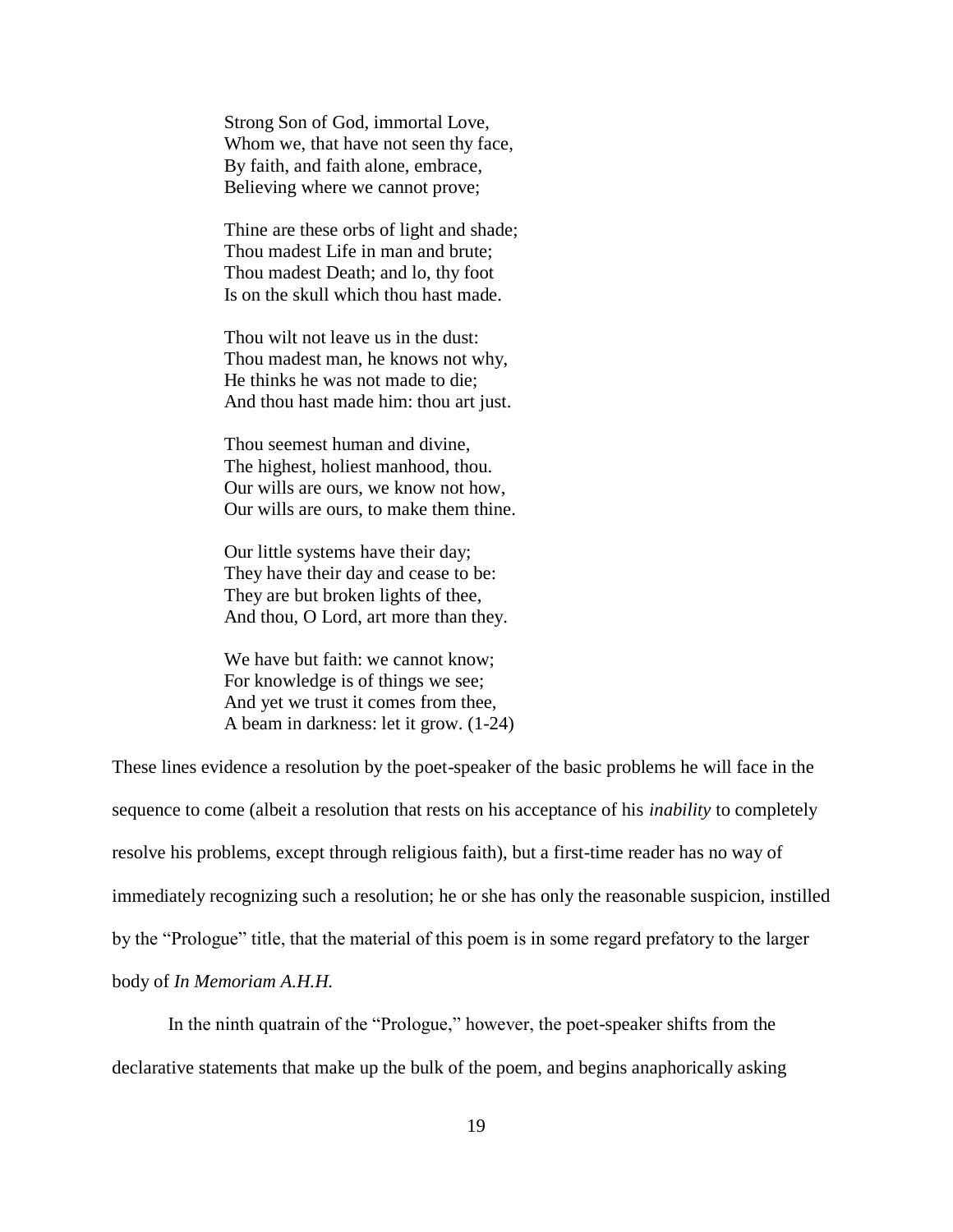> Strong Son of God, immortal Love,
> Whom we, that have not seen thy face,
> By faith, and faith alone, embrace,
> Believing where we cannot prove;
>
> Thine are these orbs of light and shade;
> Thou madest Life in man and brute;
> Thou madest Death; and lo, thy foot
> Is on the skull which thou hast made.
>
> Thou wilt not leave us in the dust:
> Thou madest man, he knows not why,
> He thinks he was not made to die;
> And thou hast made him: thou art just.
>
> Thou seemest human and divine,
> The highest, holiest manhood, thou.
> Our wills are ours, we know not how,
> Our wills are ours, to make them thine.
>
> Our little systems have their day;
> They have their day and cease to be:
> They are but broken lights of thee,
> And thou, O Lord, art more than they.
>
> We have but faith: we cannot know;
> For knowledge is of things we see;
> And yet we trust it comes from thee,
> A beam in darkness: let it grow. (1-24)

These lines evidence a resolution by the poet-speaker of the basic problems he will face in the sequence to come (albeit a resolution that rests on his acceptance of his *inability* to completely resolve his problems, except through religious faith), but a first-time reader has no way of immediately recognizing such a resolution; he or she has only the reasonable suspicion, instilled by the "Prologue" title, that the material of this poem is in some regard prefatory to the larger body of *In Memoriam A.H.H.*

In the ninth quatrain of the "Prologue," however, the poet-speaker shifts from the declarative statements that make up the bulk of the poem, and begins anaphorically asking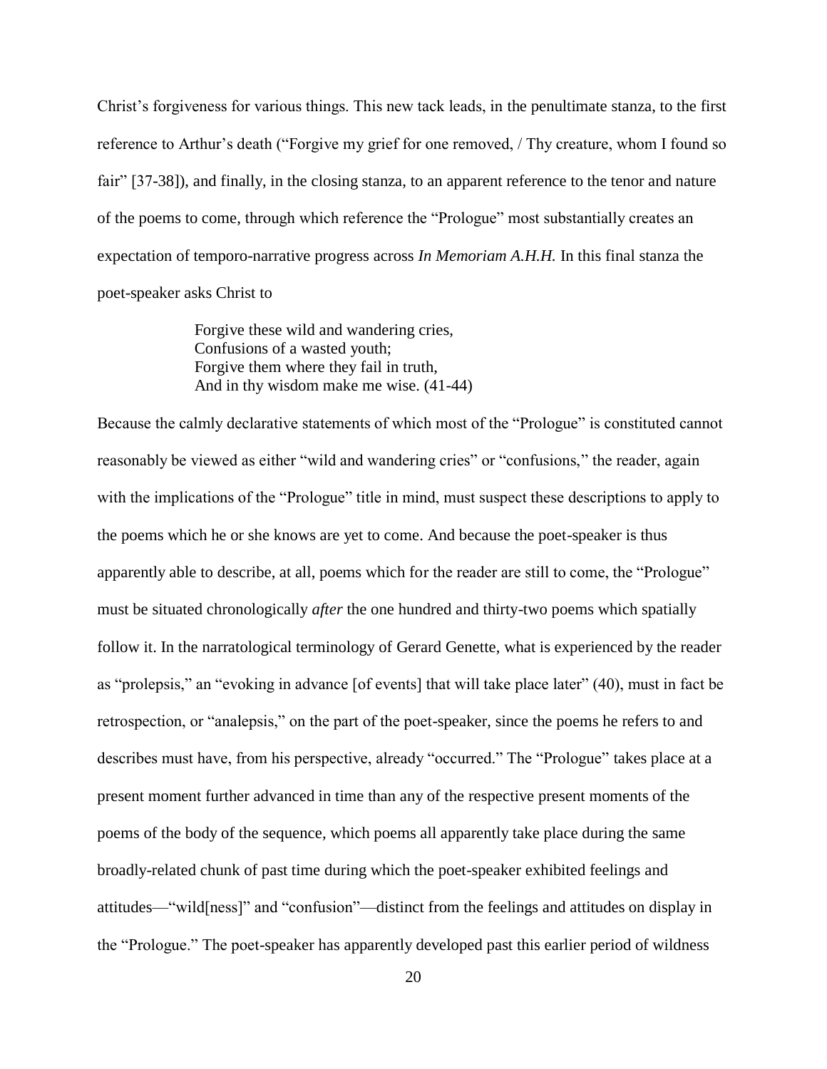Christ's forgiveness for various things. This new tack leads, in the penultimate stanza, to the first reference to Arthur's death ("Forgive my grief for one removed, / Thy creature, whom I found so fair" [37-38]), and finally, in the closing stanza, to an apparent reference to the tenor and nature of the poems to come, through which reference the "Prologue" most substantially creates an expectation of temporo-narrative progress across *In Memoriam A.H.H.* In this final stanza the poet-speaker asks Christ to

> Forgive these wild and wandering cries,
> Confusions of a wasted youth;
> Forgive them where they fail in truth,
> And in thy wisdom make me wise. (41-44)

Because the calmly declarative statements of which most of the "Prologue" is constituted cannot reasonably be viewed as either "wild and wandering cries" or "confusions," the reader, again with the implications of the "Prologue" title in mind, must suspect these descriptions to apply to the poems which he or she knows are yet to come. And because the poet-speaker is thus apparently able to describe, at all, poems which for the reader are still to come, the "Prologue" must be situated chronologically *after* the one hundred and thirty-two poems which spatially follow it. In the narratological terminology of Gerard Genette, what is experienced by the reader as "prolepsis," an "evoking in advance [of events] that will take place later" (40), must in fact be retrospection, or "analepsis," on the part of the poet-speaker, since the poems he refers to and describes must have, from his perspective, already "occurred." The "Prologue" takes place at a present moment further advanced in time than any of the respective present moments of the poems of the body of the sequence, which poems all apparently take place during the same broadly-related chunk of past time during which the poet-speaker exhibited feelings and attitudes—"wild[ness]" and "confusion"—distinct from the feelings and attitudes on display in the "Prologue." The poet-speaker has apparently developed past this earlier period of wildness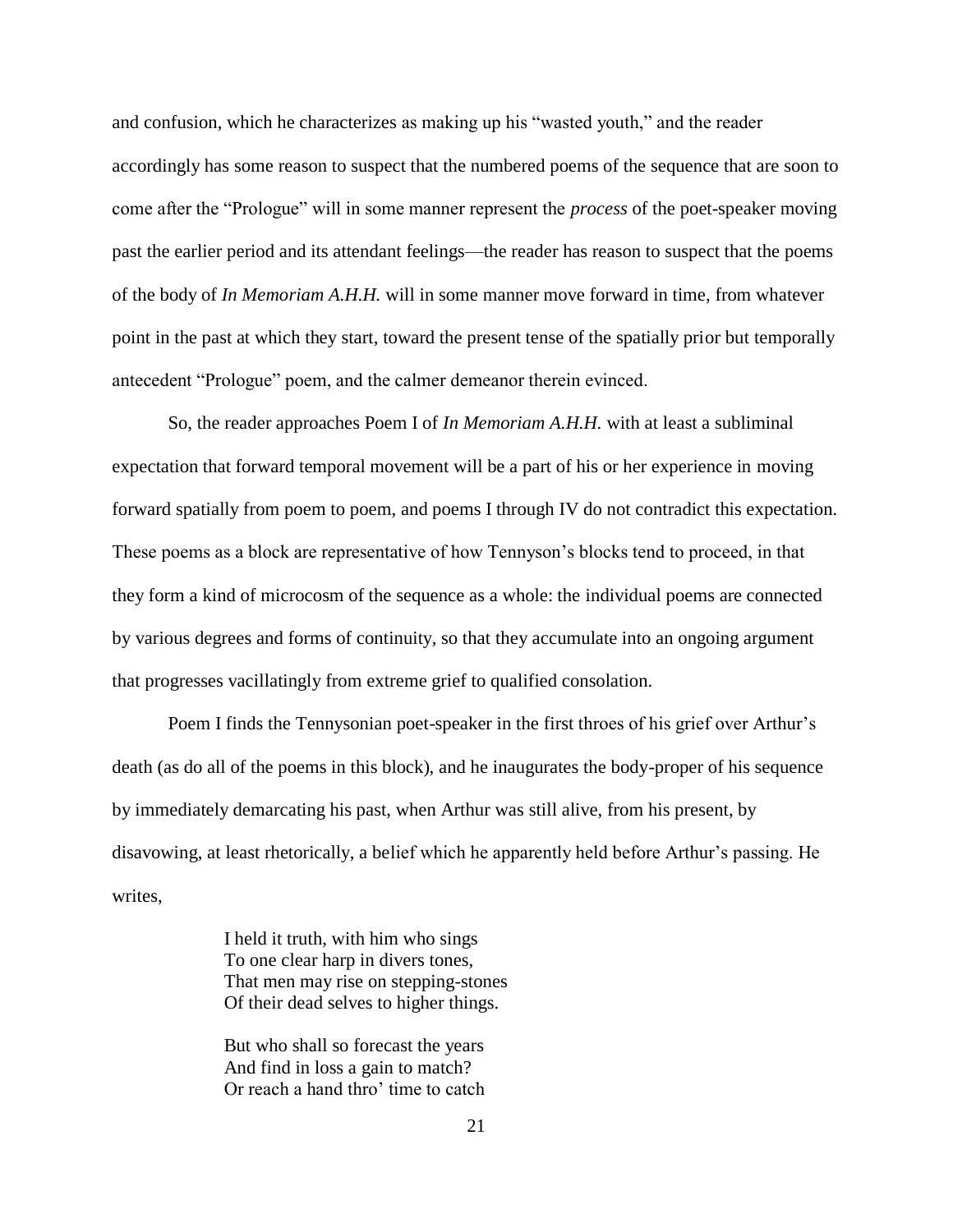and confusion, which he characterizes as making up his "wasted youth," and the reader accordingly has some reason to suspect that the numbered poems of the sequence that are soon to come after the "Prologue" will in some manner represent the *process* of the poet-speaker moving past the earlier period and its attendant feelings—the reader has reason to suspect that the poems of the body of *In Memoriam A.H.H.* will in some manner move forward in time, from whatever point in the past at which they start, toward the present tense of the spatially prior but temporally antecedent "Prologue" poem, and the calmer demeanor therein evinced.

So, the reader approaches Poem I of *In Memoriam A.H.H.* with at least a subliminal expectation that forward temporal movement will be a part of his or her experience in moving forward spatially from poem to poem, and poems I through IV do not contradict this expectation. These poems as a block are representative of how Tennyson's blocks tend to proceed, in that they form a kind of microcosm of the sequence as a whole: the individual poems are connected by various degrees and forms of continuity, so that they accumulate into an ongoing argument that progresses vacillatingly from extreme grief to qualified consolation.

Poem I finds the Tennysonian poet-speaker in the first throes of his grief over Arthur's death (as do all of the poems in this block), and he inaugurates the body-proper of his sequence by immediately demarcating his past, when Arthur was still alive, from his present, by disavowing, at least rhetorically, a belief which he apparently held before Arthur's passing. He writes,

> I held it truth, with him who sings
> To one clear harp in divers tones,
> That men may rise on stepping-stones
> Of their dead selves to higher things.
>
> But who shall so forecast the years
> And find in loss a gain to match?
> Or reach a hand thro' time to catch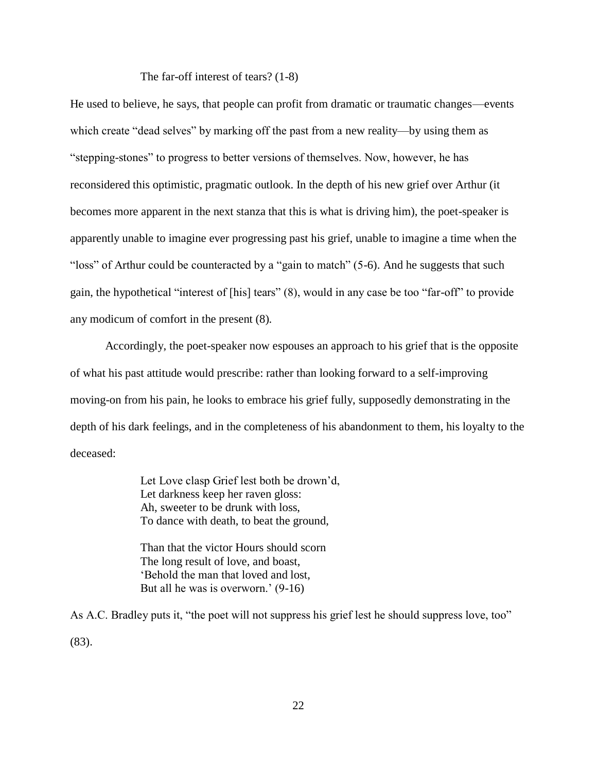> The far-off interest of tears? (1-8)

He used to believe, he says, that people can profit from dramatic or traumatic changes—events which create "dead selves" by marking off the past from a new reality—by using them as "stepping-stones" to progress to better versions of themselves. Now, however, he has reconsidered this optimistic, pragmatic outlook. In the depth of his new grief over Arthur (it becomes more apparent in the next stanza that this is what is driving him), the poet-speaker is apparently unable to imagine ever progressing past his grief, unable to imagine a time when the "loss" of Arthur could be counteracted by a "gain to match" (5-6). And he suggests that such gain, the hypothetical "interest of [his] tears" (8), would in any case be too "far-off" to provide any modicum of comfort in the present (8).

Accordingly, the poet-speaker now espouses an approach to his grief that is the opposite of what his past attitude would prescribe: rather than looking forward to a self-improving moving-on from his pain, he looks to embrace his grief fully, supposedly demonstrating in the depth of his dark feelings, and in the completeness of his abandonment to them, his loyalty to the deceased:

> Let Love clasp Grief lest both be drown'd,
> Let darkness keep her raven gloss:
> Ah, sweeter to be drunk with loss,
> To dance with death, to beat the ground,
>
> Than that the victor Hours should scorn
> The long result of love, and boast,
> 'Behold the man that loved and lost,
> But all he was is overworn.' (9-16)

As A.C. Bradley puts it, "the poet will not suppress his grief lest he should suppress love, too" (83).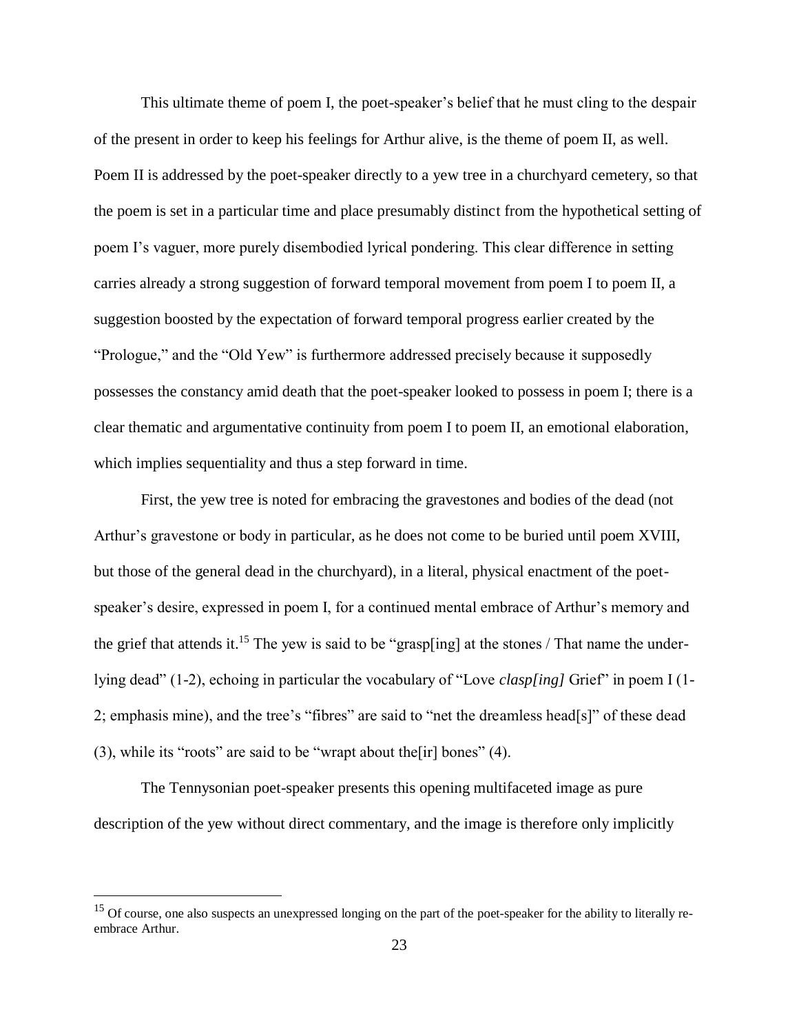This ultimate theme of poem I, the poet-speaker's belief that he must cling to the despair of the present in order to keep his feelings for Arthur alive, is the theme of poem II, as well. Poem II is addressed by the poet-speaker directly to a yew tree in a churchyard cemetery, so that the poem is set in a particular time and place presumably distinct from the hypothetical setting of poem I's vaguer, more purely disembodied lyrical pondering. This clear difference in setting carries already a strong suggestion of forward temporal movement from poem I to poem II, a suggestion boosted by the expectation of forward temporal progress earlier created by the "Prologue," and the "Old Yew" is furthermore addressed precisely because it supposedly possesses the constancy amid death that the poet-speaker looked to possess in poem I; there is a clear thematic and argumentative continuity from poem I to poem II, an emotional elaboration, which implies sequentiality and thus a step forward in time.

First, the yew tree is noted for embracing the gravestones and bodies of the dead (not Arthur's gravestone or body in particular, as he does not come to be buried until poem XVIII, but those of the general dead in the churchyard), in a literal, physical enactment of the poet-speaker's desire, expressed in poem I, for a continued mental embrace of Arthur's memory and the grief that attends it.[15] The yew is said to be "grasp[ing] at the stones / That name the under-lying dead" (1-2), echoing in particular the vocabulary of "Love *clasp[ing]* Grief" in poem I (1-2; emphasis mine), and the tree's "fibres" are said to "net the dreamless head[s]" of these dead (3), while its "roots" are said to be "wrapt about the[ir] bones" (4).

The Tennysonian poet-speaker presents this opening multifaceted image as pure description of the yew without direct commentary, and the image is therefore only implicitly

---

[15] Of course, one also suspects an unexpressed longing on the part of the poet-speaker for the ability to literally re-embrace Arthur.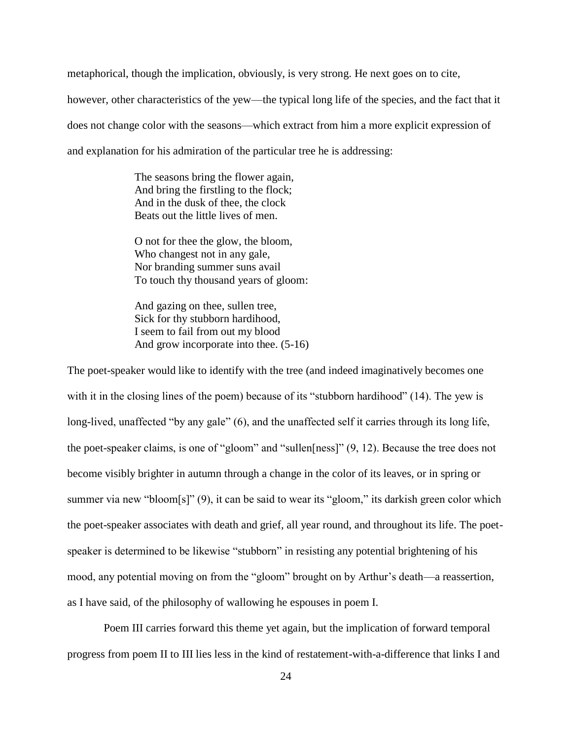metaphorical, though the implication, obviously, is very strong. He next goes on to cite, however, other characteristics of the yew—the typical long life of the species, and the fact that it does not change color with the seasons—which extract from him a more explicit expression of and explanation for his admiration of the particular tree he is addressing:

> The seasons bring the flower again,  
> And bring the firstling to the flock;  
> And in the dusk of thee, the clock  
> Beats out the little lives of men.
>
> O not for thee the glow, the bloom,  
> Who changest not in any gale,  
> Nor branding summer suns avail  
> To touch thy thousand years of gloom:
>
> And gazing on thee, sullen tree,  
> Sick for thy stubborn hardihood,  
> I seem to fail from out my blood  
> And grow incorporate into thee. (5-16)

The poet-speaker would like to identify with the tree (and indeed imaginatively becomes one with it in the closing lines of the poem) because of its "stubborn hardihood" (14). The yew is long-lived, unaffected "by any gale" (6), and the unaffected self it carries through its long life, the poet-speaker claims, is one of "gloom" and "sullen[ness]" (9, 12). Because the tree does not become visibly brighter in autumn through a change in the color of its leaves, or in spring or summer via new "bloom[s]" (9), it can be said to wear its "gloom," its darkish green color which the poet-speaker associates with death and grief, all year round, and throughout its life. The poet-speaker is determined to be likewise "stubborn" in resisting any potential brightening of his mood, any potential moving on from the "gloom" brought on by Arthur's death—a reassertion, as I have said, of the philosophy of wallowing he espouses in poem I.

Poem III carries forward this theme yet again, but the implication of forward temporal progress from poem II to III lies less in the kind of restatement-with-a-difference that links I and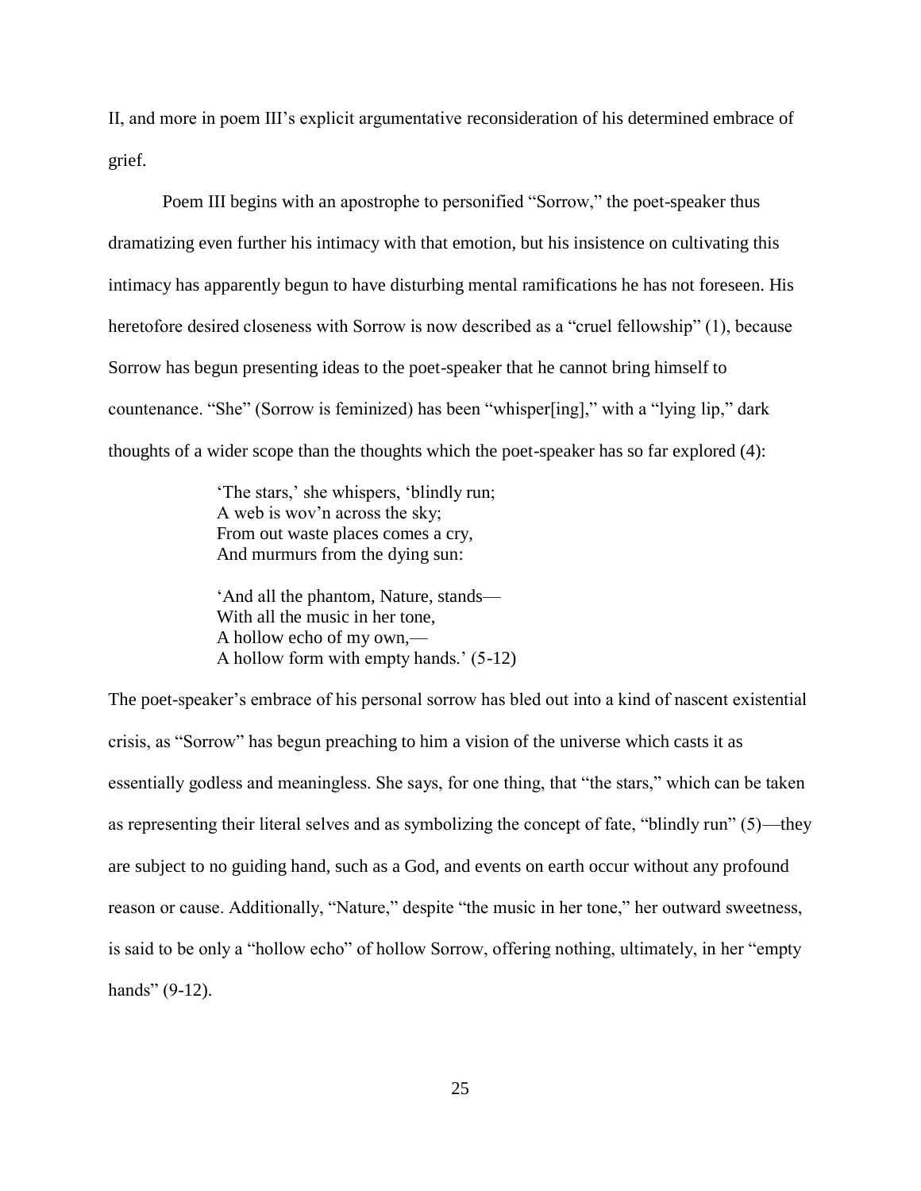II, and more in poem III's explicit argumentative reconsideration of his determined embrace of grief.

Poem III begins with an apostrophe to personified "Sorrow," the poet-speaker thus dramatizing even further his intimacy with that emotion, but his insistence on cultivating this intimacy has apparently begun to have disturbing mental ramifications he has not foreseen. His heretofore desired closeness with Sorrow is now described as a "cruel fellowship" (1), because Sorrow has begun presenting ideas to the poet-speaker that he cannot bring himself to countenance. "She" (Sorrow is feminized) has been "whisper[ing]," with a "lying lip," dark thoughts of a wider scope than the thoughts which the poet-speaker has so far explored (4):

> 'The stars,' she whispers, 'blindly run;
> A web is wov'n across the sky;
> From out waste places comes a cry,
> And murmurs from the dying sun:
>
> 'And all the phantom, Nature, stands—
> With all the music in her tone,
> A hollow echo of my own,—
> A hollow form with empty hands.' (5-12)

The poet-speaker's embrace of his personal sorrow has bled out into a kind of nascent existential crisis, as "Sorrow" has begun preaching to him a vision of the universe which casts it as essentially godless and meaningless. She says, for one thing, that "the stars," which can be taken as representing their literal selves and as symbolizing the concept of fate, "blindly run" (5)—they are subject to no guiding hand, such as a God, and events on earth occur without any profound reason or cause. Additionally, "Nature," despite "the music in her tone," her outward sweetness, is said to be only a "hollow echo" of hollow Sorrow, offering nothing, ultimately, in her "empty hands" (9-12).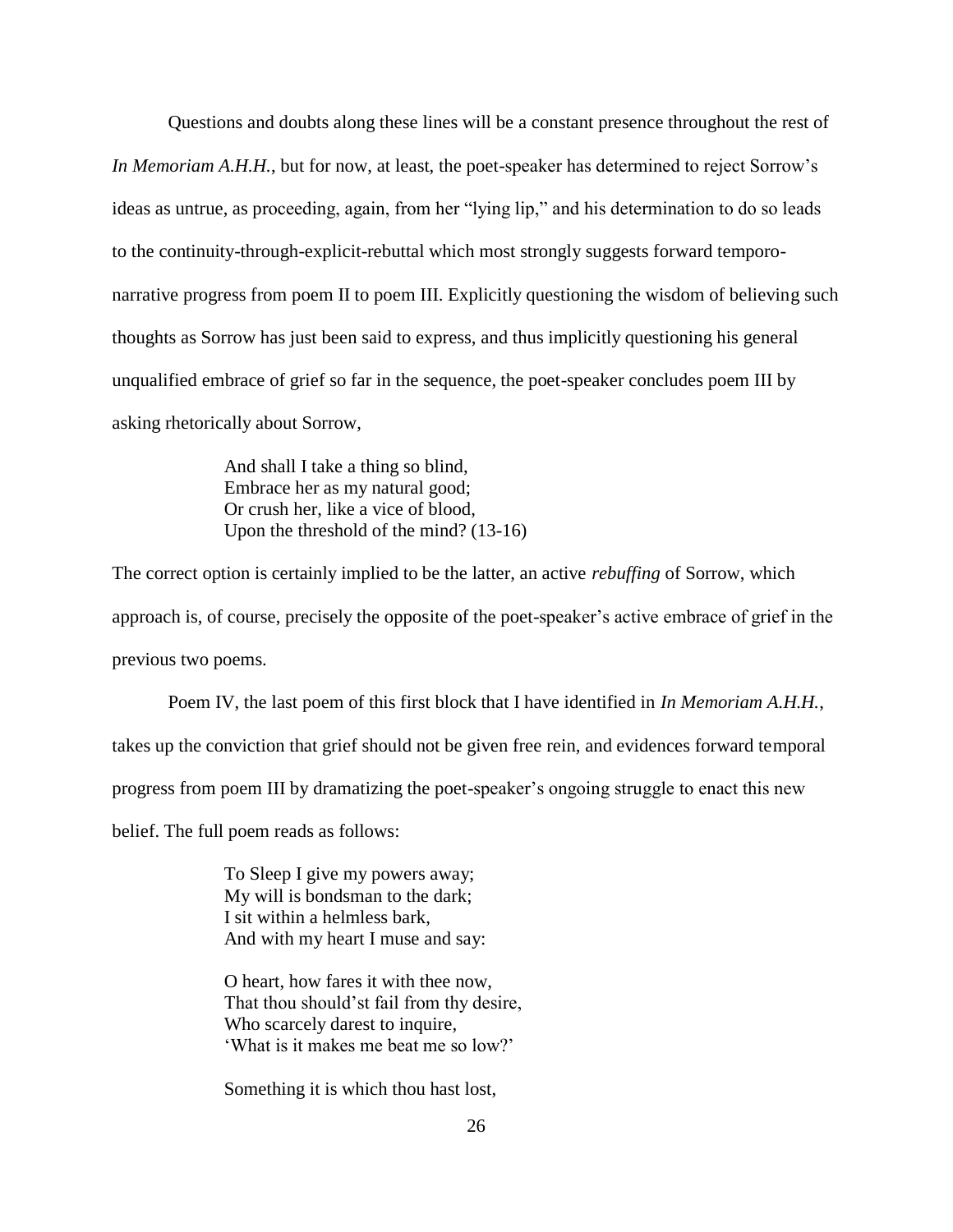Questions and doubts along these lines will be a constant presence throughout the rest of *In Memoriam A.H.H.*, but for now, at least, the poet-speaker has determined to reject Sorrow's ideas as untrue, as proceeding, again, from her "lying lip," and his determination to do so leads to the continuity-through-explicit-rebuttal which most strongly suggests forward temporo-narrative progress from poem II to poem III. Explicitly questioning the wisdom of believing such thoughts as Sorrow has just been said to express, and thus implicitly questioning his general unqualified embrace of grief so far in the sequence, the poet-speaker concludes poem III by asking rhetorically about Sorrow,

> And shall I take a thing so blind,
> Embrace her as my natural good;
> Or crush her, like a vice of blood,
> Upon the threshold of the mind? (13-16)

The correct option is certainly implied to be the latter, an active *rebuffing* of Sorrow, which approach is, of course, precisely the opposite of the poet-speaker's active embrace of grief in the previous two poems.

Poem IV, the last poem of this first block that I have identified in *In Memoriam A.H.H.*, takes up the conviction that grief should not be given free rein, and evidences forward temporal progress from poem III by dramatizing the poet-speaker's ongoing struggle to enact this new belief. The full poem reads as follows:

> To Sleep I give my powers away;
> My will is bondsman to the dark;
> I sit within a helmless bark,
> And with my heart I muse and say:
>
> O heart, how fares it with thee now,
> That thou should'st fail from thy desire,
> Who scarcely darest to inquire,
> 'What is it makes me beat me so low?'
>
> Something it is which thou hast lost,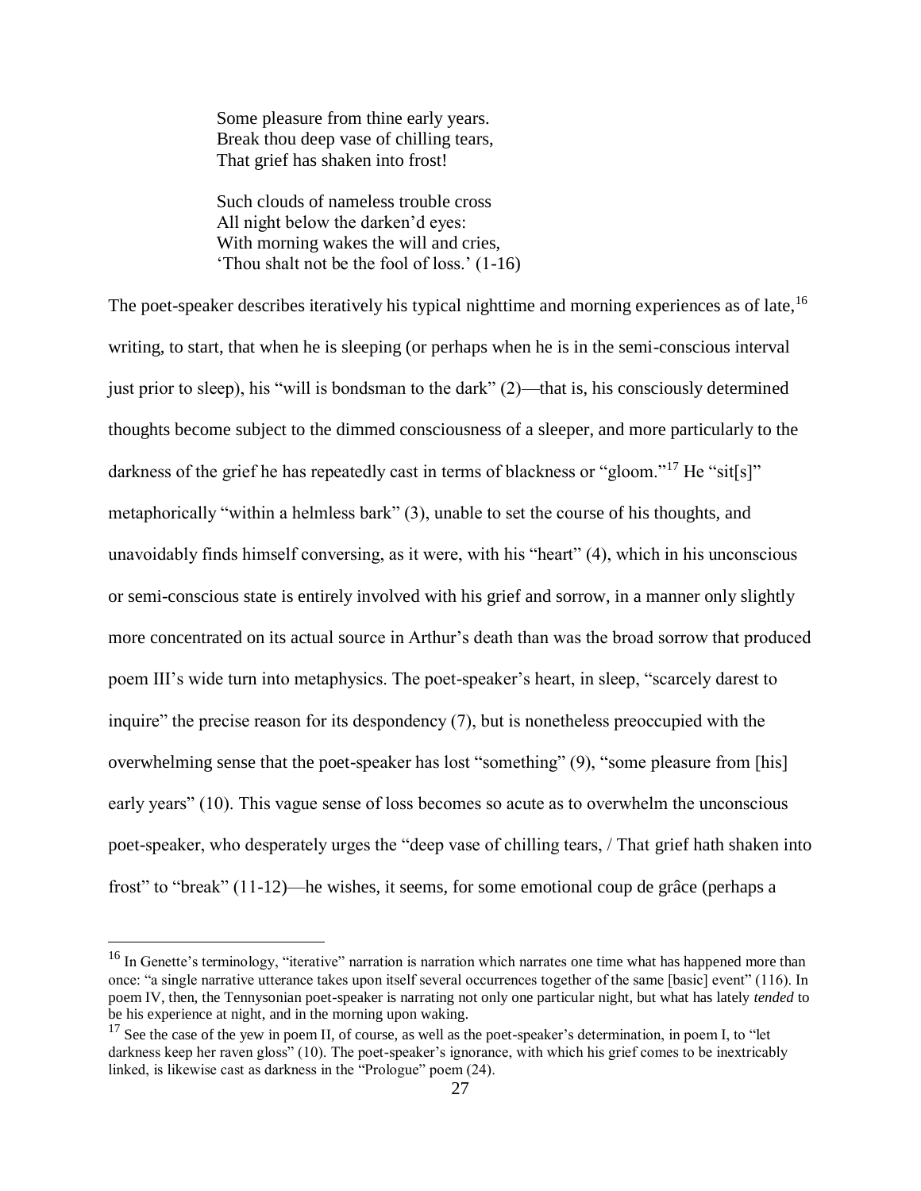> Some pleasure from thine early years.
> Break thou deep vase of chilling tears,
> That grief has shaken into frost!
>
> Such clouds of nameless trouble cross
> All night below the darken'd eyes:
> With morning wakes the will and cries,
> 'Thou shalt not be the fool of loss.' (1-16)

The poet-speaker describes iteratively his typical nighttime and morning experiences as of late,[16] writing, to start, that when he is sleeping (or perhaps when he is in the semi-conscious interval just prior to sleep), his "will is bondsman to the dark" (2)—that is, his consciously determined thoughts become subject to the dimmed consciousness of a sleeper, and more particularly to the darkness of the grief he has repeatedly cast in terms of blackness or "gloom."[17] He "sit[s]" metaphorically "within a helmless bark" (3), unable to set the course of his thoughts, and unavoidably finds himself conversing, as it were, with his "heart" (4), which in his unconscious or semi-conscious state is entirely involved with his grief and sorrow, in a manner only slightly more concentrated on its actual source in Arthur's death than was the broad sorrow that produced poem III's wide turn into metaphysics. The poet-speaker's heart, in sleep, "scarcely darest to inquire" the precise reason for its despondency (7), but is nonetheless preoccupied with the overwhelming sense that the poet-speaker has lost "something" (9), "some pleasure from [his] early years" (10). This vague sense of loss becomes so acute as to overwhelm the unconscious poet-speaker, who desperately urges the "deep vase of chilling tears, / That grief hath shaken into frost" to "break" (11-12)—he wishes, it seems, for some emotional coup de grâce (perhaps a

---

[16] In Genette's terminology, "iterative" narration is narration which narrates one time what has happened more than once: "a single narrative utterance takes upon itself several occurrences together of the same [basic] event" (116). In poem IV, then, the Tennysonian poet-speaker is narrating not only one particular night, but what has lately *tended* to be his experience at night, and in the morning upon waking.

[17] See the case of the yew in poem II, of course, as well as the poet-speaker's determination, in poem I, to "let darkness keep her raven gloss" (10). The poet-speaker's ignorance, with which his grief comes to be inextricably linked, is likewise cast as darkness in the "Prologue" poem (24).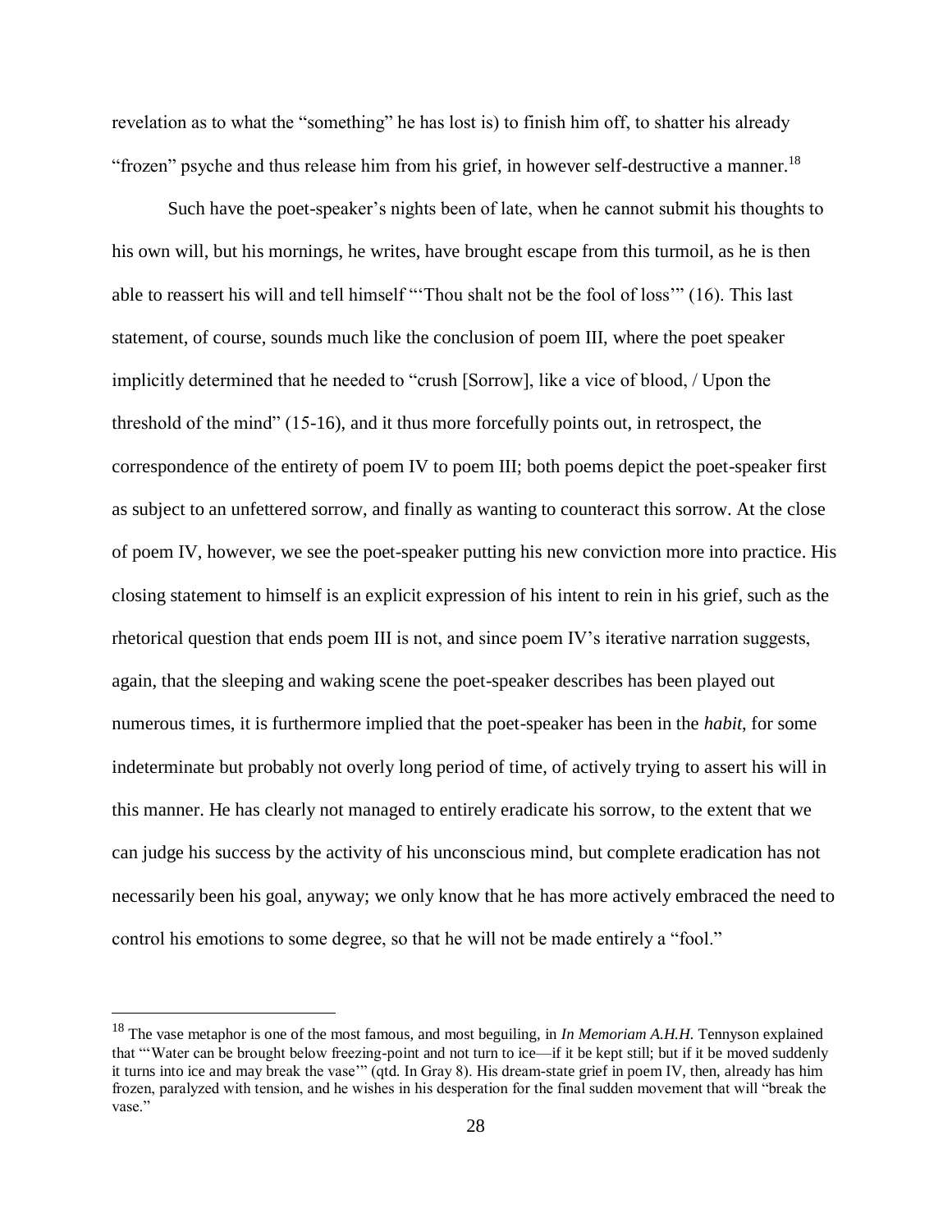revelation as to what the “something” he has lost is) to finish him off, to shatter his already “frozen” psyche and thus release him from his grief, in however self-destructive a manner.[18]

Such have the poet-speaker’s nights been of late, when he cannot submit his thoughts to his own will, but his mornings, he writes, have brought escape from this turmoil, as he is then able to reassert his will and tell himself “‘Thou shalt not be the fool of loss’” (16). This last statement, of course, sounds much like the conclusion of poem III, where the poet speaker implicitly determined that he needed to “crush [Sorrow], like a vice of blood, / Upon the threshold of the mind” (15-16), and it thus more forcefully points out, in retrospect, the correspondence of the entirety of poem IV to poem III; both poems depict the poet-speaker first as subject to an unfettered sorrow, and finally as wanting to counteract this sorrow. At the close of poem IV, however, we see the poet-speaker putting his new conviction more into practice. His closing statement to himself is an explicit expression of his intent to rein in his grief, such as the rhetorical question that ends poem III is not, and since poem IV’s iterative narration suggests, again, that the sleeping and waking scene the poet-speaker describes has been played out numerous times, it is furthermore implied that the poet-speaker has been in the *habit*, for some indeterminate but probably not overly long period of time, of actively trying to assert his will in this manner. He has clearly not managed to entirely eradicate his sorrow, to the extent that we can judge his success by the activity of his unconscious mind, but complete eradication has not necessarily been his goal, anyway; we only know that he has more actively embraced the need to control his emotions to some degree, so that he will not be made entirely a “fool.”

---

[18] The vase metaphor is one of the most famous, and most beguiling, in *In Memoriam A.H.H.* Tennyson explained that “‘Water can be brought below freezing-point and not turn to ice—if it be kept still; but if it be moved suddenly it turns into ice and may break the vase’” (qtd. In Gray 8). His dream-state grief in poem IV, then, already has him frozen, paralyzed with tension, and he wishes in his desperation for the final sudden movement that will “break the vase.”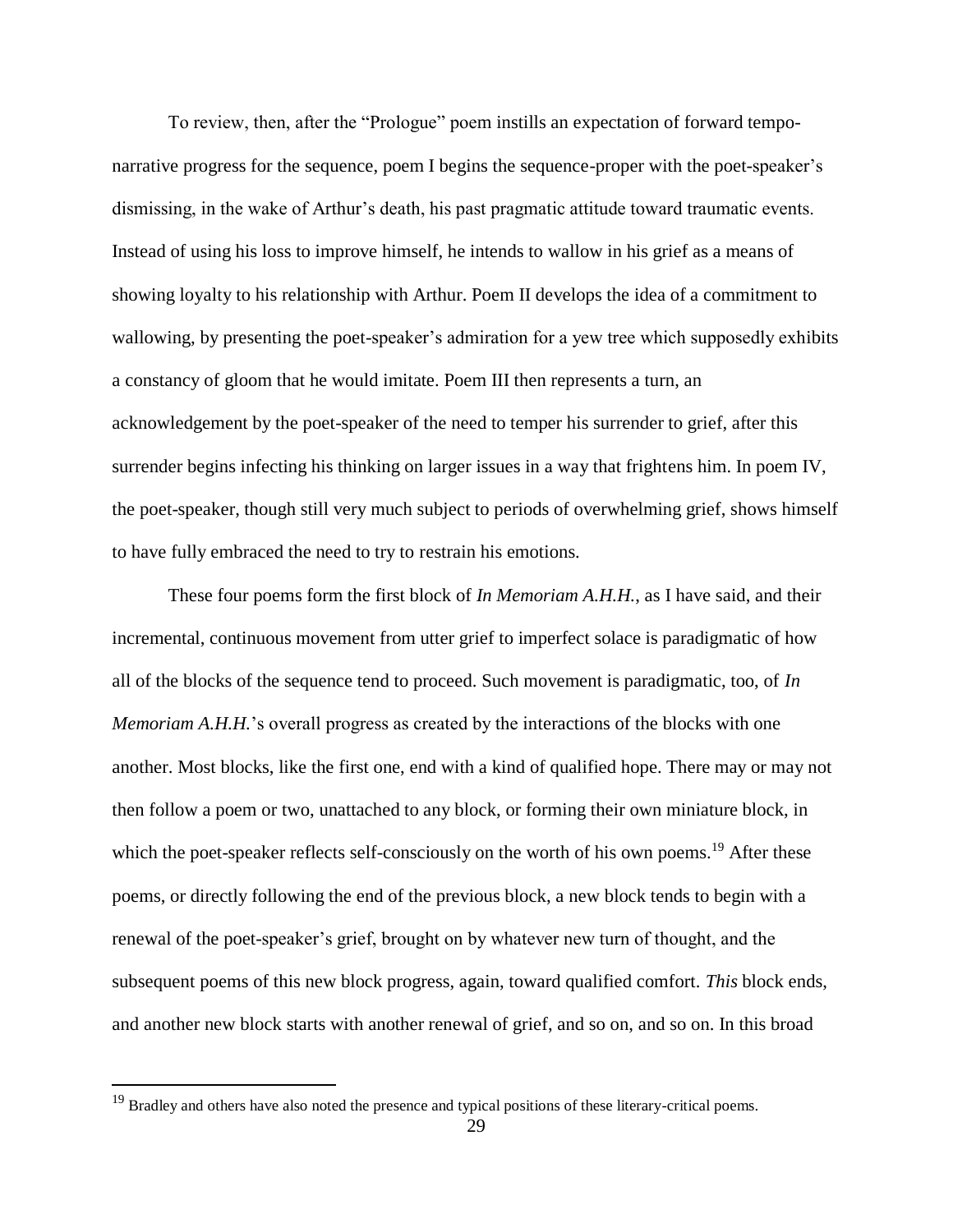To review, then, after the "Prologue" poem instills an expectation of forward tempo-narrative progress for the sequence, poem I begins the sequence-proper with the poet-speaker's dismissing, in the wake of Arthur's death, his past pragmatic attitude toward traumatic events. Instead of using his loss to improve himself, he intends to wallow in his grief as a means of showing loyalty to his relationship with Arthur. Poem II develops the idea of a commitment to wallowing, by presenting the poet-speaker's admiration for a yew tree which supposedly exhibits a constancy of gloom that he would imitate. Poem III then represents a turn, an acknowledgement by the poet-speaker of the need to temper his surrender to grief, after this surrender begins infecting his thinking on larger issues in a way that frightens him. In poem IV, the poet-speaker, though still very much subject to periods of overwhelming grief, shows himself to have fully embraced the need to try to restrain his emotions.

These four poems form the first block of *In Memoriam A.H.H.*, as I have said, and their incremental, continuous movement from utter grief to imperfect solace is paradigmatic of how all of the blocks of the sequence tend to proceed. Such movement is paradigmatic, too, of *In Memoriam A.H.H.*'s overall progress as created by the interactions of the blocks with one another. Most blocks, like the first one, end with a kind of qualified hope. There may or may not then follow a poem or two, unattached to any block, or forming their own miniature block, in which the poet-speaker reflects self-consciously on the worth of his own poems.[19] After these poems, or directly following the end of the previous block, a new block tends to begin with a renewal of the poet-speaker's grief, brought on by whatever new turn of thought, and the subsequent poems of this new block progress, again, toward qualified comfort. *This* block ends, and another new block starts with another renewal of grief, and so on, and so on. In this broad

[19] Bradley and others have also noted the presence and typical positions of these literary-critical poems.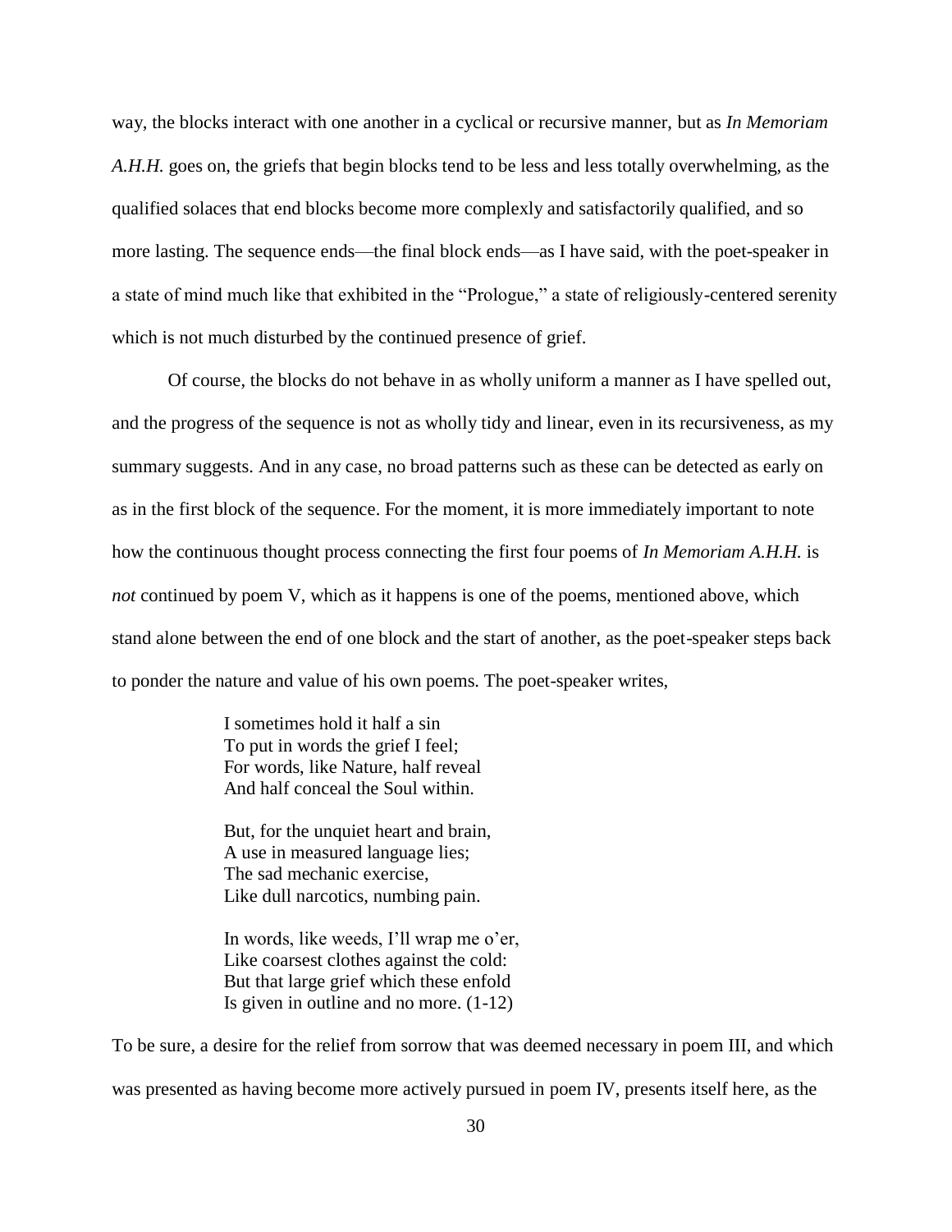way, the blocks interact with one another in a cyclical or recursive manner, but as *In Memoriam A.H.H.* goes on, the griefs that begin blocks tend to be less and less totally overwhelming, as the qualified solaces that end blocks become more complexly and satisfactorily qualified, and so more lasting. The sequence ends—the final block ends—as I have said, with the poet-speaker in a state of mind much like that exhibited in the "Prologue," a state of religiously-centered serenity which is not much disturbed by the continued presence of grief.

Of course, the blocks do not behave in as wholly uniform a manner as I have spelled out, and the progress of the sequence is not as wholly tidy and linear, even in its recursiveness, as my summary suggests. And in any case, no broad patterns such as these can be detected as early on as in the first block of the sequence. For the moment, it is more immediately important to note how the continuous thought process connecting the first four poems of *In Memoriam A.H.H.* is *not* continued by poem V, which as it happens is one of the poems, mentioned above, which stand alone between the end of one block and the start of another, as the poet-speaker steps back to ponder the nature and value of his own poems. The poet-speaker writes,

> I sometimes hold it half a sin
> To put in words the grief I feel;
> For words, like Nature, half reveal
> And half conceal the Soul within.
>
> But, for the unquiet heart and brain,
> A use in measured language lies;
> The sad mechanic exercise,
> Like dull narcotics, numbing pain.
>
> In words, like weeds, I'll wrap me o'er,
> Like coarsest clothes against the cold:
> But that large grief which these enfold
> Is given in outline and no more. (1-12)

To be sure, a desire for the relief from sorrow that was deemed necessary in poem III, and which was presented as having become more actively pursued in poem IV, presents itself here, as the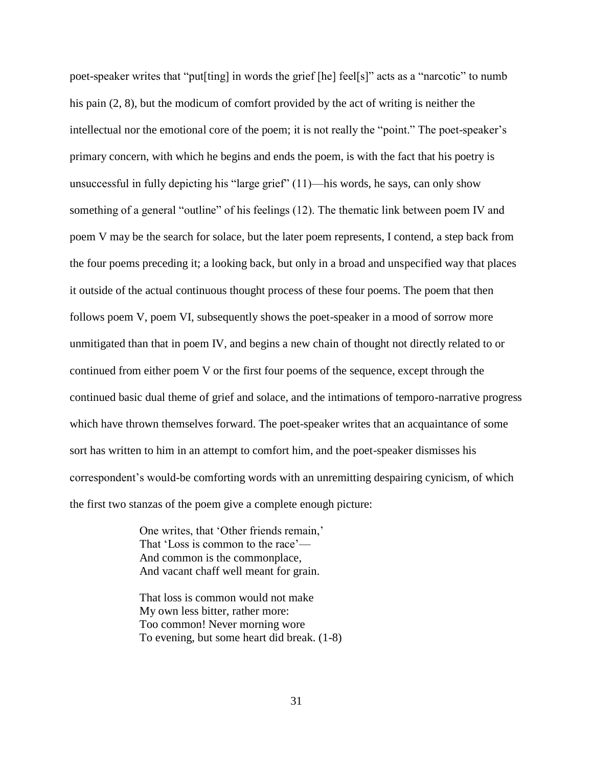poet-speaker writes that "put[ting] in words the grief [he] feel[s]" acts as a "narcotic" to numb his pain (2, 8), but the modicum of comfort provided by the act of writing is neither the intellectual nor the emotional core of the poem; it is not really the "point." The poet-speaker's primary concern, with which he begins and ends the poem, is with the fact that his poetry is unsuccessful in fully depicting his "large grief" (11)—his words, he says, can only show something of a general "outline" of his feelings (12). The thematic link between poem IV and poem V may be the search for solace, but the later poem represents, I contend, a step back from the four poems preceding it; a looking back, but only in a broad and unspecified way that places it outside of the actual continuous thought process of these four poems. The poem that then follows poem V, poem VI, subsequently shows the poet-speaker in a mood of sorrow more unmitigated than that in poem IV, and begins a new chain of thought not directly related to or continued from either poem V or the first four poems of the sequence, except through the continued basic dual theme of grief and solace, and the intimations of temporo-narrative progress which have thrown themselves forward. The poet-speaker writes that an acquaintance of some sort has written to him in an attempt to comfort him, and the poet-speaker dismisses his correspondent's would-be comforting words with an unremitting despairing cynicism, of which the first two stanzas of the poem give a complete enough picture:

> One writes, that 'Other friends remain,'
> That 'Loss is common to the race'—
> And common is the commonplace,
> And vacant chaff well meant for grain.
>
> That loss is common would not make
> My own less bitter, rather more:
> Too common! Never morning wore
> To evening, but some heart did break. (1-8)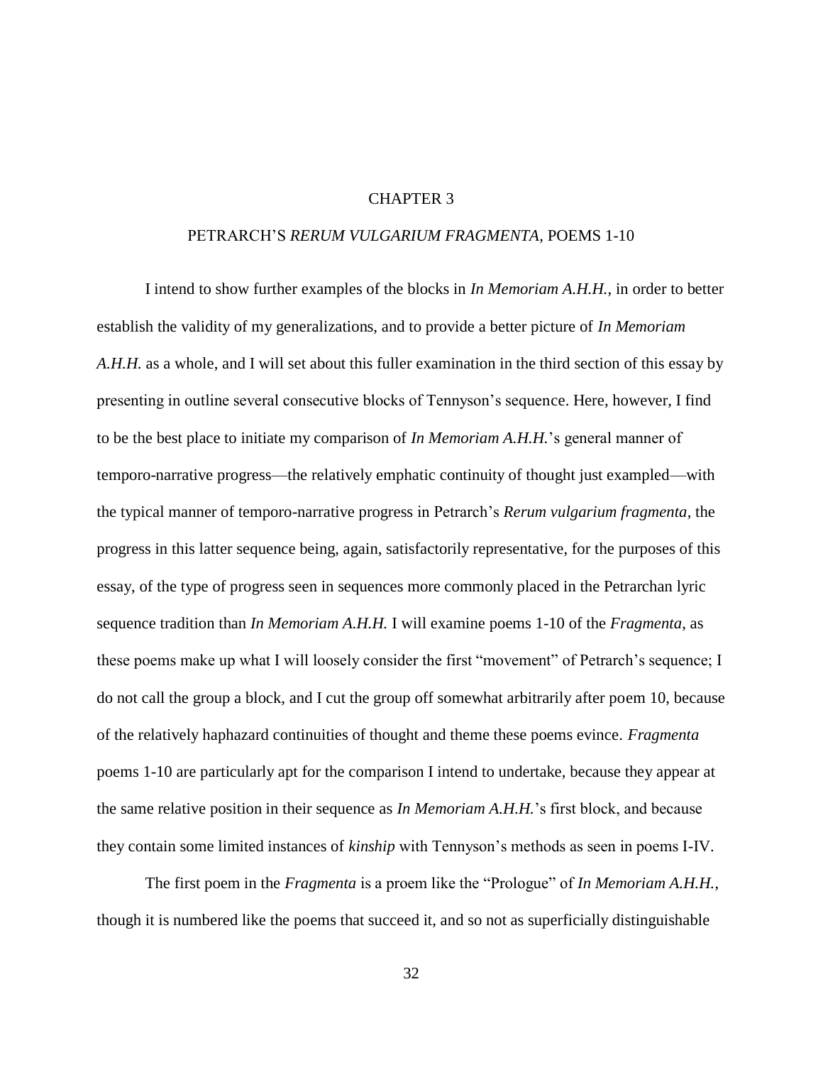# CHAPTER 3

## PETRARCH'S *RERUM VULGARIUM FRAGMENTA*, POEMS 1-10

I intend to show further examples of the blocks in *In Memoriam A.H.H.*, in order to better establish the validity of my generalizations, and to provide a better picture of *In Memoriam A.H.H.* as a whole, and I will set about this fuller examination in the third section of this essay by presenting in outline several consecutive blocks of Tennyson's sequence. Here, however, I find to be the best place to initiate my comparison of *In Memoriam A.H.H.*'s general manner of temporo-narrative progress—the relatively emphatic continuity of thought just exampled—with the typical manner of temporo-narrative progress in Petrarch's *Rerum vulgarium fragmenta*, the progress in this latter sequence being, again, satisfactorily representative, for the purposes of this essay, of the type of progress seen in sequences more commonly placed in the Petrarchan lyric sequence tradition than *In Memoriam A.H.H.* I will examine poems 1-10 of the *Fragmenta*, as these poems make up what I will loosely consider the first "movement" of Petrarch's sequence; I do not call the group a block, and I cut the group off somewhat arbitrarily after poem 10, because of the relatively haphazard continuities of thought and theme these poems evince. *Fragmenta* poems 1-10 are particularly apt for the comparison I intend to undertake, because they appear at the same relative position in their sequence as *In Memoriam A.H.H.*'s first block, and because they contain some limited instances of *kinship* with Tennyson's methods as seen in poems I-IV.

The first poem in the *Fragmenta* is a proem like the "Prologue" of *In Memoriam A.H.H.*, though it is numbered like the poems that succeed it, and so not as superficially distinguishable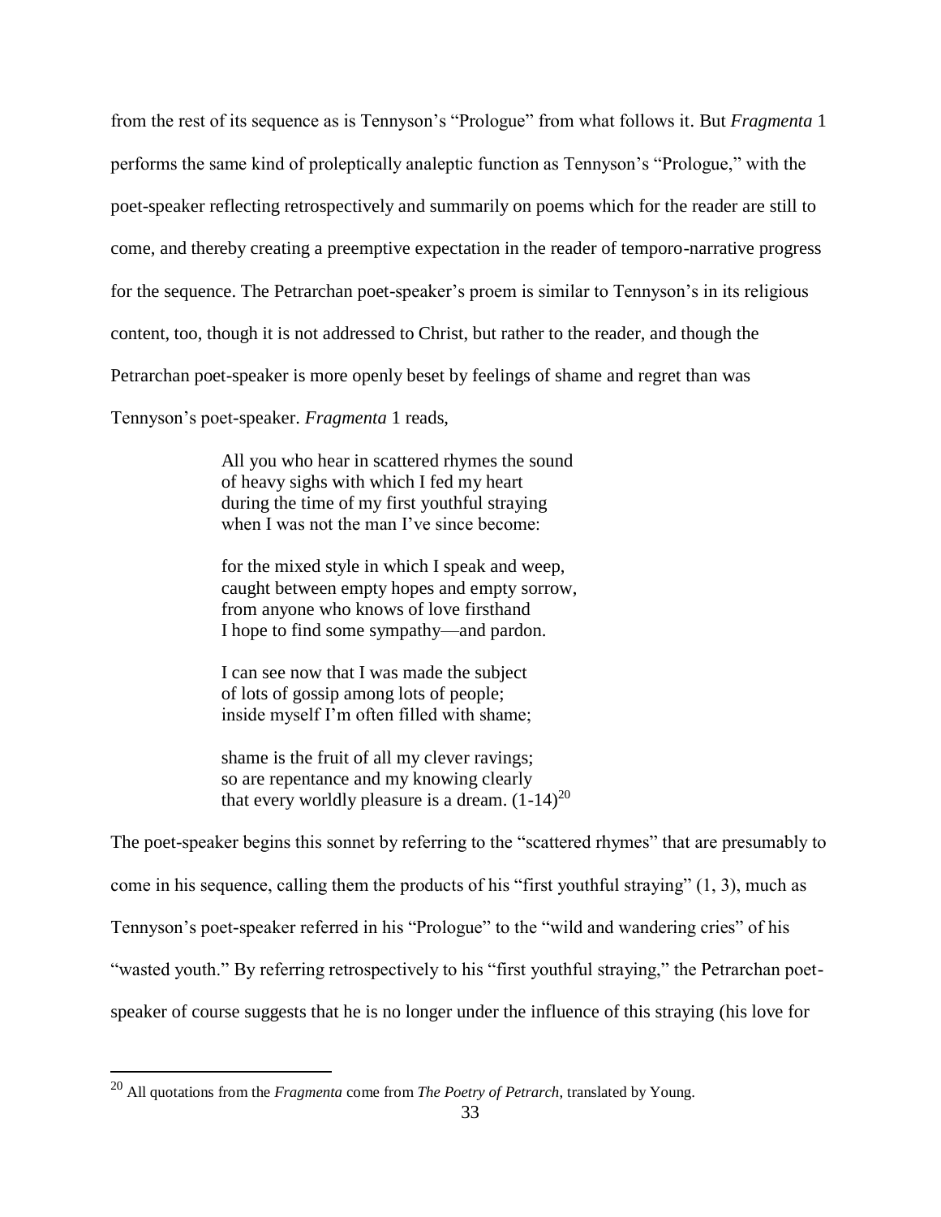from the rest of its sequence as is Tennyson's "Prologue" from what follows it. But *Fragmenta* 1 performs the same kind of proleptically analeptic function as Tennyson's "Prologue," with the poet-speaker reflecting retrospectively and summarily on poems which for the reader are still to come, and thereby creating a preemptive expectation in the reader of temporo-narrative progress for the sequence. The Petrarchan poet-speaker's proem is similar to Tennyson's in its religious content, too, though it is not addressed to Christ, but rather to the reader, and though the Petrarchan poet-speaker is more openly beset by feelings of shame and regret than was Tennyson's poet-speaker. *Fragmenta* 1 reads,

> All you who hear in scattered rhymes the sound
> of heavy sighs with which I fed my heart
> during the time of my first youthful straying
> when I was not the man I've since become:
>
> for the mixed style in which I speak and weep,
> caught between empty hopes and empty sorrow,
> from anyone who knows of love firsthand
> I hope to find some sympathy—and pardon.
>
> I can see now that I was made the subject
> of lots of gossip among lots of people;
> inside myself I'm often filled with shame;
>
> shame is the fruit of all my clever ravings;
> so are repentance and my knowing clearly
> that every worldly pleasure is a dream. (1-14)[20]

The poet-speaker begins this sonnet by referring to the "scattered rhymes" that are presumably to come in his sequence, calling them the products of his "first youthful straying" (1, 3), much as Tennyson's poet-speaker referred in his "Prologue" to the "wild and wandering cries" of his "wasted youth." By referring retrospectively to his "first youthful straying," the Petrarchan poet-speaker of course suggests that he is no longer under the influence of this straying (his love for

[20] All quotations from the *Fragmenta* come from *The Poetry of Petrarch*, translated by Young.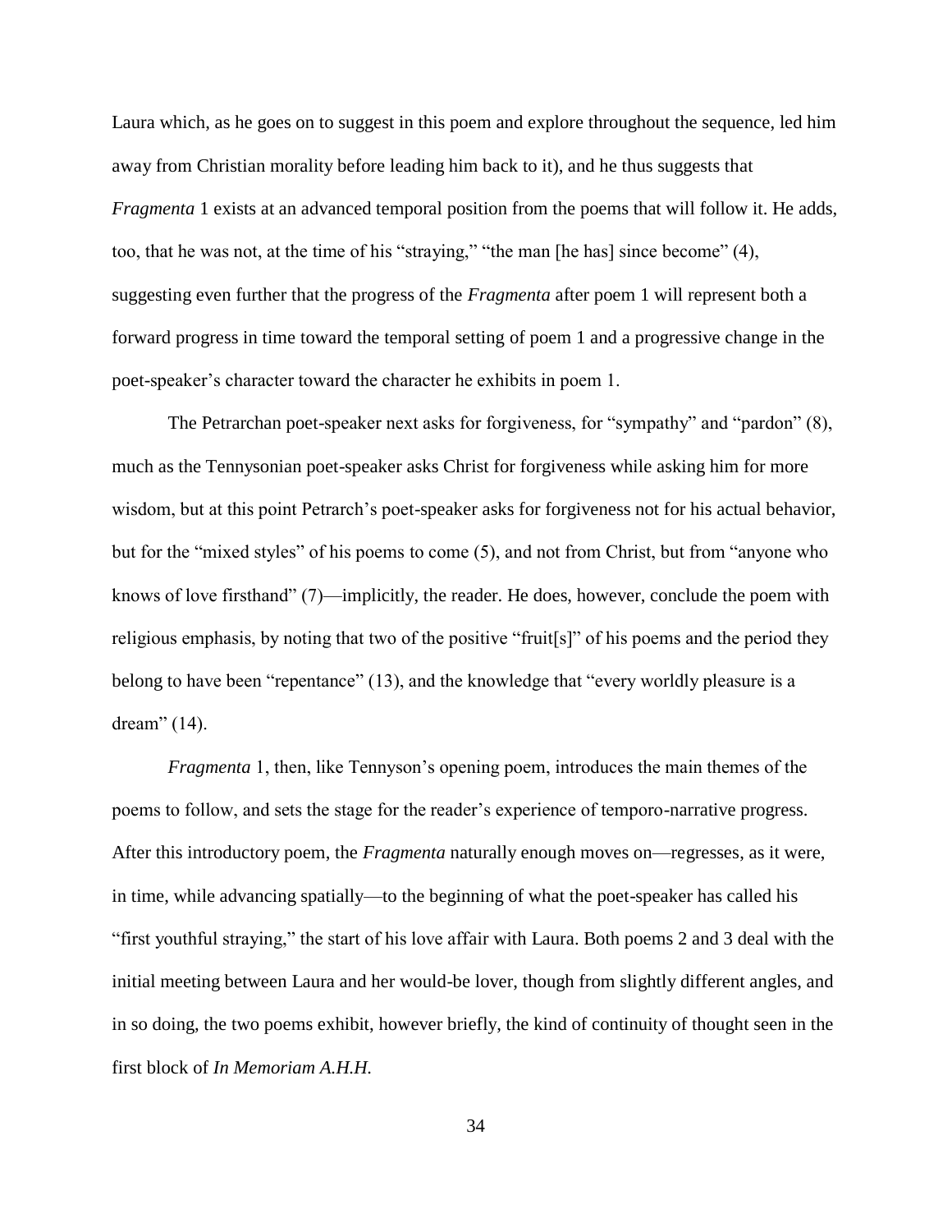Laura which, as he goes on to suggest in this poem and explore throughout the sequence, led him away from Christian morality before leading him back to it), and he thus suggests that *Fragmenta* 1 exists at an advanced temporal position from the poems that will follow it. He adds, too, that he was not, at the time of his "straying," "the man [he has] since become" (4), suggesting even further that the progress of the *Fragmenta* after poem 1 will represent both a forward progress in time toward the temporal setting of poem 1 and a progressive change in the poet-speaker's character toward the character he exhibits in poem 1.

The Petrarchan poet-speaker next asks for forgiveness, for "sympathy" and "pardon" (8), much as the Tennysonian poet-speaker asks Christ for forgiveness while asking him for more wisdom, but at this point Petrarch's poet-speaker asks for forgiveness not for his actual behavior, but for the "mixed styles" of his poems to come (5), and not from Christ, but from "anyone who knows of love firsthand" (7)—implicitly, the reader. He does, however, conclude the poem with religious emphasis, by noting that two of the positive "fruit[s]" of his poems and the period they belong to have been "repentance" (13), and the knowledge that "every worldly pleasure is a dream" (14).

*Fragmenta* 1, then, like Tennyson's opening poem, introduces the main themes of the poems to follow, and sets the stage for the reader's experience of temporo-narrative progress. After this introductory poem, the *Fragmenta* naturally enough moves on—regresses, as it were, in time, while advancing spatially—to the beginning of what the poet-speaker has called his "first youthful straying," the start of his love affair with Laura. Both poems 2 and 3 deal with the initial meeting between Laura and her would-be lover, though from slightly different angles, and in so doing, the two poems exhibit, however briefly, the kind of continuity of thought seen in the first block of *In Memoriam A.H.H.*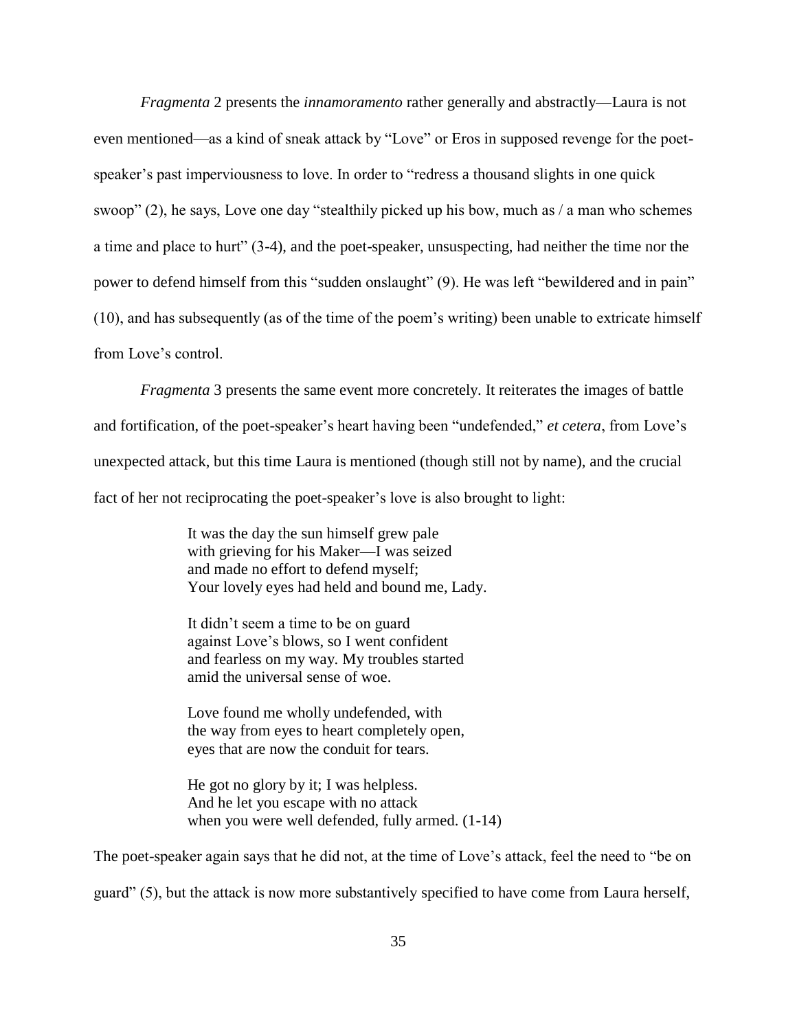*Fragmenta* 2 presents the *innamoramento* rather generally and abstractly—Laura is not even mentioned—as a kind of sneak attack by "Love" or Eros in supposed revenge for the poet-speaker's past imperviousness to love. In order to "redress a thousand slights in one quick swoop" (2), he says, Love one day "stealthily picked up his bow, much as / a man who schemes a time and place to hurt" (3-4), and the poet-speaker, unsuspecting, had neither the time nor the power to defend himself from this "sudden onslaught" (9). He was left "bewildered and in pain" (10), and has subsequently (as of the time of the poem's writing) been unable to extricate himself from Love's control.

*Fragmenta* 3 presents the same event more concretely. It reiterates the images of battle and fortification, of the poet-speaker's heart having been "undefended," *et cetera*, from Love's unexpected attack, but this time Laura is mentioned (though still not by name), and the crucial fact of her not reciprocating the poet-speaker's love is also brought to light:

> It was the day the sun himself grew pale
> with grieving for his Maker—I was seized
> and made no effort to defend myself;
> Your lovely eyes had held and bound me, Lady.
>
> It didn't seem a time to be on guard
> against Love's blows, so I went confident
> and fearless on my way. My troubles started
> amid the universal sense of woe.
>
> Love found me wholly undefended, with
> the way from eyes to heart completely open,
> eyes that are now the conduit for tears.
>
> He got no glory by it; I was helpless.
> And he let you escape with no attack
> when you were well defended, fully armed. (1-14)

The poet-speaker again says that he did not, at the time of Love's attack, feel the need to "be on guard" (5), but the attack is now more substantively specified to have come from Laura herself,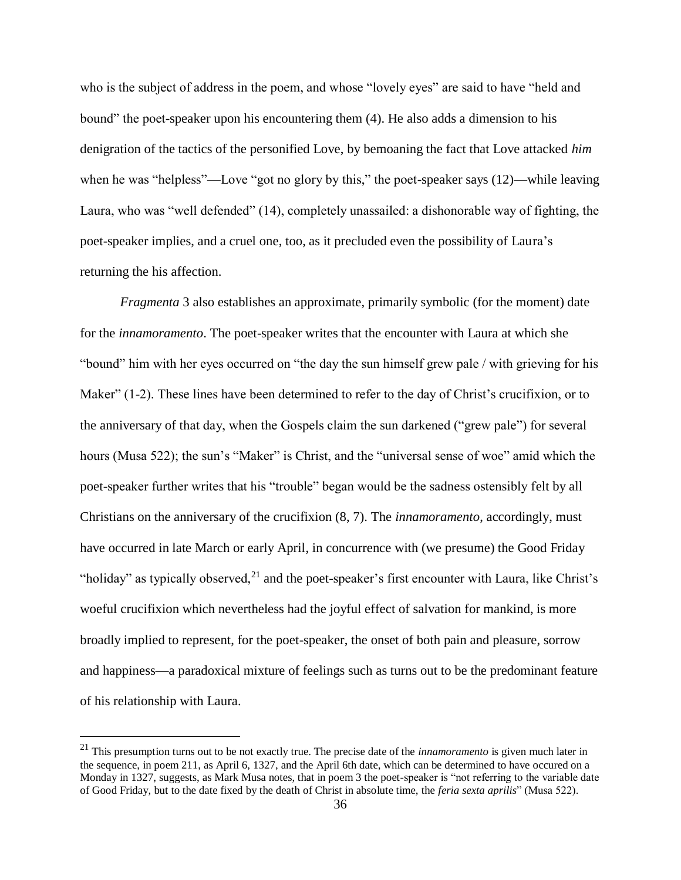who is the subject of address in the poem, and whose "lovely eyes" are said to have "held and bound" the poet-speaker upon his encountering them (4). He also adds a dimension to his denigration of the tactics of the personified Love, by bemoaning the fact that Love attacked *him* when he was "helpless"—Love "got no glory by this," the poet-speaker says (12)—while leaving Laura, who was "well defended" (14), completely unassailed: a dishonorable way of fighting, the poet-speaker implies, and a cruel one, too, as it precluded even the possibility of Laura's returning the his affection.

*Fragmenta* 3 also establishes an approximate, primarily symbolic (for the moment) date for the *innamoramento*. The poet-speaker writes that the encounter with Laura at which she "bound" him with her eyes occurred on "the day the sun himself grew pale / with grieving for his Maker" (1-2). These lines have been determined to refer to the day of Christ's crucifixion, or to the anniversary of that day, when the Gospels claim the sun darkened ("grew pale") for several hours (Musa 522); the sun's "Maker" is Christ, and the "universal sense of woe" amid which the poet-speaker further writes that his "trouble" began would be the sadness ostensibly felt by all Christians on the anniversary of the crucifixion (8, 7). The *innamoramento*, accordingly, must have occurred in late March or early April, in concurrence with (we presume) the Good Friday "holiday" as typically observed,[21] and the poet-speaker's first encounter with Laura, like Christ's woeful crucifixion which nevertheless had the joyful effect of salvation for mankind, is more broadly implied to represent, for the poet-speaker, the onset of both pain and pleasure, sorrow and happiness—a paradoxical mixture of feelings such as turns out to be the predominant feature of his relationship with Laura.

---

[21] This presumption turns out to be not exactly true. The precise date of the *innamoramento* is given much later in the sequence, in poem 211, as April 6, 1327, and the April 6th date, which can be determined to have occured on a Monday in 1327, suggests, as Mark Musa notes, that in poem 3 the poet-speaker is "not referring to the variable date of Good Friday, but to the date fixed by the death of Christ in absolute time, the *feria sexta aprilis*" (Musa 522).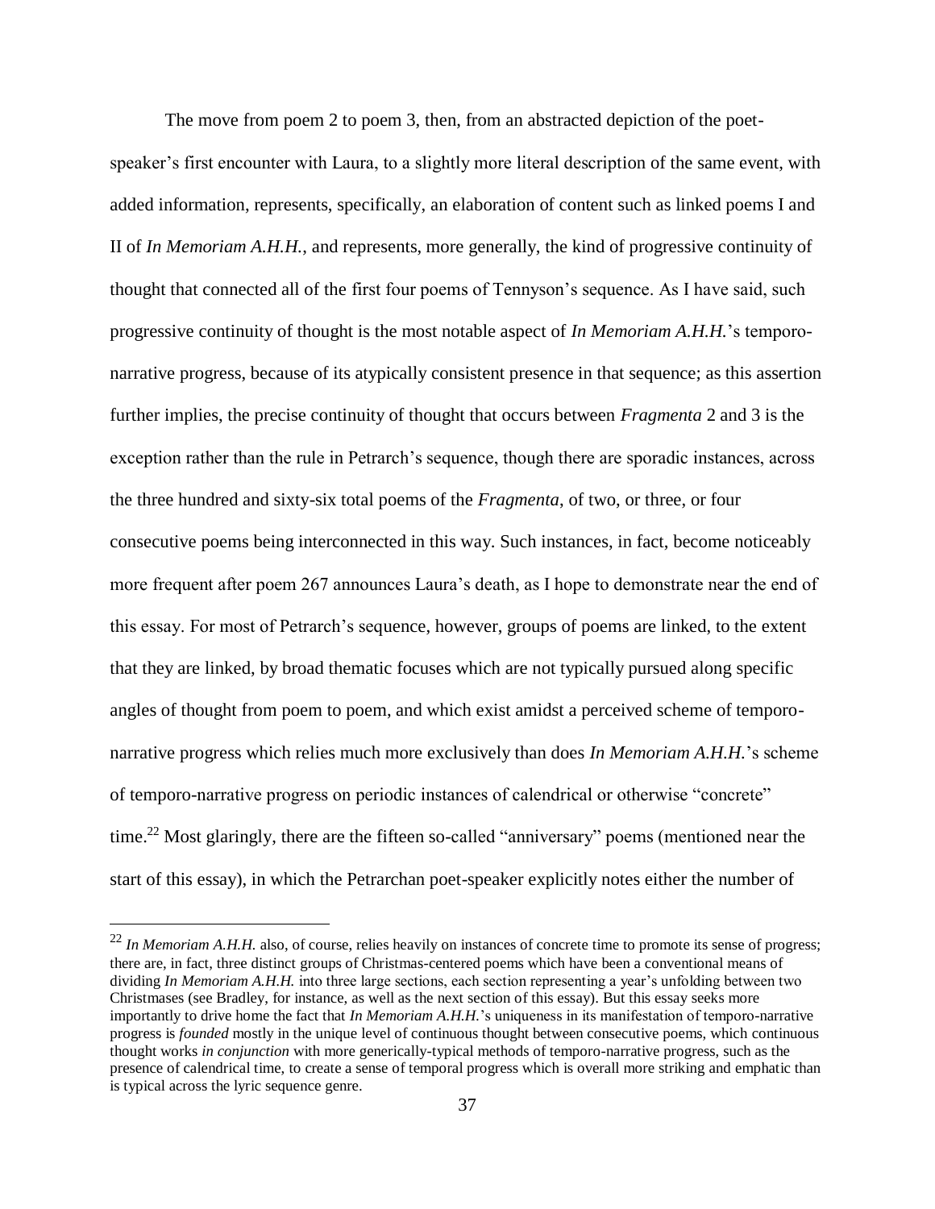The move from poem 2 to poem 3, then, from an abstracted depiction of the poet-speaker's first encounter with Laura, to a slightly more literal description of the same event, with added information, represents, specifically, an elaboration of content such as linked poems I and II of *In Memoriam A.H.H.*, and represents, more generally, the kind of progressive continuity of thought that connected all of the first four poems of Tennyson's sequence. As I have said, such progressive continuity of thought is the most notable aspect of *In Memoriam A.H.H.*'s temporo-narrative progress, because of its atypically consistent presence in that sequence; as this assertion further implies, the precise continuity of thought that occurs between *Fragmenta* 2 and 3 is the exception rather than the rule in Petrarch's sequence, though there are sporadic instances, across the three hundred and sixty-six total poems of the *Fragmenta*, of two, or three, or four consecutive poems being interconnected in this way. Such instances, in fact, become noticeably more frequent after poem 267 announces Laura's death, as I hope to demonstrate near the end of this essay. For most of Petrarch's sequence, however, groups of poems are linked, to the extent that they are linked, by broad thematic focuses which are not typically pursued along specific angles of thought from poem to poem, and which exist amidst a perceived scheme of temporo-narrative progress which relies much more exclusively than does *In Memoriam A.H.H.*'s scheme of temporo-narrative progress on periodic instances of calendrical or otherwise "concrete" time.[22] Most glaringly, there are the fifteen so-called "anniversary" poems (mentioned near the start of this essay), in which the Petrarchan poet-speaker explicitly notes either the number of

---

[22] *In Memoriam A.H.H.* also, of course, relies heavily on instances of concrete time to promote its sense of progress; there are, in fact, three distinct groups of Christmas-centered poems which have been a conventional means of dividing *In Memoriam A.H.H.* into three large sections, each section representing a year's unfolding between two Christmases (see Bradley, for instance, as well as the next section of this essay). But this essay seeks more importantly to drive home the fact that *In Memoriam A.H.H.*'s uniqueness in its manifestation of temporo-narrative progress is *founded* mostly in the unique level of continuous thought between consecutive poems, which continuous thought works *in conjunction* with more generically-typical methods of temporo-narrative progress, such as the presence of calendrical time, to create a sense of temporal progress which is overall more striking and emphatic than is typical across the lyric sequence genre.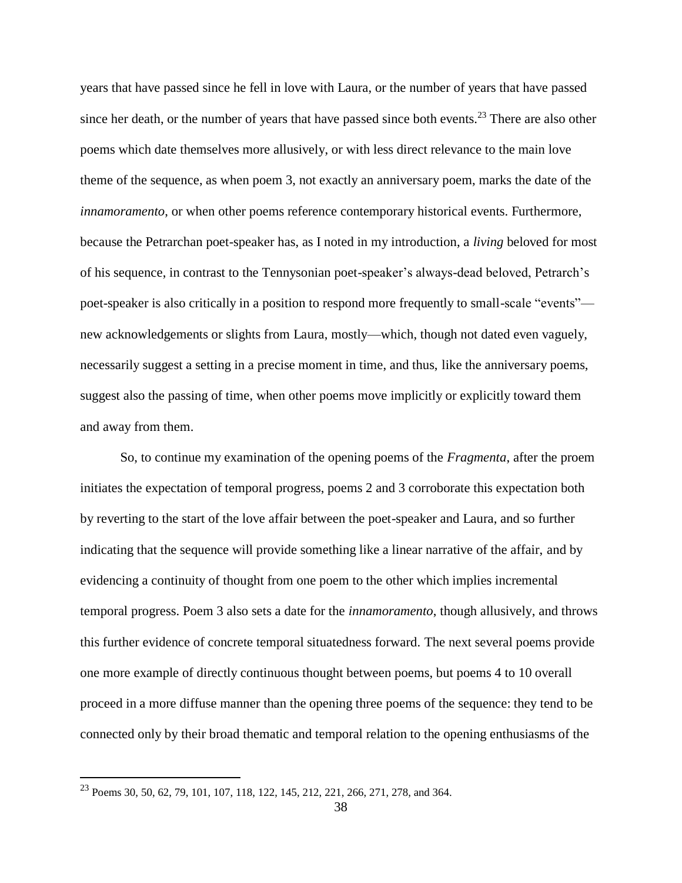years that have passed since he fell in love with Laura, or the number of years that have passed since her death, or the number of years that have passed since both events.[23] There are also other poems which date themselves more allusively, or with less direct relevance to the main love theme of the sequence, as when poem 3, not exactly an anniversary poem, marks the date of the *innamoramento*, or when other poems reference contemporary historical events. Furthermore, because the Petrarchan poet-speaker has, as I noted in my introduction, a *living* beloved for most of his sequence, in contrast to the Tennysonian poet-speaker's always-dead beloved, Petrarch's poet-speaker is also critically in a position to respond more frequently to small-scale "events"—new acknowledgements or slights from Laura, mostly—which, though not dated even vaguely, necessarily suggest a setting in a precise moment in time, and thus, like the anniversary poems, suggest also the passing of time, when other poems move implicitly or explicitly toward them and away from them.

So, to continue my examination of the opening poems of the *Fragmenta*, after the proem initiates the expectation of temporal progress, poems 2 and 3 corroborate this expectation both by reverting to the start of the love affair between the poet-speaker and Laura, and so further indicating that the sequence will provide something like a linear narrative of the affair, and by evidencing a continuity of thought from one poem to the other which implies incremental temporal progress. Poem 3 also sets a date for the *innamoramento*, though allusively, and throws this further evidence of concrete temporal situatedness forward. The next several poems provide one more example of directly continuous thought between poems, but poems 4 to 10 overall proceed in a more diffuse manner than the opening three poems of the sequence: they tend to be connected only by their broad thematic and temporal relation to the opening enthusiasms of the

[23] Poems 30, 50, 62, 79, 101, 107, 118, 122, 145, 212, 221, 266, 271, 278, and 364.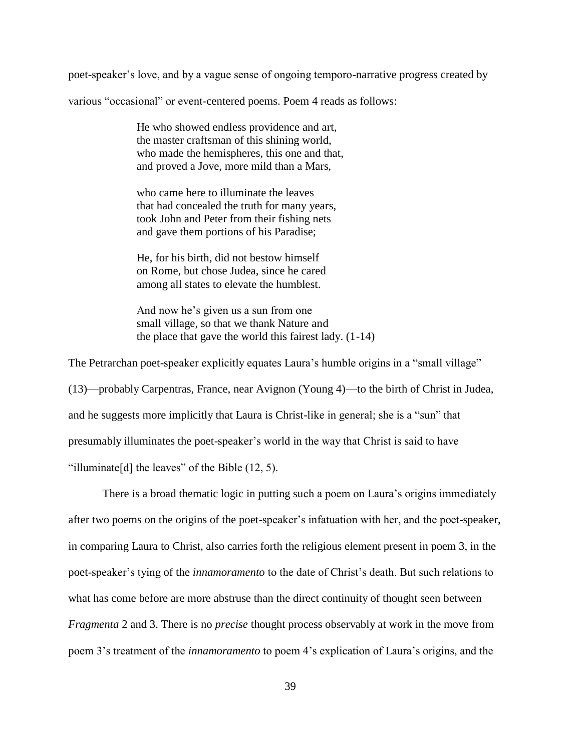poet-speaker's love, and by a vague sense of ongoing temporo-narrative progress created by various "occasional" or event-centered poems. Poem 4 reads as follows:

> He who showed endless providence and art,
> the master craftsman of this shining world,
> who made the hemispheres, this one and that,
> and proved a Jove, more mild than a Mars,
>
> who came here to illuminate the leaves
> that had concealed the truth for many years,
> took John and Peter from their fishing nets
> and gave them portions of his Paradise;
>
> He, for his birth, did not bestow himself
> on Rome, but chose Judea, since he cared
> among all states to elevate the humblest.
>
> And now he's given us a sun from one
> small village, so that we thank Nature and
> the place that gave the world this fairest lady. (1-14)

The Petrarchan poet-speaker explicitly equates Laura's humble origins in a "small village" (13)—probably Carpentras, France, near Avignon (Young 4)—to the birth of Christ in Judea, and he suggests more implicitly that Laura is Christ-like in general; she is a "sun" that presumably illuminates the poet-speaker's world in the way that Christ is said to have "illuminate[d] the leaves" of the Bible (12, 5).

There is a broad thematic logic in putting such a poem on Laura's origins immediately after two poems on the origins of the poet-speaker's infatuation with her, and the poet-speaker, in comparing Laura to Christ, also carries forth the religious element present in poem 3, in the poet-speaker's tying of the *innamoramento* to the date of Christ's death. But such relations to what has come before are more abstruse than the direct continuity of thought seen between *Fragmenta* 2 and 3. There is no *precise* thought process observably at work in the move from poem 3's treatment of the *innamoramento* to poem 4's explication of Laura's origins, and the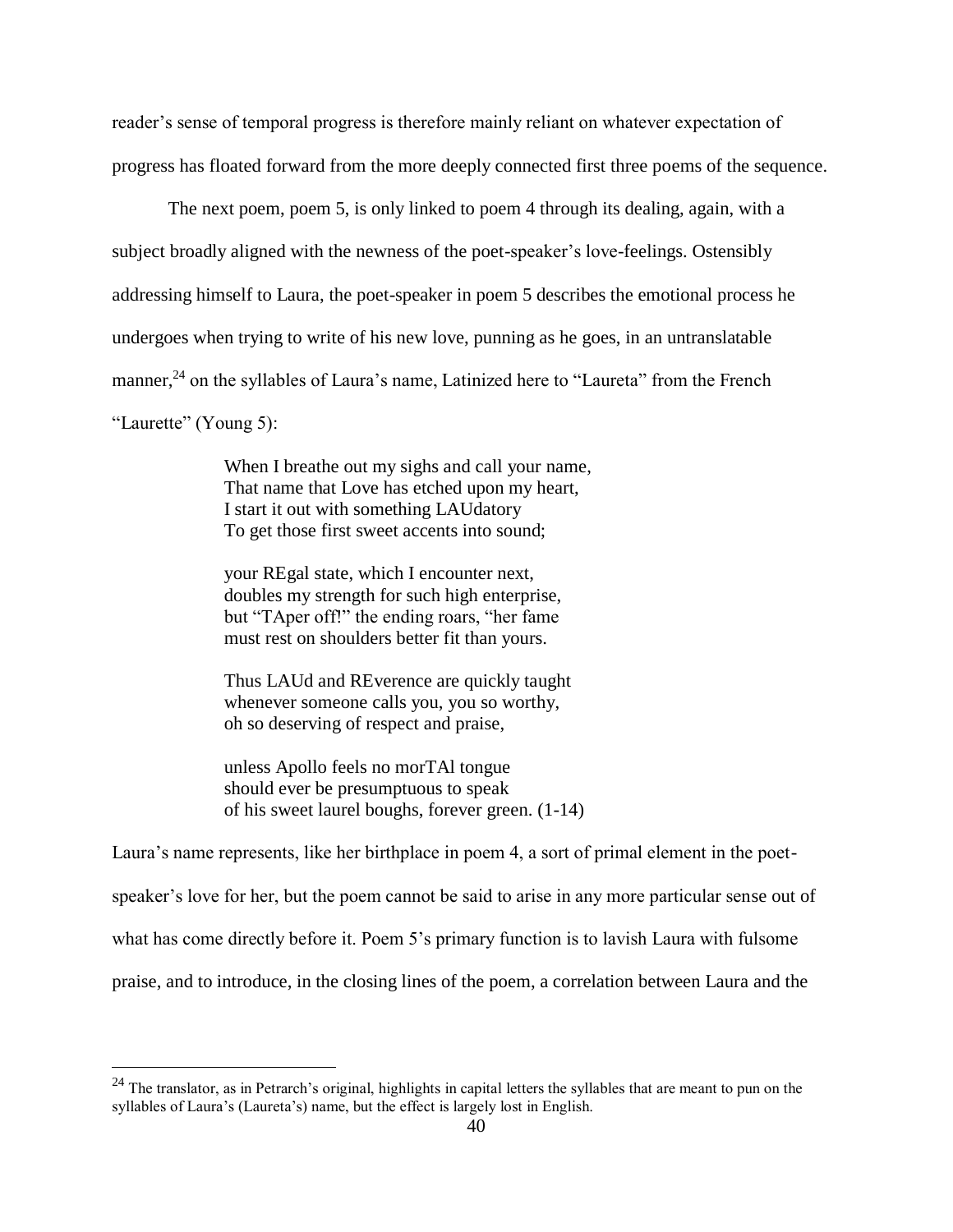reader's sense of temporal progress is therefore mainly reliant on whatever expectation of progress has floated forward from the more deeply connected first three poems of the sequence.

The next poem, poem 5, is only linked to poem 4 through its dealing, again, with a subject broadly aligned with the newness of the poet-speaker's love-feelings. Ostensibly addressing himself to Laura, the poet-speaker in poem 5 describes the emotional process he undergoes when trying to write of his new love, punning as he goes, in an untranslatable manner,[24] on the syllables of Laura's name, Latinized here to "Laureta" from the French "Laurette" (Young 5):

> When I breathe out my sighs and call your name,
> That name that Love has etched upon my heart,
> I start it out with something LAUdatory
> To get those first sweet accents into sound;
>
> your REgal state, which I encounter next,
> doubles my strength for such high enterprise,
> but "TAper off!" the ending roars, "her fame
> must rest on shoulders better fit than yours.
>
> Thus LAUd and REverence are quickly taught
> whenever someone calls you, you so worthy,
> oh so deserving of respect and praise,
>
> unless Apollo feels no morTAl tongue
> should ever be presumptuous to speak
> of his sweet laurel boughs, forever green. (1-14)

Laura's name represents, like her birthplace in poem 4, a sort of primal element in the poet-speaker's love for her, but the poem cannot be said to arise in any more particular sense out of what has come directly before it. Poem 5's primary function is to lavish Laura with fulsome praise, and to introduce, in the closing lines of the poem, a correlation between Laura and the

---

[24] The translator, as in Petrarch's original, highlights in capital letters the syllables that are meant to pun on the syllables of Laura's (Laureta's) name, but the effect is largely lost in English.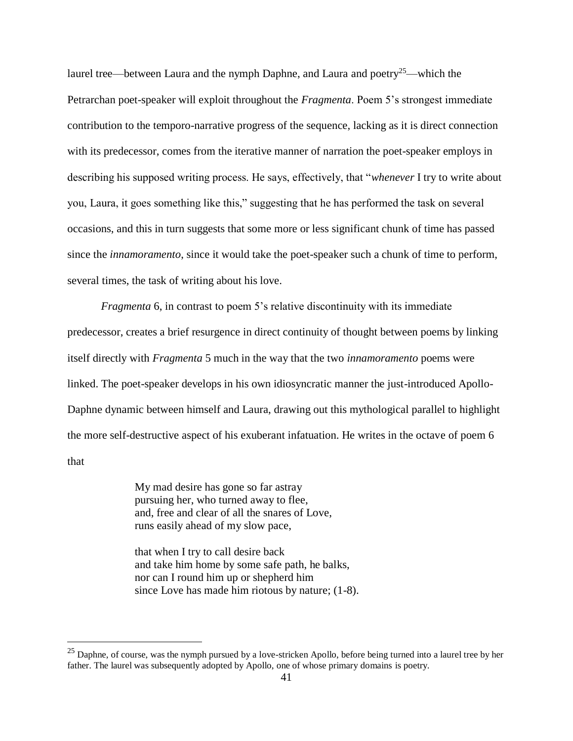laurel tree—between Laura and the nymph Daphne, and Laura and poetry[25]—which the Petrarchan poet-speaker will exploit throughout the *Fragmenta*. Poem 5's strongest immediate contribution to the temporo-narrative progress of the sequence, lacking as it is direct connection with its predecessor, comes from the iterative manner of narration the poet-speaker employs in describing his supposed writing process. He says, effectively, that "*whenever* I try to write about you, Laura, it goes something like this," suggesting that he has performed the task on several occasions, and this in turn suggests that some more or less significant chunk of time has passed since the *innamoramento*, since it would take the poet-speaker such a chunk of time to perform, several times, the task of writing about his love.

*Fragmenta* 6, in contrast to poem 5's relative discontinuity with its immediate predecessor, creates a brief resurgence in direct continuity of thought between poems by linking itself directly with *Fragmenta* 5 much in the way that the two *innamoramento* poems were linked. The poet-speaker develops in his own idiosyncratic manner the just-introduced Apollo-Daphne dynamic between himself and Laura, drawing out this mythological parallel to highlight the more self-destructive aspect of his exuberant infatuation. He writes in the octave of poem 6 that

> My mad desire has gone so far astray
> pursuing her, who turned away to flee,
> and, free and clear of all the snares of Love,
> runs easily ahead of my slow pace,
>
> that when I try to call desire back
> and take him home by some safe path, he balks,
> nor can I round him up or shepherd him
> since Love has made him riotous by nature; (1-8).

---

[25] Daphne, of course, was the nymph pursued by a love-stricken Apollo, before being turned into a laurel tree by her father. The laurel was subsequently adopted by Apollo, one of whose primary domains is poetry.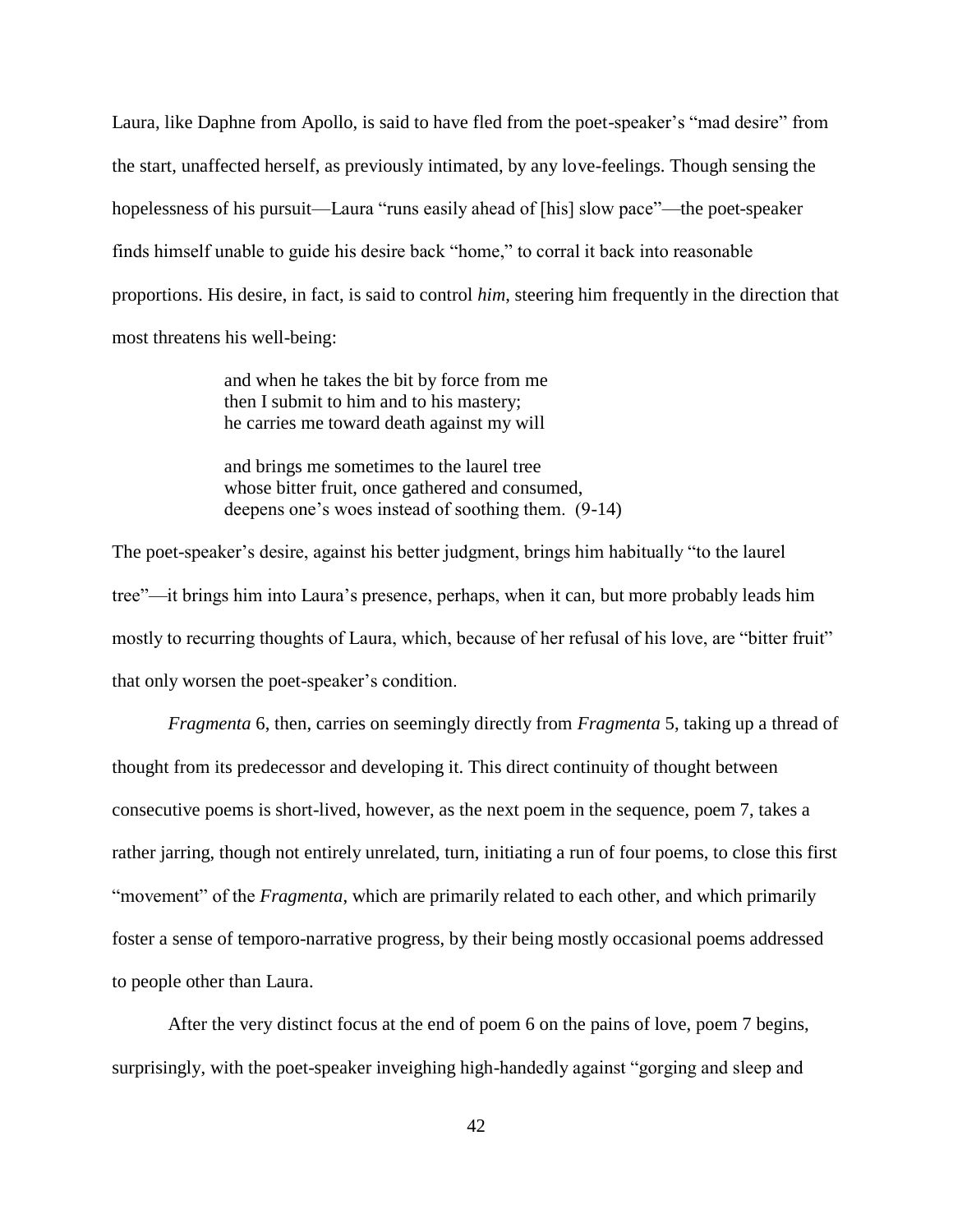Laura, like Daphne from Apollo, is said to have fled from the poet-speaker's "mad desire" from the start, unaffected herself, as previously intimated, by any love-feelings. Though sensing the hopelessness of his pursuit—Laura "runs easily ahead of [his] slow pace"—the poet-speaker finds himself unable to guide his desire back "home," to corral it back into reasonable proportions. His desire, in fact, is said to control *him*, steering him frequently in the direction that most threatens his well-being:

> and when he takes the bit by force from me
> then I submit to him and to his mastery;
> he carries me toward death against my will
>
> and brings me sometimes to the laurel tree
> whose bitter fruit, once gathered and consumed,
> deepens one's woes instead of soothing them. (9-14)

The poet-speaker's desire, against his better judgment, brings him habitually "to the laurel tree"—it brings him into Laura's presence, perhaps, when it can, but more probably leads him mostly to recurring thoughts of Laura, which, because of her refusal of his love, are "bitter fruit" that only worsen the poet-speaker's condition.

*Fragmenta* 6, then, carries on seemingly directly from *Fragmenta* 5, taking up a thread of thought from its predecessor and developing it. This direct continuity of thought between consecutive poems is short-lived, however, as the next poem in the sequence, poem 7, takes a rather jarring, though not entirely unrelated, turn, initiating a run of four poems, to close this first "movement" of the *Fragmenta*, which are primarily related to each other, and which primarily foster a sense of temporo-narrative progress, by their being mostly occasional poems addressed to people other than Laura.

After the very distinct focus at the end of poem 6 on the pains of love, poem 7 begins, surprisingly, with the poet-speaker inveighing high-handedly against "gorging and sleep and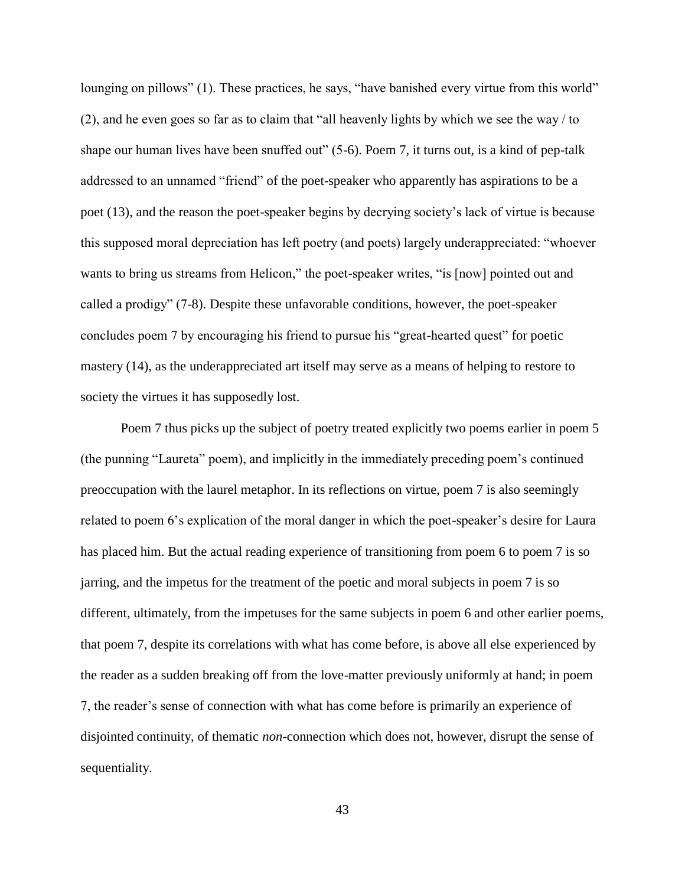lounging on pillows" (1). These practices, he says, "have banished every virtue from this world" (2), and he even goes so far as to claim that "all heavenly lights by which we see the way / to shape our human lives have been snuffed out" (5-6). Poem 7, it turns out, is a kind of pep-talk addressed to an unnamed "friend" of the poet-speaker who apparently has aspirations to be a poet (13), and the reason the poet-speaker begins by decrying society's lack of virtue is because this supposed moral depreciation has left poetry (and poets) largely underappreciated: "whoever wants to bring us streams from Helicon," the poet-speaker writes, "is [now] pointed out and called a prodigy" (7-8). Despite these unfavorable conditions, however, the poet-speaker concludes poem 7 by encouraging his friend to pursue his "great-hearted quest" for poetic mastery (14), as the underappreciated art itself may serve as a means of helping to restore to society the virtues it has supposedly lost.

Poem 7 thus picks up the subject of poetry treated explicitly two poems earlier in poem 5 (the punning "Laureta" poem), and implicitly in the immediately preceding poem's continued preoccupation with the laurel metaphor. In its reflections on virtue, poem 7 is also seemingly related to poem 6's explication of the moral danger in which the poet-speaker's desire for Laura has placed him. But the actual reading experience of transitioning from poem 6 to poem 7 is so jarring, and the impetus for the treatment of the poetic and moral subjects in poem 7 is so different, ultimately, from the impetuses for the same subjects in poem 6 and other earlier poems, that poem 7, despite its correlations with what has come before, is above all else experienced by the reader as a sudden breaking off from the love-matter previously uniformly at hand; in poem 7, the reader's sense of connection with what has come before is primarily an experience of disjointed continuity, of thematic *non*-connection which does not, however, disrupt the sense of sequentiality.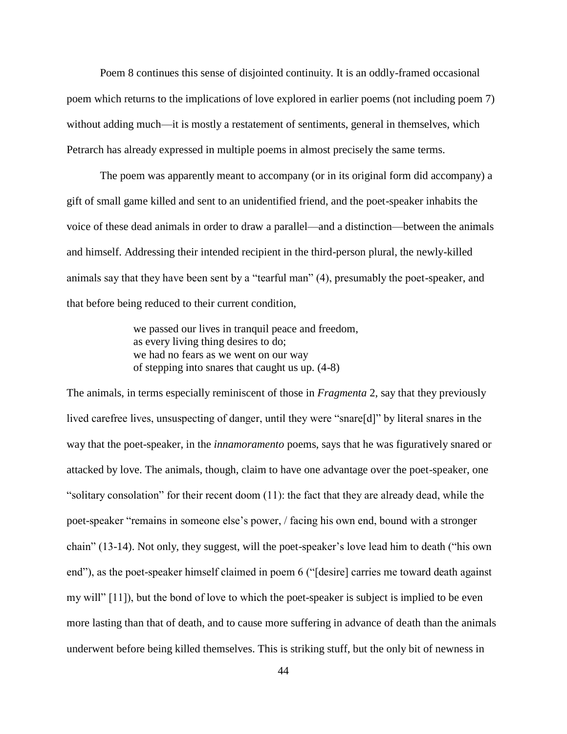Poem 8 continues this sense of disjointed continuity. It is an oddly-framed occasional poem which returns to the implications of love explored in earlier poems (not including poem 7) without adding much—it is mostly a restatement of sentiments, general in themselves, which Petrarch has already expressed in multiple poems in almost precisely the same terms.

The poem was apparently meant to accompany (or in its original form did accompany) a gift of small game killed and sent to an unidentified friend, and the poet-speaker inhabits the voice of these dead animals in order to draw a parallel—and a distinction—between the animals and himself. Addressing their intended recipient in the third-person plural, the newly-killed animals say that they have been sent by a "tearful man" (4), presumably the poet-speaker, and that before being reduced to their current condition,

> we passed our lives in tranquil peace and freedom,
> as every living thing desires to do;
> we had no fears as we went on our way
> of stepping into snares that caught us up. (4-8)

The animals, in terms especially reminiscent of those in *Fragmenta* 2, say that they previously lived carefree lives, unsuspecting of danger, until they were "snare[d]" by literal snares in the way that the poet-speaker, in the *innamoramento* poems, says that he was figuratively snared or attacked by love. The animals, though, claim to have one advantage over the poet-speaker, one "solitary consolation" for their recent doom (11): the fact that they are already dead, while the poet-speaker "remains in someone else's power, / facing his own end, bound with a stronger chain" (13-14). Not only, they suggest, will the poet-speaker's love lead him to death ("his own end"), as the poet-speaker himself claimed in poem 6 ("[desire] carries me toward death against my will" [11]), but the bond of love to which the poet-speaker is subject is implied to be even more lasting than that of death, and to cause more suffering in advance of death than the animals underwent before being killed themselves. This is striking stuff, but the only bit of newness in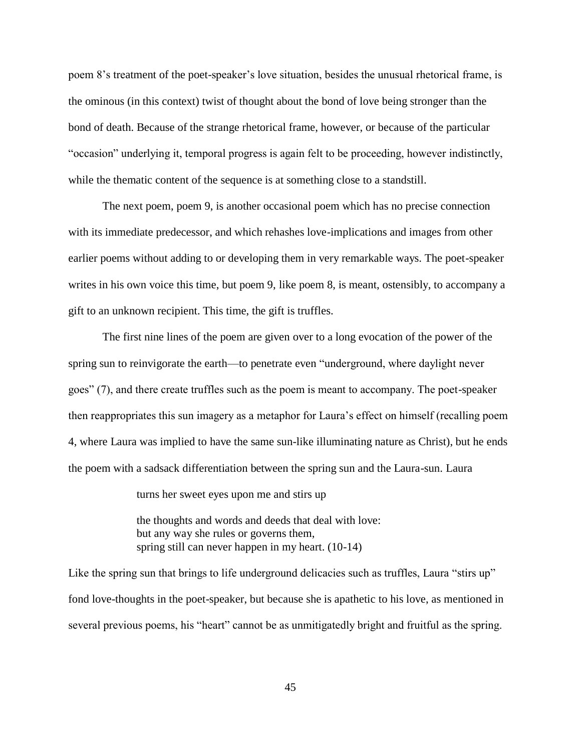poem 8's treatment of the poet-speaker's love situation, besides the unusual rhetorical frame, is the ominous (in this context) twist of thought about the bond of love being stronger than the bond of death. Because of the strange rhetorical frame, however, or because of the particular "occasion" underlying it, temporal progress is again felt to be proceeding, however indistinctly, while the thematic content of the sequence is at something close to a standstill.

The next poem, poem 9, is another occasional poem which has no precise connection with its immediate predecessor, and which rehashes love-implications and images from other earlier poems without adding to or developing them in very remarkable ways. The poet-speaker writes in his own voice this time, but poem 9, like poem 8, is meant, ostensibly, to accompany a gift to an unknown recipient. This time, the gift is truffles.

The first nine lines of the poem are given over to a long evocation of the power of the spring sun to reinvigorate the earth—to penetrate even "underground, where daylight never goes" (7), and there create truffles such as the poem is meant to accompany. The poet-speaker then reappropriates this sun imagery as a metaphor for Laura's effect on himself (recalling poem 4, where Laura was implied to have the same sun-like illuminating nature as Christ), but he ends the poem with a sadsack differentiation between the spring sun and the Laura-sun. Laura

> turns her sweet eyes upon me and stirs up
>
> the thoughts and words and deeds that deal with love:
> but any way she rules or governs them,
> spring still can never happen in my heart. (10-14)

Like the spring sun that brings to life underground delicacies such as truffles, Laura "stirs up" fond love-thoughts in the poet-speaker, but because she is apathetic to his love, as mentioned in several previous poems, his "heart" cannot be as unmitigatedly bright and fruitful as the spring.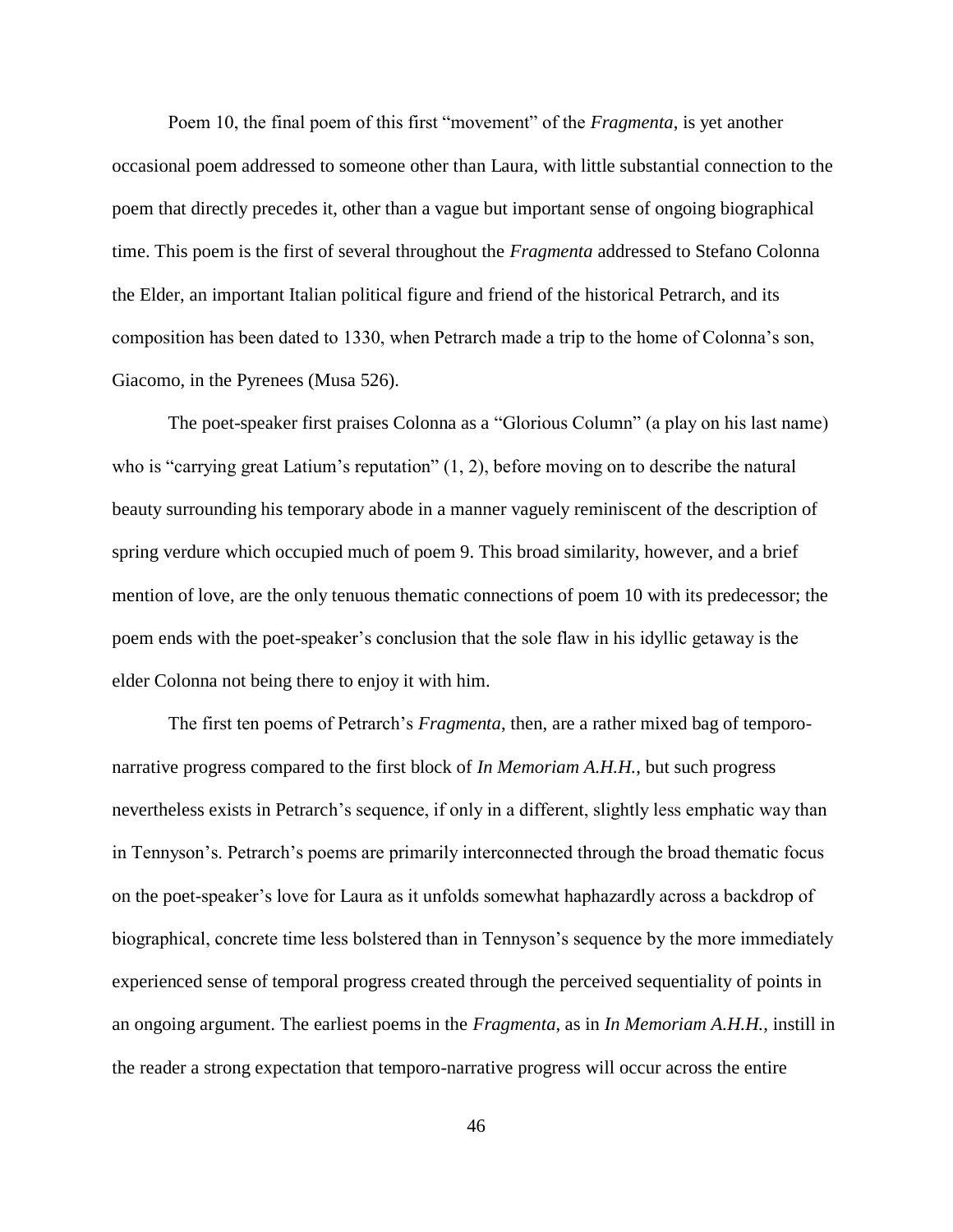Poem 10, the final poem of this first "movement" of the *Fragmenta*, is yet another occasional poem addressed to someone other than Laura, with little substantial connection to the poem that directly precedes it, other than a vague but important sense of ongoing biographical time. This poem is the first of several throughout the *Fragmenta* addressed to Stefano Colonna the Elder, an important Italian political figure and friend of the historical Petrarch, and its composition has been dated to 1330, when Petrarch made a trip to the home of Colonna's son, Giacomo, in the Pyrenees (Musa 526).

The poet-speaker first praises Colonna as a "Glorious Column" (a play on his last name) who is "carrying great Latium's reputation" (1, 2), before moving on to describe the natural beauty surrounding his temporary abode in a manner vaguely reminiscent of the description of spring verdure which occupied much of poem 9. This broad similarity, however, and a brief mention of love, are the only tenuous thematic connections of poem 10 with its predecessor; the poem ends with the poet-speaker's conclusion that the sole flaw in his idyllic getaway is the elder Colonna not being there to enjoy it with him.

The first ten poems of Petrarch's *Fragmenta*, then, are a rather mixed bag of temporo-narrative progress compared to the first block of *In Memoriam A.H.H.*, but such progress nevertheless exists in Petrarch's sequence, if only in a different, slightly less emphatic way than in Tennyson's. Petrarch's poems are primarily interconnected through the broad thematic focus on the poet-speaker's love for Laura as it unfolds somewhat haphazardly across a backdrop of biographical, concrete time less bolstered than in Tennyson's sequence by the more immediately experienced sense of temporal progress created through the perceived sequentiality of points in an ongoing argument. The earliest poems in the *Fragmenta*, as in *In Memoriam A.H.H.*, instill in the reader a strong expectation that temporo-narrative progress will occur across the entire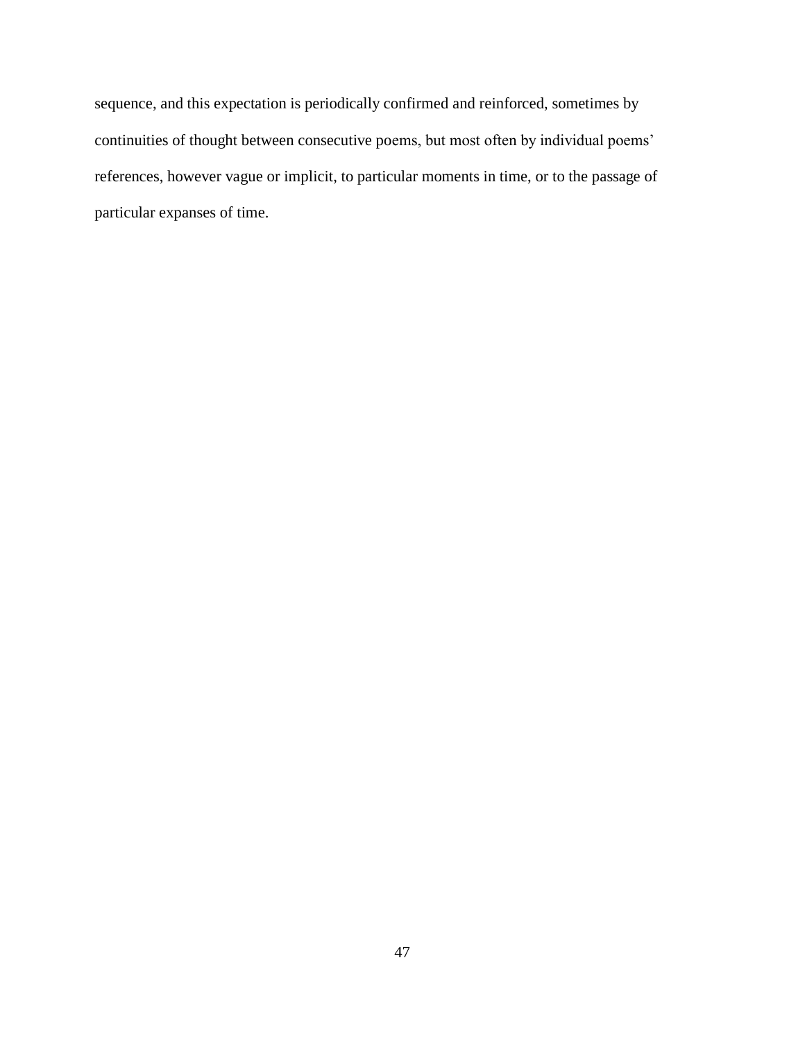sequence, and this expectation is periodically confirmed and reinforced, sometimes by continuities of thought between consecutive poems, but most often by individual poems' references, however vague or implicit, to particular moments in time, or to the passage of particular expanses of time.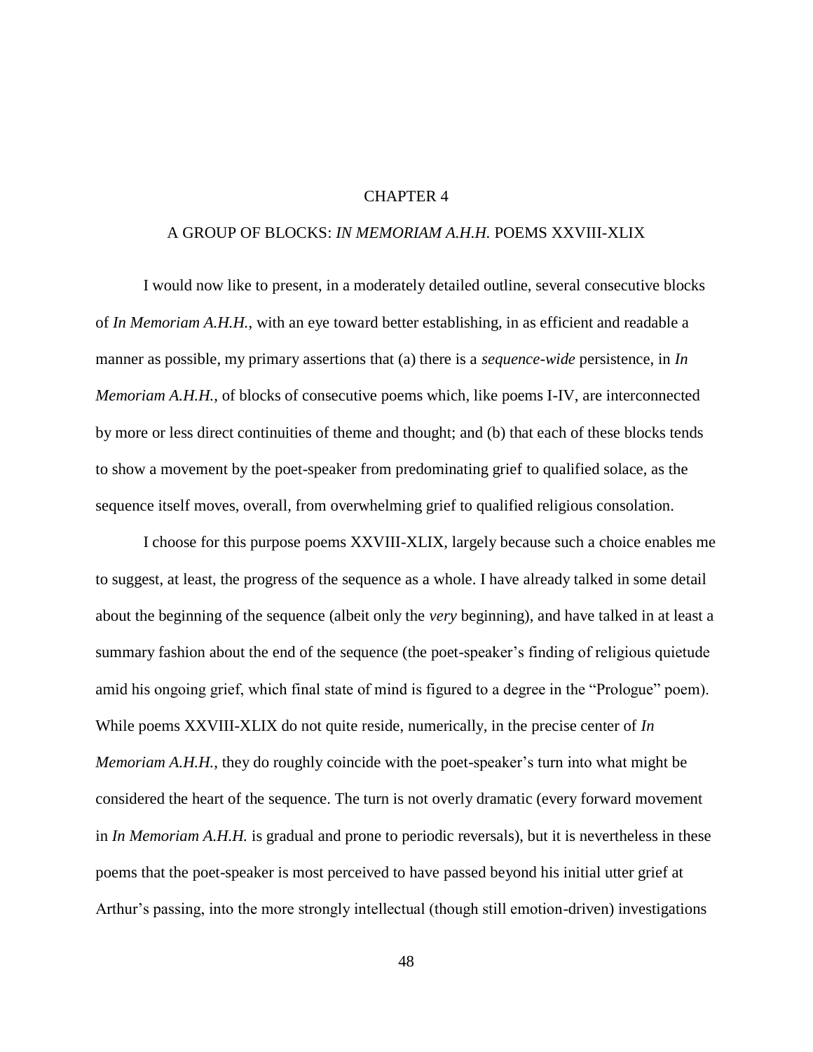# CHAPTER 4

## A GROUP OF BLOCKS: *IN MEMORIAM A.H.H.* POEMS XXVIII-XLIX

I would now like to present, in a moderately detailed outline, several consecutive blocks of *In Memoriam A.H.H.*, with an eye toward better establishing, in as efficient and readable a manner as possible, my primary assertions that (a) there is a *sequence-wide* persistence, in *In Memoriam A.H.H.*, of blocks of consecutive poems which, like poems I-IV, are interconnected by more or less direct continuities of theme and thought; and (b) that each of these blocks tends to show a movement by the poet-speaker from predominating grief to qualified solace, as the sequence itself moves, overall, from overwhelming grief to qualified religious consolation.

I choose for this purpose poems XXVIII-XLIX, largely because such a choice enables me to suggest, at least, the progress of the sequence as a whole. I have already talked in some detail about the beginning of the sequence (albeit only the *very* beginning), and have talked in at least a summary fashion about the end of the sequence (the poet-speaker's finding of religious quietude amid his ongoing grief, which final state of mind is figured to a degree in the "Prologue" poem). While poems XXVIII-XLIX do not quite reside, numerically, in the precise center of *In Memoriam A.H.H.*, they do roughly coincide with the poet-speaker's turn into what might be considered the heart of the sequence. The turn is not overly dramatic (every forward movement in *In Memoriam A.H.H.* is gradual and prone to periodic reversals), but it is nevertheless in these poems that the poet-speaker is most perceived to have passed beyond his initial utter grief at Arthur's passing, into the more strongly intellectual (though still emotion-driven) investigations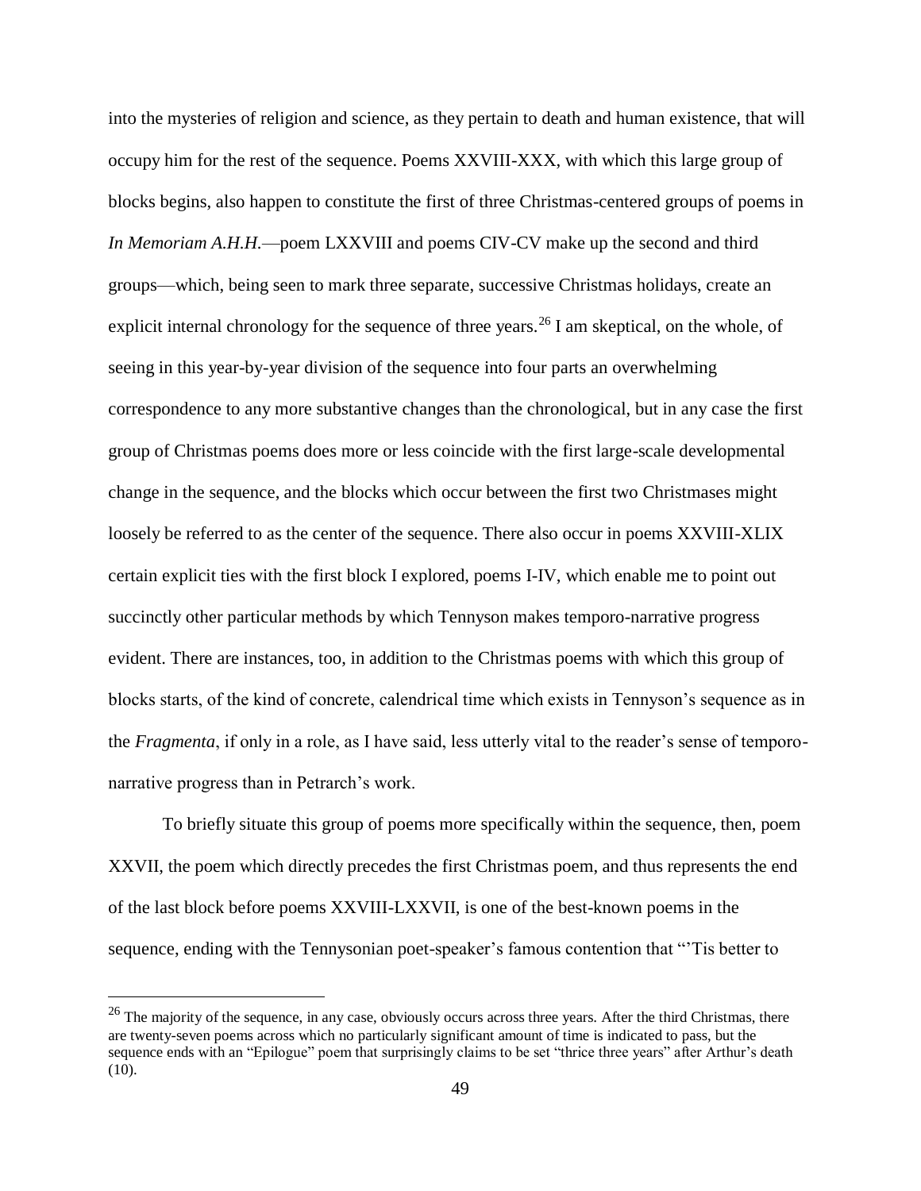into the mysteries of religion and science, as they pertain to death and human existence, that will occupy him for the rest of the sequence. Poems XXVIII-XXX, with which this large group of blocks begins, also happen to constitute the first of three Christmas-centered groups of poems in *In Memoriam A.H.H.*—poem LXXVIII and poems CIV-CV make up the second and third groups—which, being seen to mark three separate, successive Christmas holidays, create an explicit internal chronology for the sequence of three years.[26] I am skeptical, on the whole, of seeing in this year-by-year division of the sequence into four parts an overwhelming correspondence to any more substantive changes than the chronological, but in any case the first group of Christmas poems does more or less coincide with the first large-scale developmental change in the sequence, and the blocks which occur between the first two Christmases might loosely be referred to as the center of the sequence. There also occur in poems XXVIII-XLIX certain explicit ties with the first block I explored, poems I-IV, which enable me to point out succinctly other particular methods by which Tennyson makes temporo-narrative progress evident. There are instances, too, in addition to the Christmas poems with which this group of blocks starts, of the kind of concrete, calendrical time which exists in Tennyson's sequence as in the *Fragmenta*, if only in a role, as I have said, less utterly vital to the reader's sense of temporo-narrative progress than in Petrarch's work.

To briefly situate this group of poems more specifically within the sequence, then, poem XXVII, the poem which directly precedes the first Christmas poem, and thus represents the end of the last block before poems XXVIII-LXXVII, is one of the best-known poems in the sequence, ending with the Tennysonian poet-speaker's famous contention that "'Tis better to

---

[26] The majority of the sequence, in any case, obviously occurs across three years. After the third Christmas, there are twenty-seven poems across which no particularly significant amount of time is indicated to pass, but the sequence ends with an "Epilogue" poem that surprisingly claims to be set "thrice three years" after Arthur's death (10).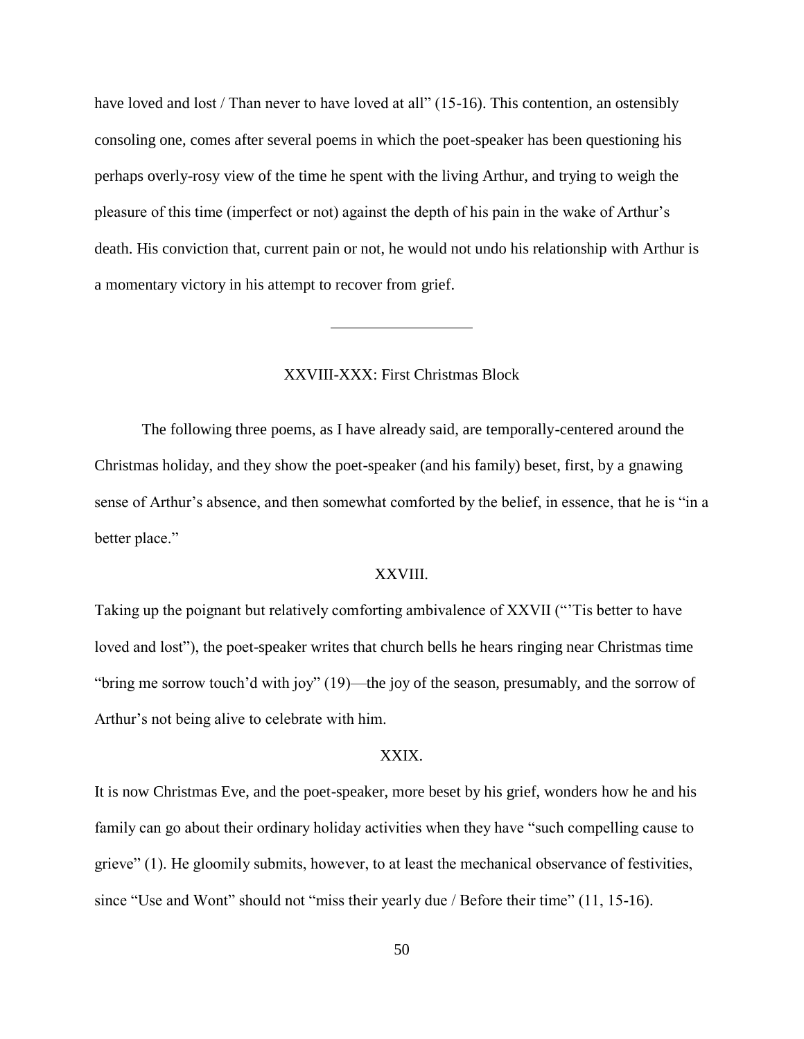have loved and lost / Than never to have loved at all" (15-16). This contention, an ostensibly consoling one, comes after several poems in which the poet-speaker has been questioning his perhaps overly-rosy view of the time he spent with the living Arthur, and trying to weigh the pleasure of this time (imperfect or not) against the depth of his pain in the wake of Arthur's death. His conviction that, current pain or not, he would not undo his relationship with Arthur is a momentary victory in his attempt to recover from grief.

---

## XXVIII-XXX: First Christmas Block

The following three poems, as I have already said, are temporally-centered around the Christmas holiday, and they show the poet-speaker (and his family) beset, first, by a gnawing sense of Arthur's absence, and then somewhat comforted by the belief, in essence, that he is "in a better place."

### XXVIII.

Taking up the poignant but relatively comforting ambivalence of XXVII ("'Tis better to have loved and lost"), the poet-speaker writes that church bells he hears ringing near Christmas time "bring me sorrow touch'd with joy" (19)—the joy of the season, presumably, and the sorrow of Arthur's not being alive to celebrate with him.

### XXIX.

It is now Christmas Eve, and the poet-speaker, more beset by his grief, wonders how he and his family can go about their ordinary holiday activities when they have "such compelling cause to grieve" (1). He gloomily submits, however, to at least the mechanical observance of festivities, since "Use and Wont" should not "miss their yearly due / Before their time" (11, 15-16).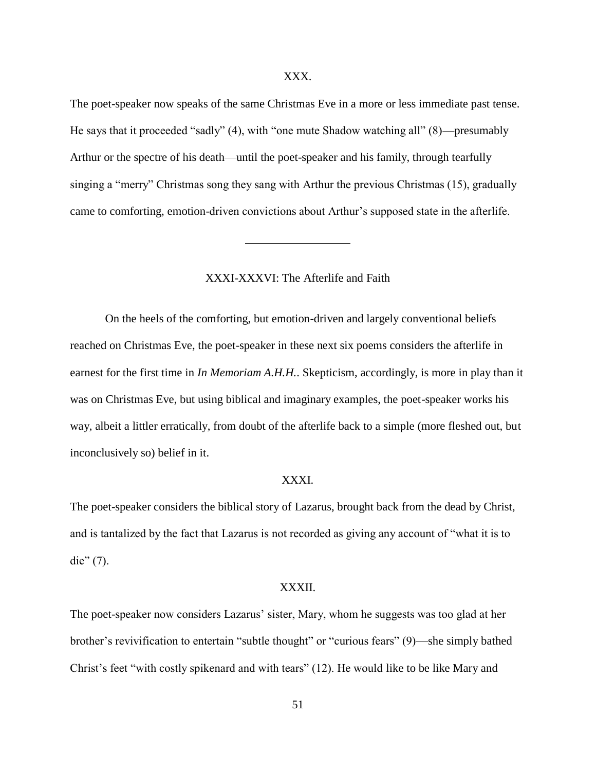### XXX.

The poet-speaker now speaks of the same Christmas Eve in a more or less immediate past tense. He says that it proceeded "sadly" (4), with "one mute Shadow watching all" (8)—presumably Arthur or the spectre of his death—until the poet-speaker and his family, through tearfully singing a "merry" Christmas song they sang with Arthur the previous Christmas (15), gradually came to comforting, emotion-driven convictions about Arthur's supposed state in the afterlife.

---

## XXXI-XXXVI: The Afterlife and Faith

On the heels of the comforting, but emotion-driven and largely conventional beliefs reached on Christmas Eve, the poet-speaker in these next six poems considers the afterlife in earnest for the first time in *In Memoriam A.H.H.*. Skepticism, accordingly, is more in play than it was on Christmas Eve, but using biblical and imaginary examples, the poet-speaker works his way, albeit a littler erratically, from doubt of the afterlife back to a simple (more fleshed out, but inconclusively so) belief in it.

### XXXI.

The poet-speaker considers the biblical story of Lazarus, brought back from the dead by Christ, and is tantalized by the fact that Lazarus is not recorded as giving any account of "what it is to die" (7).

### XXXII.

The poet-speaker now considers Lazarus' sister, Mary, whom he suggests was too glad at her brother's revivification to entertain "subtle thought" or "curious fears" (9)—she simply bathed Christ's feet "with costly spikenard and with tears" (12). He would like to be like Mary and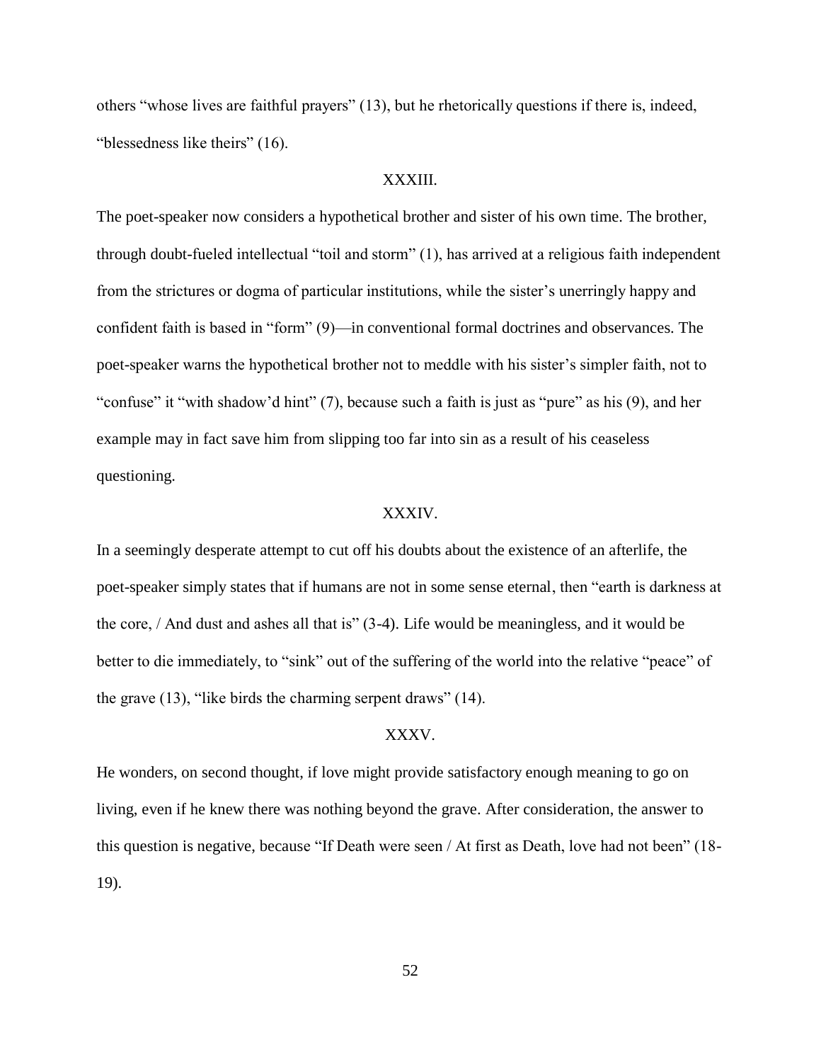others “whose lives are faithful prayers” (13), but he rhetorically questions if there is, indeed, “blessedness like theirs” (16).

### XXXIII.

The poet-speaker now considers a hypothetical brother and sister of his own time. The brother, through doubt-fueled intellectual “toil and storm” (1), has arrived at a religious faith independent from the strictures or dogma of particular institutions, while the sister’s unerringly happy and confident faith is based in “form” (9)—in conventional formal doctrines and observances. The poet-speaker warns the hypothetical brother not to meddle with his sister’s simpler faith, not to “confuse” it “with shadow’d hint” (7), because such a faith is just as “pure” as his (9), and her example may in fact save him from slipping too far into sin as a result of his ceaseless questioning.

### XXXIV.

In a seemingly desperate attempt to cut off his doubts about the existence of an afterlife, the poet-speaker simply states that if humans are not in some sense eternal, then “earth is darkness at the core, / And dust and ashes all that is” (3-4). Life would be meaningless, and it would be better to die immediately, to “sink” out of the suffering of the world into the relative “peace” of the grave (13), “like birds the charming serpent draws” (14).

### XXXV.

He wonders, on second thought, if love might provide satisfactory enough meaning to go on living, even if he knew there was nothing beyond the grave. After consideration, the answer to this question is negative, because “If Death were seen / At first as Death, love had not been” (18-19).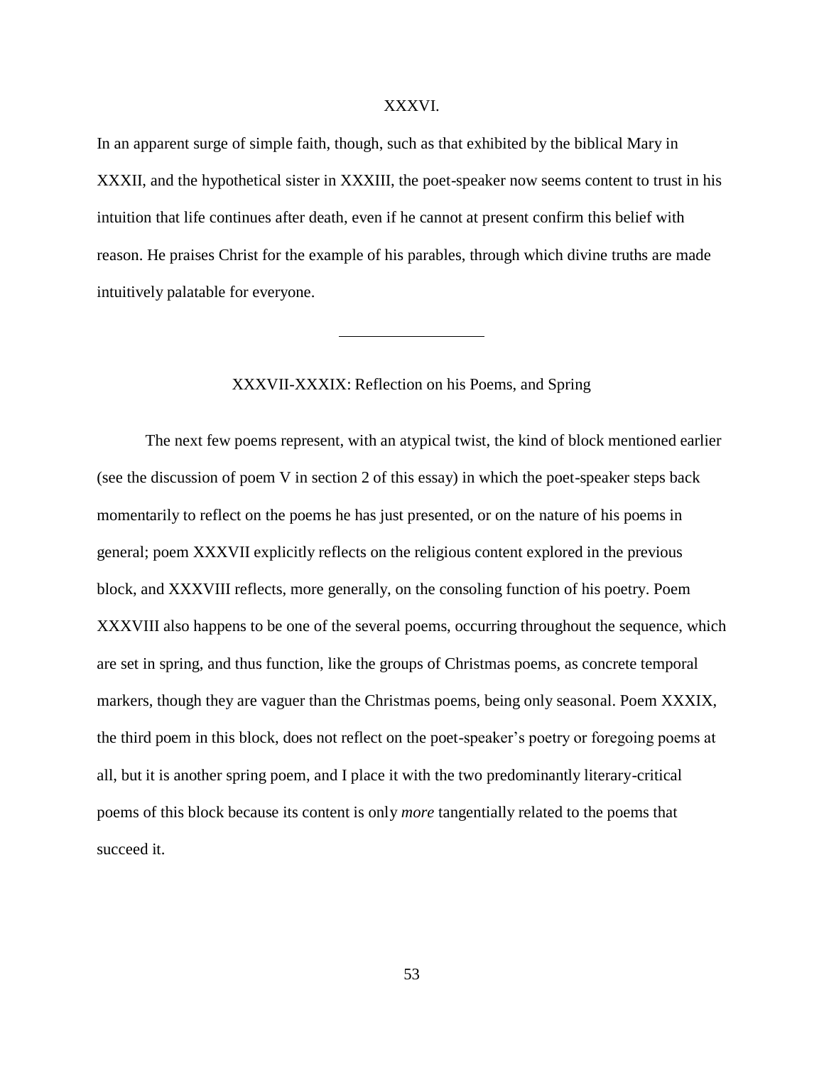### XXXVI.

In an apparent surge of simple faith, though, such as that exhibited by the biblical Mary in XXXII, and the hypothetical sister in XXXIII, the poet-speaker now seems content to trust in his intuition that life continues after death, even if he cannot at present confirm this belief with reason. He praises Christ for the example of his parables, through which divine truths are made intuitively palatable for everyone.

---

### XXXVII-XXXIX: Reflection on his Poems, and Spring

The next few poems represent, with an atypical twist, the kind of block mentioned earlier (see the discussion of poem V in section 2 of this essay) in which the poet-speaker steps back momentarily to reflect on the poems he has just presented, or on the nature of his poems in general; poem XXXVII explicitly reflects on the religious content explored in the previous block, and XXXVIII reflects, more generally, on the consoling function of his poetry. Poem XXXVIII also happens to be one of the several poems, occurring throughout the sequence, which are set in spring, and thus function, like the groups of Christmas poems, as concrete temporal markers, though they are vaguer than the Christmas poems, being only seasonal. Poem XXXIX, the third poem in this block, does not reflect on the poet-speaker's poetry or foregoing poems at all, but it is another spring poem, and I place it with the two predominantly literary-critical poems of this block because its content is only *more* tangentially related to the poems that succeed it.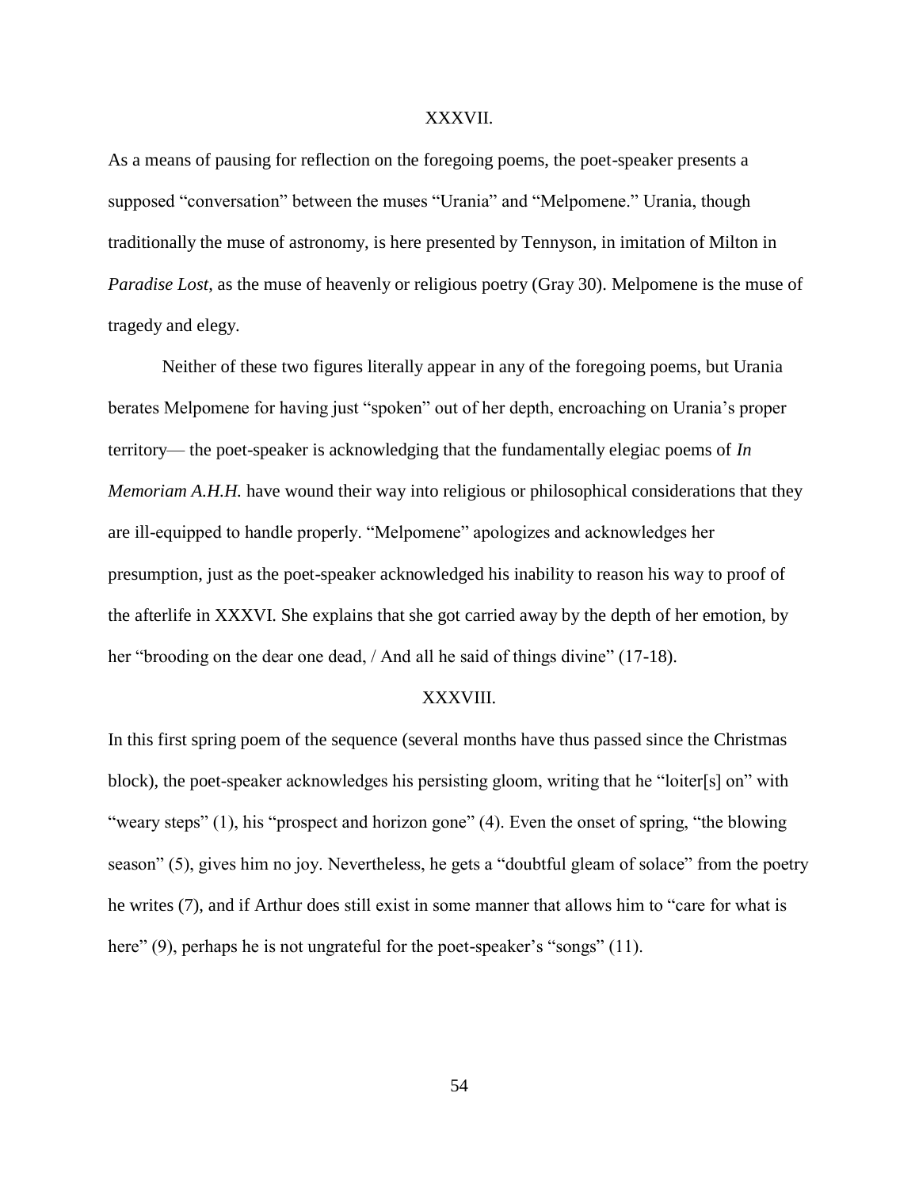## XXXVII.

As a means of pausing for reflection on the foregoing poems, the poet-speaker presents a supposed "conversation" between the muses "Urania" and "Melpomene." Urania, though traditionally the muse of astronomy, is here presented by Tennyson, in imitation of Milton in *Paradise Lost*, as the muse of heavenly or religious poetry (Gray 30). Melpomene is the muse of tragedy and elegy.

Neither of these two figures literally appear in any of the foregoing poems, but Urania berates Melpomene for having just "spoken" out of her depth, encroaching on Urania's proper territory— the poet-speaker is acknowledging that the fundamentally elegiac poems of *In Memoriam A.H.H.* have wound their way into religious or philosophical considerations that they are ill-equipped to handle properly. "Melpomene" apologizes and acknowledges her presumption, just as the poet-speaker acknowledged his inability to reason his way to proof of the afterlife in XXXVI. She explains that she got carried away by the depth of her emotion, by her "brooding on the dear one dead, / And all he said of things divine" (17-18).

## XXXVIII.

In this first spring poem of the sequence (several months have thus passed since the Christmas block), the poet-speaker acknowledges his persisting gloom, writing that he "loiter[s] on" with "weary steps" (1), his "prospect and horizon gone" (4). Even the onset of spring, "the blowing season" (5), gives him no joy. Nevertheless, he gets a "doubtful gleam of solace" from the poetry he writes (7), and if Arthur does still exist in some manner that allows him to "care for what is here" (9), perhaps he is not ungrateful for the poet-speaker's "songs" (11).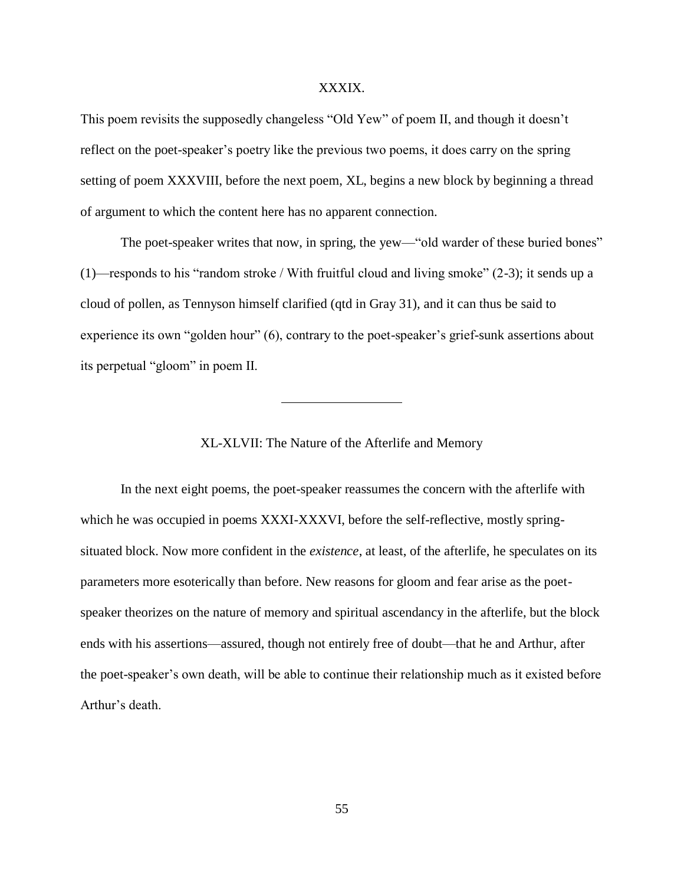### XXXIX.

This poem revisits the supposedly changeless "Old Yew" of poem II, and though it doesn't reflect on the poet-speaker's poetry like the previous two poems, it does carry on the spring setting of poem XXXVIII, before the next poem, XL, begins a new block by beginning a thread of argument to which the content here has no apparent connection.

The poet-speaker writes that now, in spring, the yew—"old warder of these buried bones" (1)—responds to his "random stroke / With fruitful cloud and living smoke" (2-3); it sends up a cloud of pollen, as Tennyson himself clarified (qtd in Gray 31), and it can thus be said to experience its own "golden hour" (6), contrary to the poet-speaker's grief-sunk assertions about its perpetual "gloom" in poem II.

---

## XL-XLVII: The Nature of the Afterlife and Memory

In the next eight poems, the poet-speaker reassumes the concern with the afterlife with which he was occupied in poems XXXI-XXXVI, before the self-reflective, mostly spring-situated block. Now more confident in the *existence*, at least, of the afterlife, he speculates on its parameters more esoterically than before. New reasons for gloom and fear arise as the poet-speaker theorizes on the nature of memory and spiritual ascendancy in the afterlife, but the block ends with his assertions—assured, though not entirely free of doubt—that he and Arthur, after the poet-speaker's own death, will be able to continue their relationship much as it existed before Arthur's death.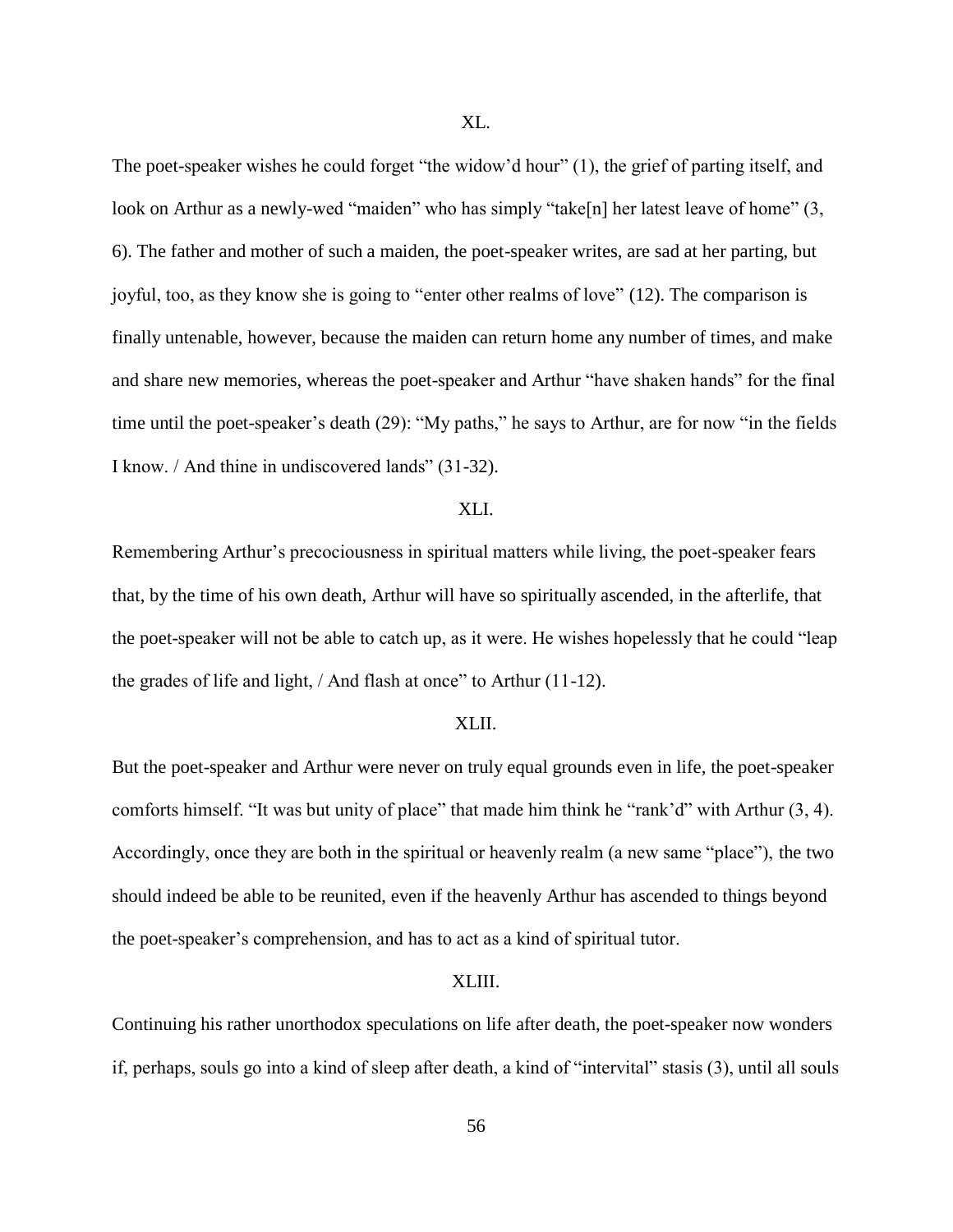## XL.

The poet-speaker wishes he could forget "the widow'd hour" (1), the grief of parting itself, and look on Arthur as a newly-wed "maiden" who has simply "take[n] her latest leave of home" (3, 6). The father and mother of such a maiden, the poet-speaker writes, are sad at her parting, but joyful, too, as they know she is going to "enter other realms of love" (12). The comparison is finally untenable, however, because the maiden can return home any number of times, and make and share new memories, whereas the poet-speaker and Arthur "have shaken hands" for the final time until the poet-speaker's death (29): "My paths," he says to Arthur, are for now "in the fields I know. / And thine in undiscovered lands" (31-32).

## XLI.

Remembering Arthur's precociousness in spiritual matters while living, the poet-speaker fears that, by the time of his own death, Arthur will have so spiritually ascended, in the afterlife, that the poet-speaker will not be able to catch up, as it were. He wishes hopelessly that he could "leap the grades of life and light, / And flash at once" to Arthur (11-12).

## XLII.

But the poet-speaker and Arthur were never on truly equal grounds even in life, the poet-speaker comforts himself. "It was but unity of place" that made him think he "rank'd" with Arthur (3, 4). Accordingly, once they are both in the spiritual or heavenly realm (a new same "place"), the two should indeed be able to be reunited, even if the heavenly Arthur has ascended to things beyond the poet-speaker's comprehension, and has to act as a kind of spiritual tutor.

## XLIII.

Continuing his rather unorthodox speculations on life after death, the poet-speaker now wonders if, perhaps, souls go into a kind of sleep after death, a kind of "intervital" stasis (3), until all souls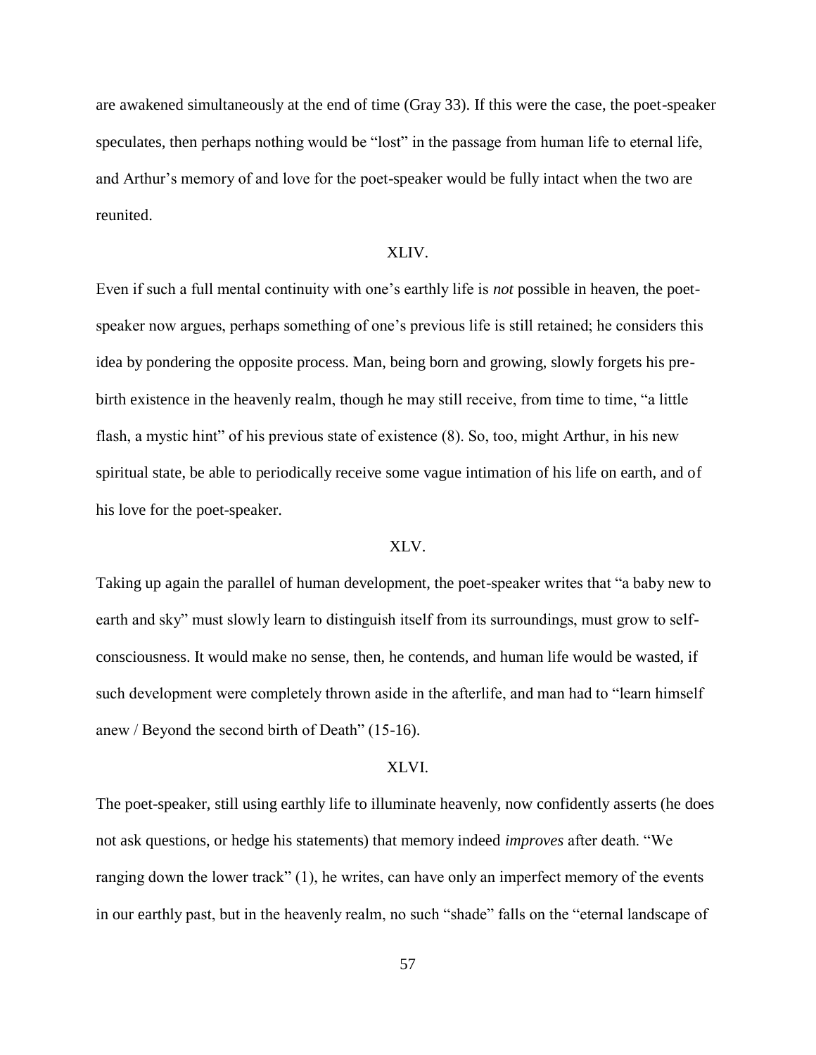are awakened simultaneously at the end of time (Gray 33). If this were the case, the poet-speaker speculates, then perhaps nothing would be "lost" in the passage from human life to eternal life, and Arthur's memory of and love for the poet-speaker would be fully intact when the two are reunited.

XLIV.

Even if such a full mental continuity with one's earthly life is *not* possible in heaven, the poet-speaker now argues, perhaps something of one's previous life is still retained; he considers this idea by pondering the opposite process. Man, being born and growing, slowly forgets his pre-birth existence in the heavenly realm, though he may still receive, from time to time, "a little flash, a mystic hint" of his previous state of existence (8). So, too, might Arthur, in his new spiritual state, be able to periodically receive some vague intimation of his life on earth, and of his love for the poet-speaker.

XLV.

Taking up again the parallel of human development, the poet-speaker writes that "a baby new to earth and sky" must slowly learn to distinguish itself from its surroundings, must grow to self-consciousness. It would make no sense, then, he contends, and human life would be wasted, if such development were completely thrown aside in the afterlife, and man had to "learn himself anew / Beyond the second birth of Death" (15-16).

XLVI.

The poet-speaker, still using earthly life to illuminate heavenly, now confidently asserts (he does not ask questions, or hedge his statements) that memory indeed *improves* after death. "We ranging down the lower track" (1), he writes, can have only an imperfect memory of the events in our earthly past, but in the heavenly realm, no such "shade" falls on the "eternal landscape of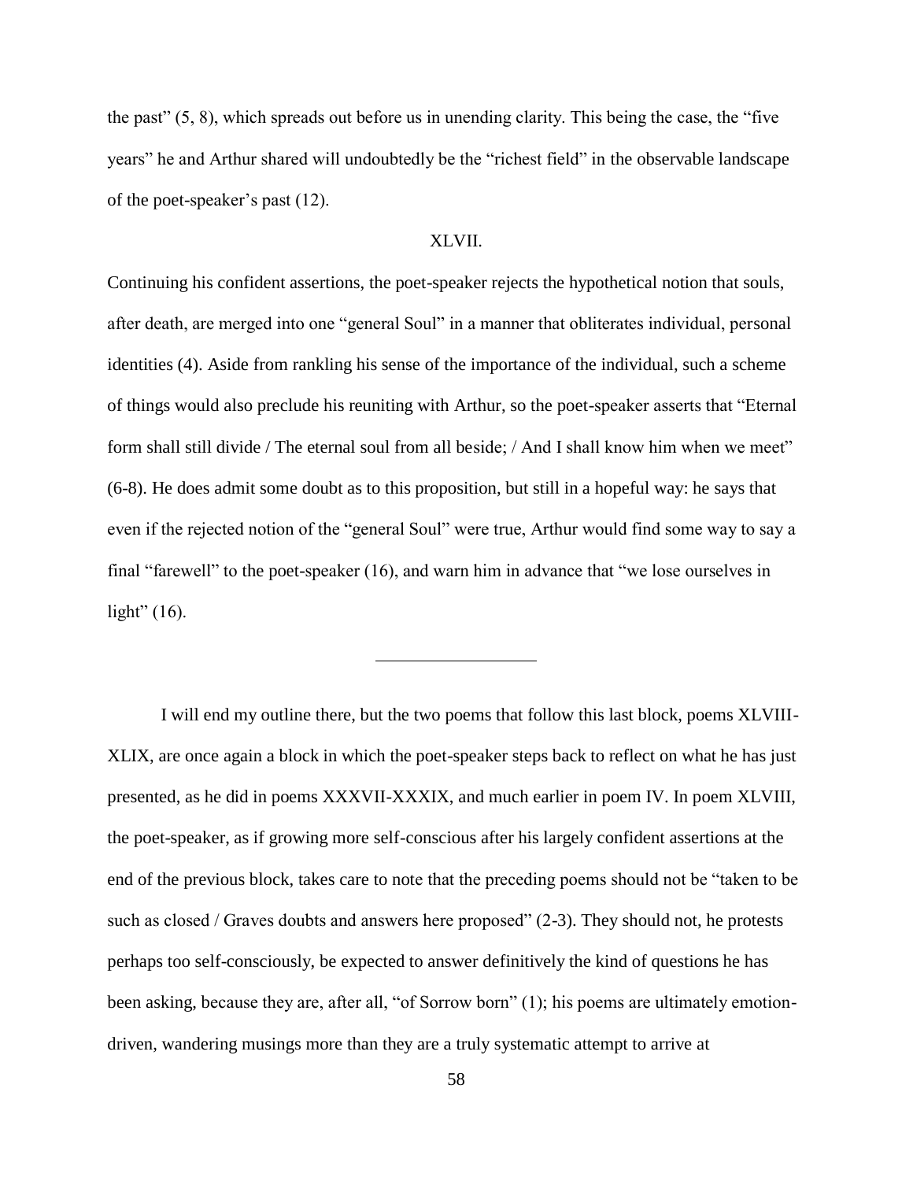the past" (5, 8), which spreads out before us in unending clarity. This being the case, the "five years" he and Arthur shared will undoubtedly be the "richest field" in the observable landscape of the poet-speaker's past (12).

### XLVII.

Continuing his confident assertions, the poet-speaker rejects the hypothetical notion that souls, after death, are merged into one "general Soul" in a manner that obliterates individual, personal identities (4). Aside from rankling his sense of the importance of the individual, such a scheme of things would also preclude his reuniting with Arthur, so the poet-speaker asserts that "Eternal form shall still divide / The eternal soul from all beside; / And I shall know him when we meet" (6-8). He does admit some doubt as to this proposition, but still in a hopeful way: he says that even if the rejected notion of the "general Soul" were true, Arthur would find some way to say a final "farewell" to the poet-speaker (16), and warn him in advance that "we lose ourselves in light" (16).

---

I will end my outline there, but the two poems that follow this last block, poems XLVIII-XLIX, are once again a block in which the poet-speaker steps back to reflect on what he has just presented, as he did in poems XXXVII-XXXIX, and much earlier in poem IV. In poem XLVIII, the poet-speaker, as if growing more self-conscious after his largely confident assertions at the end of the previous block, takes care to note that the preceding poems should not be "taken to be such as closed / Graves doubts and answers here proposed" (2-3). They should not, he protests perhaps too self-consciously, be expected to answer definitively the kind of questions he has been asking, because they are, after all, "of Sorrow born" (1); his poems are ultimately emotion-driven, wandering musings more than they are a truly systematic attempt to arrive at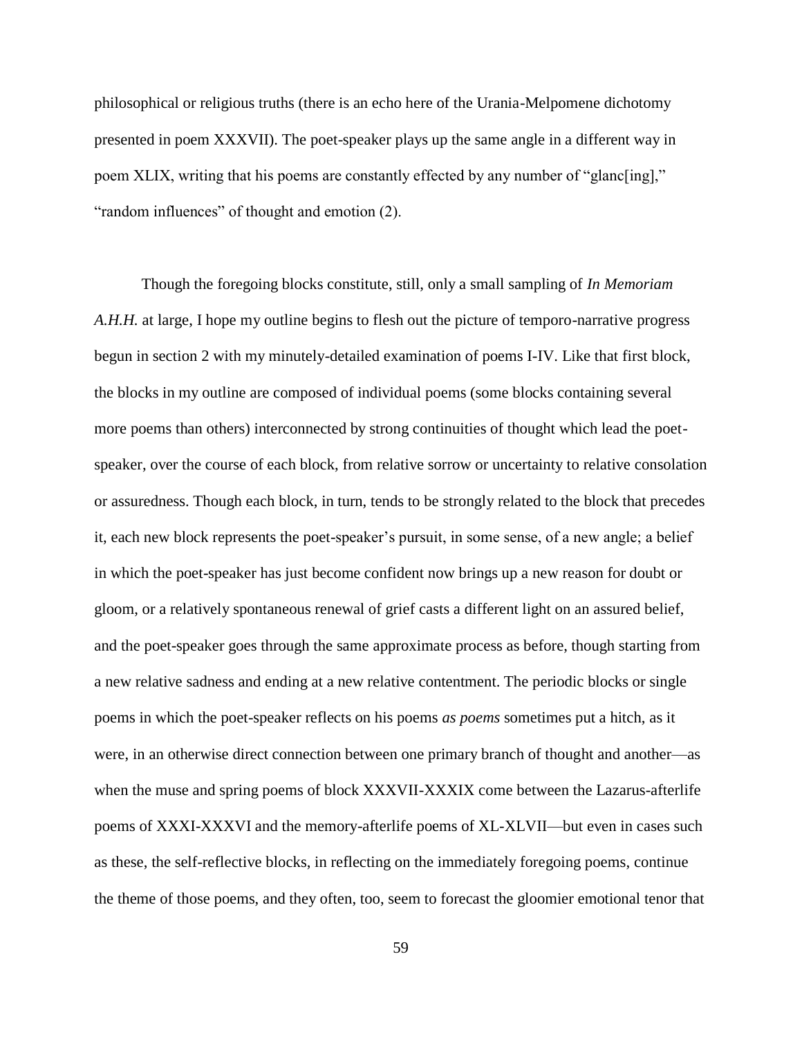philosophical or religious truths (there is an echo here of the Urania-Melpomene dichotomy presented in poem XXXVII). The poet-speaker plays up the same angle in a different way in poem XLIX, writing that his poems are constantly effected by any number of "glanc[ing]," "random influences" of thought and emotion (2).

Though the foregoing blocks constitute, still, only a small sampling of *In Memoriam A.H.H.* at large, I hope my outline begins to flesh out the picture of temporo-narrative progress begun in section 2 with my minutely-detailed examination of poems I-IV. Like that first block, the blocks in my outline are composed of individual poems (some blocks containing several more poems than others) interconnected by strong continuities of thought which lead the poet-speaker, over the course of each block, from relative sorrow or uncertainty to relative consolation or assuredness. Though each block, in turn, tends to be strongly related to the block that precedes it, each new block represents the poet-speaker's pursuit, in some sense, of a new angle; a belief in which the poet-speaker has just become confident now brings up a new reason for doubt or gloom, or a relatively spontaneous renewal of grief casts a different light on an assured belief, and the poet-speaker goes through the same approximate process as before, though starting from a new relative sadness and ending at a new relative contentment. The periodic blocks or single poems in which the poet-speaker reflects on his poems *as poems* sometimes put a hitch, as it were, in an otherwise direct connection between one primary branch of thought and another—as when the muse and spring poems of block XXXVII-XXXIX come between the Lazarus-afterlife poems of XXXI-XXXVI and the memory-afterlife poems of XL-XLVII—but even in cases such as these, the self-reflective blocks, in reflecting on the immediately foregoing poems, continue the theme of those poems, and they often, too, seem to forecast the gloomier emotional tenor that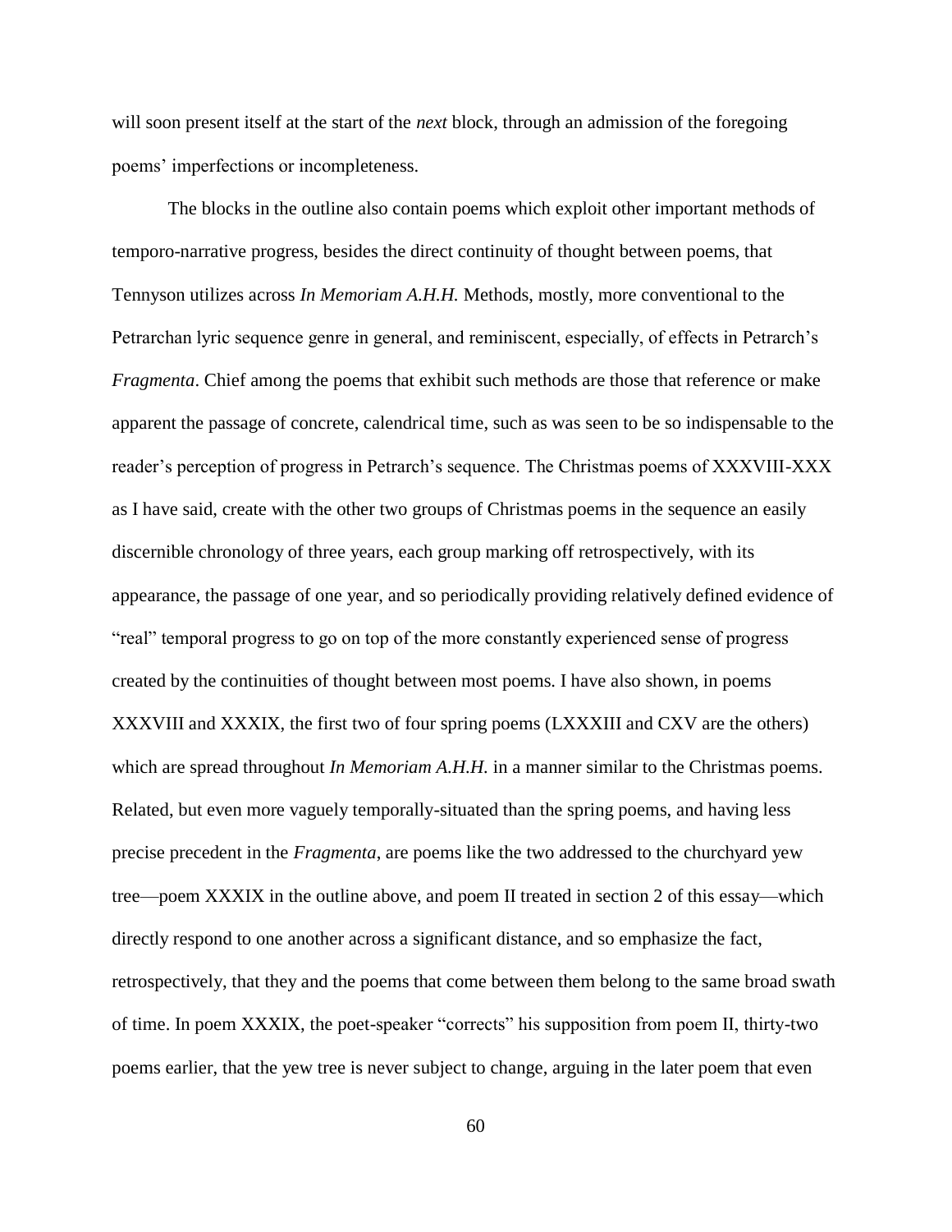will soon present itself at the start of the *next* block, through an admission of the foregoing poems' imperfections or incompleteness.

The blocks in the outline also contain poems which exploit other important methods of temporo-narrative progress, besides the direct continuity of thought between poems, that Tennyson utilizes across *In Memoriam A.H.H.* Methods, mostly, more conventional to the Petrarchan lyric sequence genre in general, and reminiscent, especially, of effects in Petrarch's *Fragmenta*. Chief among the poems that exhibit such methods are those that reference or make apparent the passage of concrete, calendrical time, such as was seen to be so indispensable to the reader's perception of progress in Petrarch's sequence. The Christmas poems of XXXVIII-XXX as I have said, create with the other two groups of Christmas poems in the sequence an easily discernible chronology of three years, each group marking off retrospectively, with its appearance, the passage of one year, and so periodically providing relatively defined evidence of "real" temporal progress to go on top of the more constantly experienced sense of progress created by the continuities of thought between most poems. I have also shown, in poems XXXVIII and XXXIX, the first two of four spring poems (LXXXIII and CXV are the others) which are spread throughout *In Memoriam A.H.H.* in a manner similar to the Christmas poems. Related, but even more vaguely temporally-situated than the spring poems, and having less precise precedent in the *Fragmenta*, are poems like the two addressed to the churchyard yew tree—poem XXXIX in the outline above, and poem II treated in section 2 of this essay—which directly respond to one another across a significant distance, and so emphasize the fact, retrospectively, that they and the poems that come between them belong to the same broad swath of time. In poem XXXIX, the poet-speaker "corrects" his supposition from poem II, thirty-two poems earlier, that the yew tree is never subject to change, arguing in the later poem that even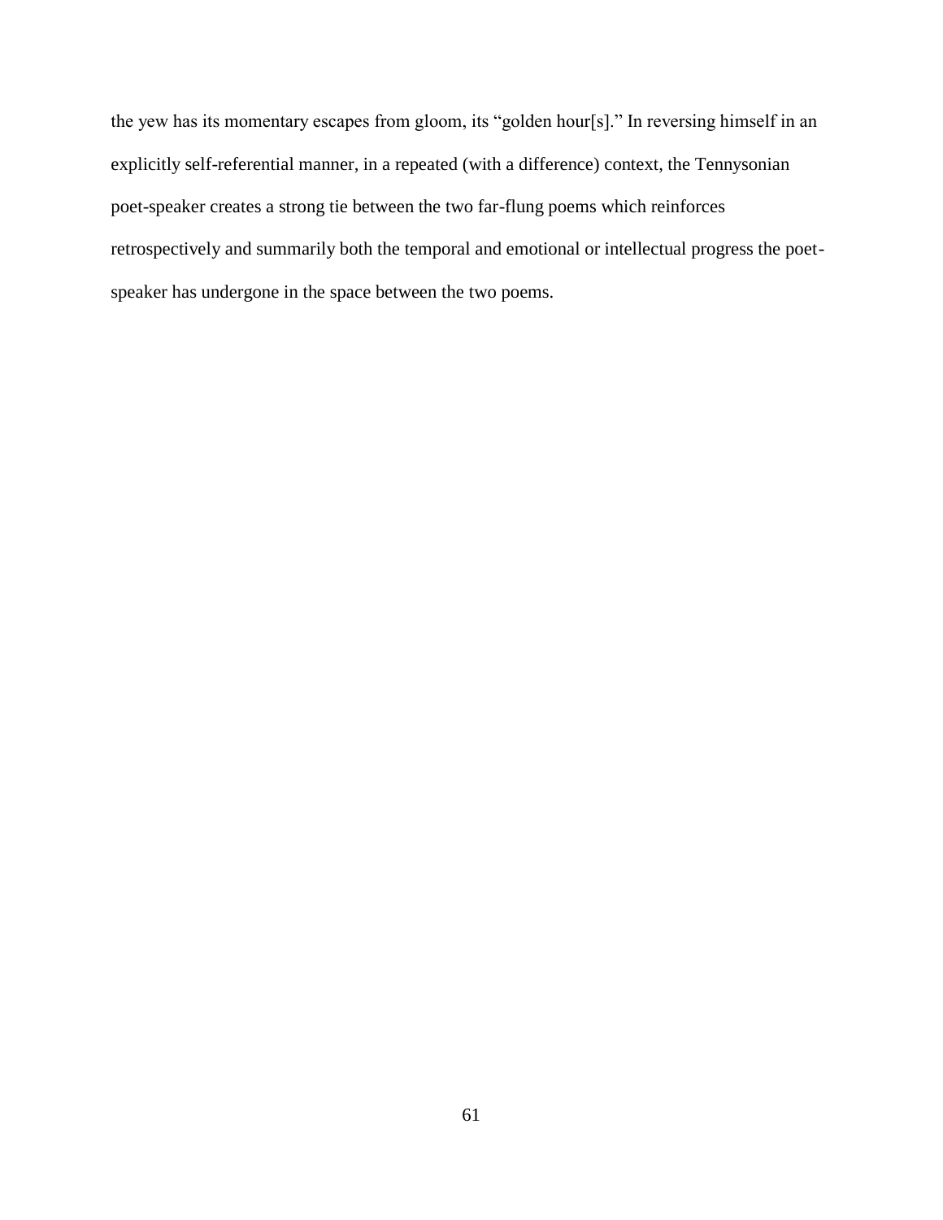the yew has its momentary escapes from gloom, its "golden hour[s]." In reversing himself in an explicitly self-referential manner, in a repeated (with a difference) context, the Tennysonian poet-speaker creates a strong tie between the two far-flung poems which reinforces retrospectively and summarily both the temporal and emotional or intellectual progress the poet-speaker has undergone in the space between the two poems.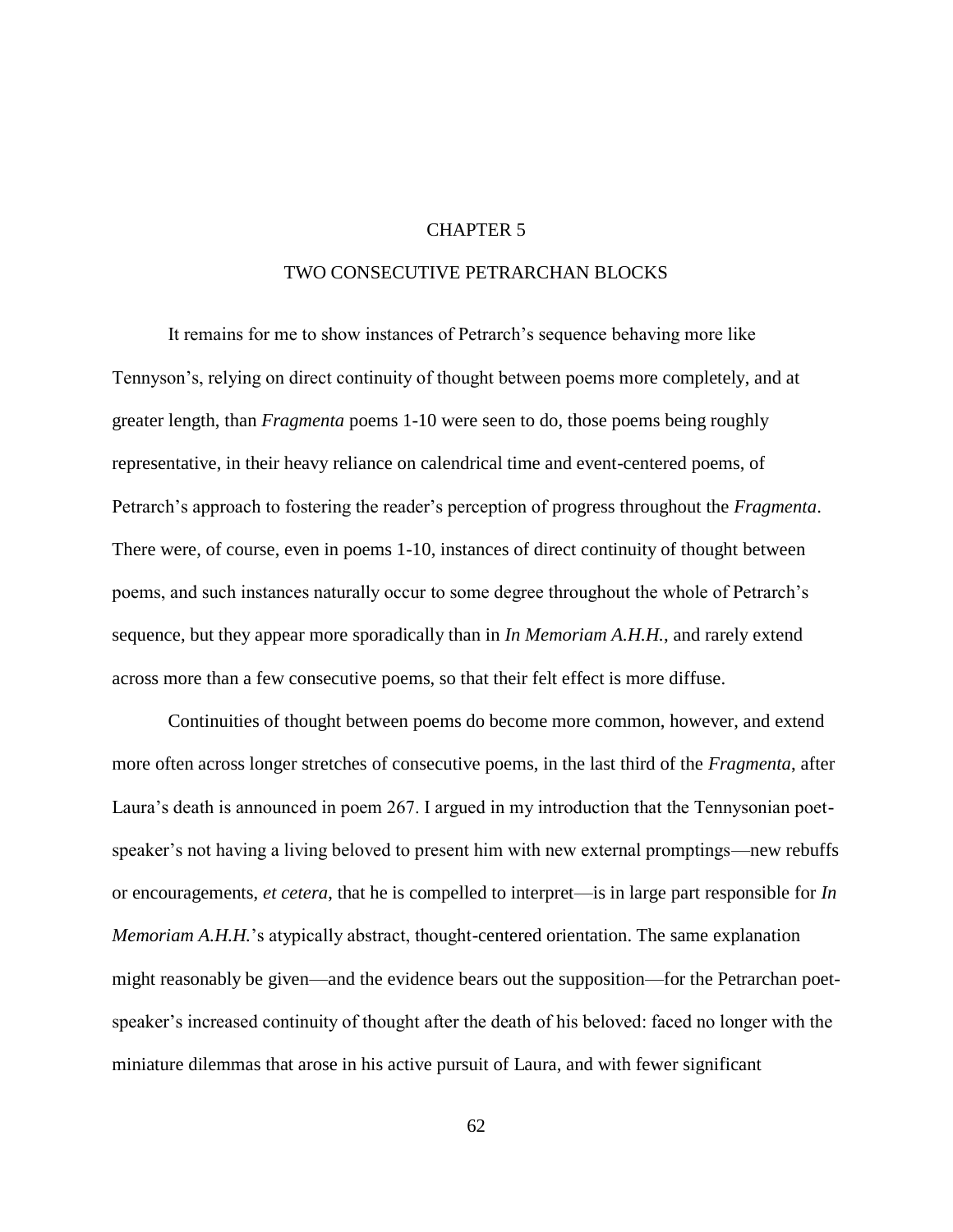# CHAPTER 5

## TWO CONSECUTIVE PETRARCHAN BLOCKS

It remains for me to show instances of Petrarch's sequence behaving more like Tennyson's, relying on direct continuity of thought between poems more completely, and at greater length, than *Fragmenta* poems 1-10 were seen to do, those poems being roughly representative, in their heavy reliance on calendrical time and event-centered poems, of Petrarch's approach to fostering the reader's perception of progress throughout the *Fragmenta*. There were, of course, even in poems 1-10, instances of direct continuity of thought between poems, and such instances naturally occur to some degree throughout the whole of Petrarch's sequence, but they appear more sporadically than in *In Memoriam A.H.H.*, and rarely extend across more than a few consecutive poems, so that their felt effect is more diffuse.

Continuities of thought between poems do become more common, however, and extend more often across longer stretches of consecutive poems, in the last third of the *Fragmenta*, after Laura's death is announced in poem 267. I argued in my introduction that the Tennysonian poet-speaker's not having a living beloved to present him with new external promptings—new rebuffs or encouragements, *et cetera*, that he is compelled to interpret—is in large part responsible for *In Memoriam A.H.H.*'s atypically abstract, thought-centered orientation. The same explanation might reasonably be given—and the evidence bears out the supposition—for the Petrarchan poet-speaker's increased continuity of thought after the death of his beloved: faced no longer with the miniature dilemmas that arose in his active pursuit of Laura, and with fewer significant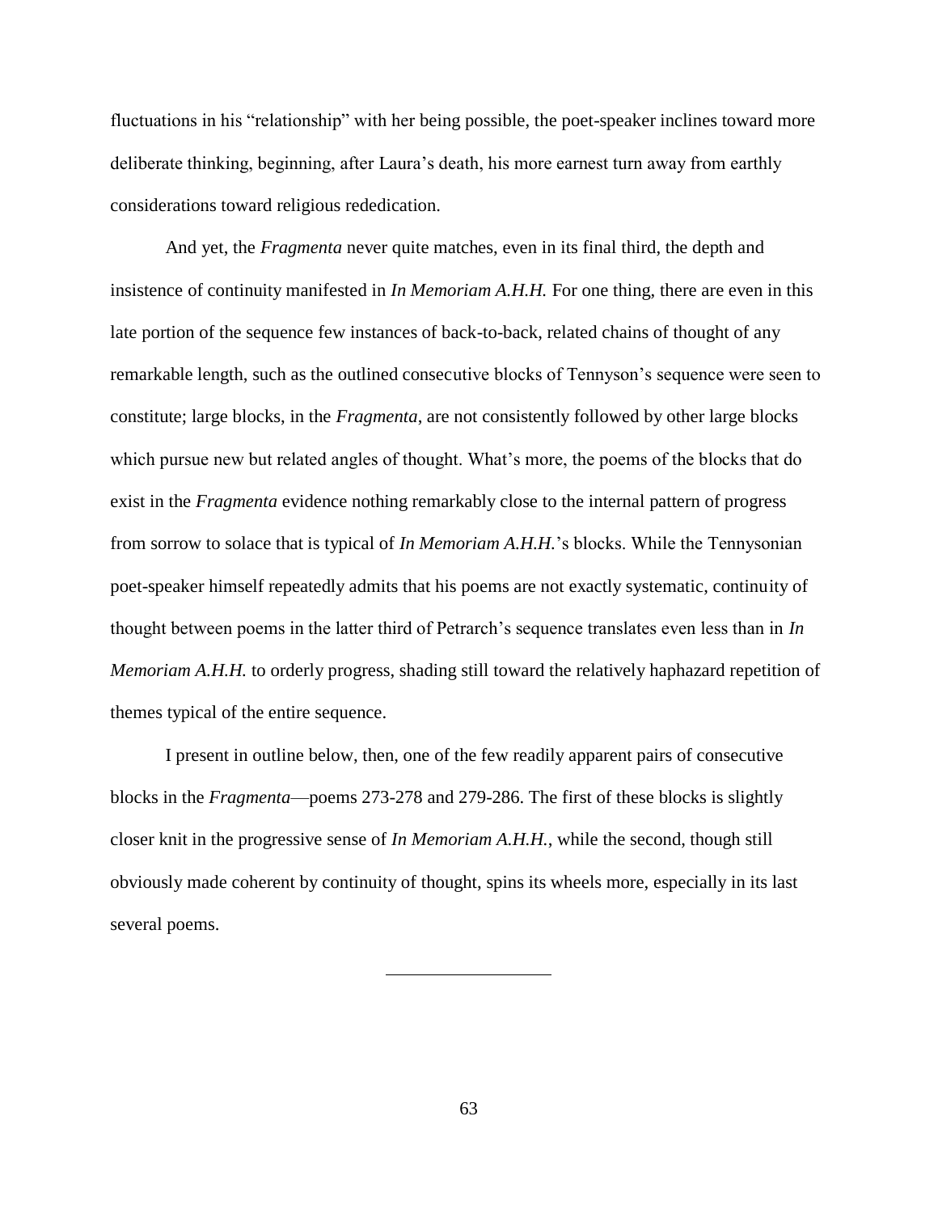fluctuations in his "relationship" with her being possible, the poet-speaker inclines toward more deliberate thinking, beginning, after Laura's death, his more earnest turn away from earthly considerations toward religious rededication.

And yet, the *Fragmenta* never quite matches, even in its final third, the depth and insistence of continuity manifested in *In Memoriam A.H.H.* For one thing, there are even in this late portion of the sequence few instances of back-to-back, related chains of thought of any remarkable length, such as the outlined consecutive blocks of Tennyson's sequence were seen to constitute; large blocks, in the *Fragmenta*, are not consistently followed by other large blocks which pursue new but related angles of thought. What's more, the poems of the blocks that do exist in the *Fragmenta* evidence nothing remarkably close to the internal pattern of progress from sorrow to solace that is typical of *In Memoriam A.H.H.*'s blocks. While the Tennysonian poet-speaker himself repeatedly admits that his poems are not exactly systematic, continuity of thought between poems in the latter third of Petrarch's sequence translates even less than in *In Memoriam A.H.H.* to orderly progress, shading still toward the relatively haphazard repetition of themes typical of the entire sequence.

I present in outline below, then, one of the few readily apparent pairs of consecutive blocks in the *Fragmenta*—poems 273-278 and 279-286. The first of these blocks is slightly closer knit in the progressive sense of *In Memoriam A.H.H.*, while the second, though still obviously made coherent by continuity of thought, spins its wheels more, especially in its last several poems.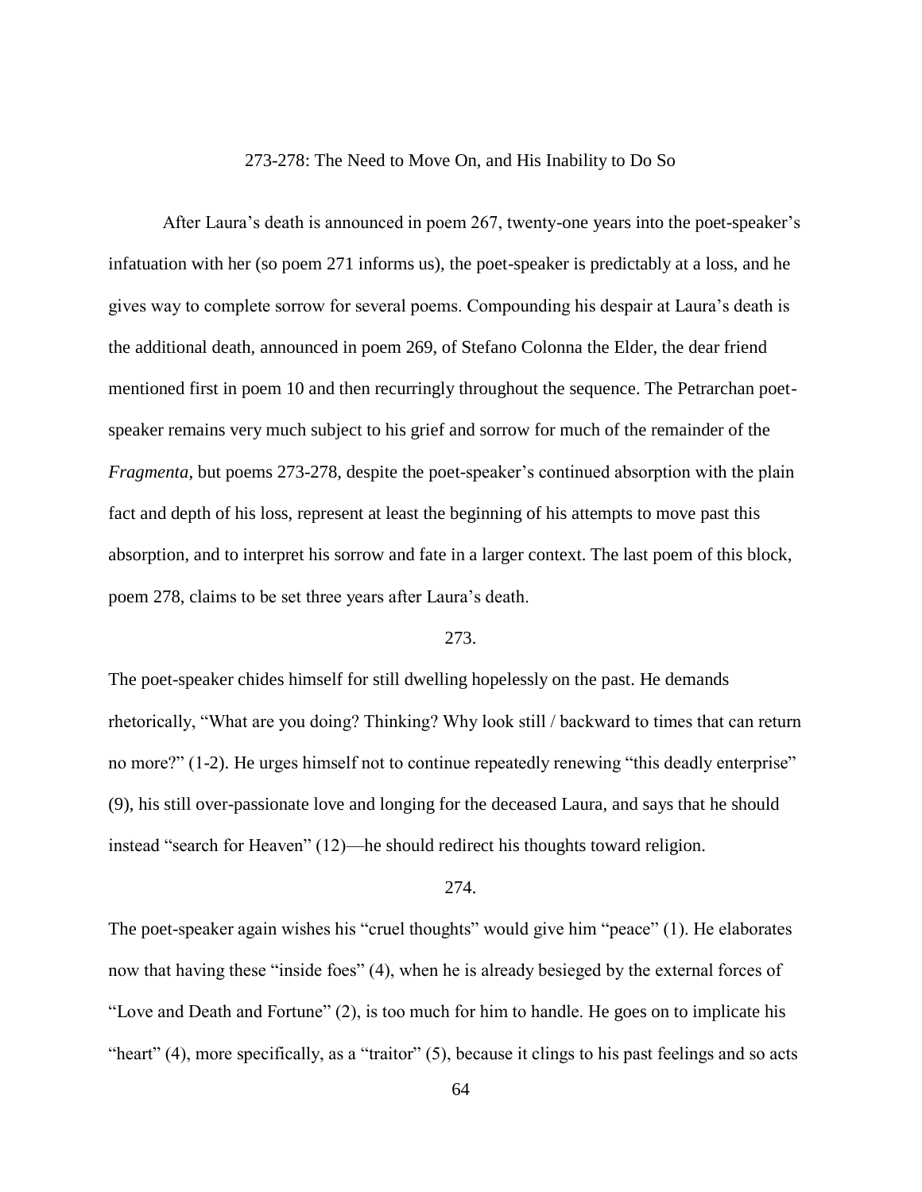## 273-278: The Need to Move On, and His Inability to Do So

After Laura's death is announced in poem 267, twenty-one years into the poet-speaker's infatuation with her (so poem 271 informs us), the poet-speaker is predictably at a loss, and he gives way to complete sorrow for several poems. Compounding his despair at Laura's death is the additional death, announced in poem 269, of Stefano Colonna the Elder, the dear friend mentioned first in poem 10 and then recurringly throughout the sequence. The Petrarchan poet-speaker remains very much subject to his grief and sorrow for much of the remainder of the *Fragmenta*, but poems 273-278, despite the poet-speaker's continued absorption with the plain fact and depth of his loss, represent at least the beginning of his attempts to move past this absorption, and to interpret his sorrow and fate in a larger context. The last poem of this block, poem 278, claims to be set three years after Laura's death.

### 273.

The poet-speaker chides himself for still dwelling hopelessly on the past. He demands rhetorically, "What are you doing? Thinking? Why look still / backward to times that can return no more?" (1-2). He urges himself not to continue repeatedly renewing "this deadly enterprise" (9), his still over-passionate love and longing for the deceased Laura, and says that he should instead "search for Heaven" (12)—he should redirect his thoughts toward religion.

### 274.

The poet-speaker again wishes his "cruel thoughts" would give him "peace" (1). He elaborates now that having these "inside foes" (4), when he is already besieged by the external forces of "Love and Death and Fortune" (2), is too much for him to handle. He goes on to implicate his "heart" (4), more specifically, as a "traitor" (5), because it clings to his past feelings and so acts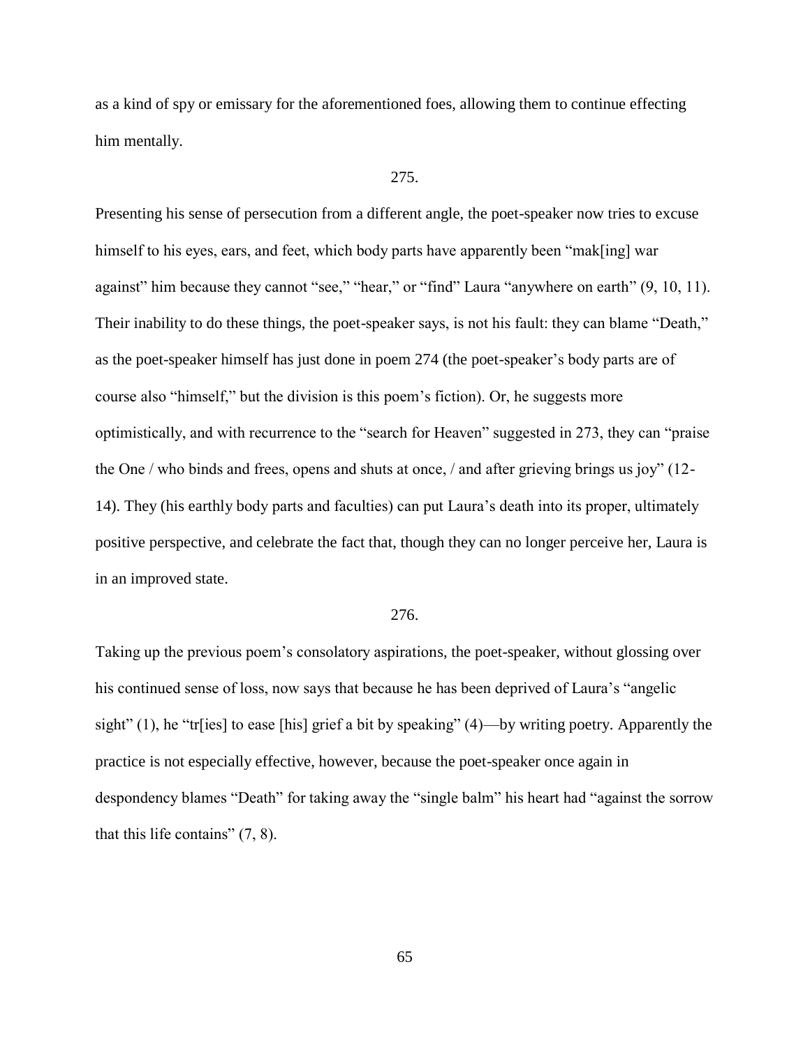as a kind of spy or emissary for the aforementioned foes, allowing them to continue effecting him mentally.

275.

Presenting his sense of persecution from a different angle, the poet-speaker now tries to excuse himself to his eyes, ears, and feet, which body parts have apparently been "mak[ing] war against" him because they cannot "see," "hear," or "find" Laura "anywhere on earth" (9, 10, 11). Their inability to do these things, the poet-speaker says, is not his fault: they can blame "Death," as the poet-speaker himself has just done in poem 274 (the poet-speaker's body parts are of course also "himself," but the division is this poem's fiction). Or, he suggests more optimistically, and with recurrence to the "search for Heaven" suggested in 273, they can "praise the One / who binds and frees, opens and shuts at once, / and after grieving brings us joy" (12-14). They (his earthly body parts and faculties) can put Laura's death into its proper, ultimately positive perspective, and celebrate the fact that, though they can no longer perceive her, Laura is in an improved state.

276.

Taking up the previous poem's consolatory aspirations, the poet-speaker, without glossing over his continued sense of loss, now says that because he has been deprived of Laura's "angelic sight" (1), he "tr[ies] to ease [his] grief a bit by speaking" (4)—by writing poetry. Apparently the practice is not especially effective, however, because the poet-speaker once again in despondency blames "Death" for taking away the "single balm" his heart had "against the sorrow that this life contains" (7, 8).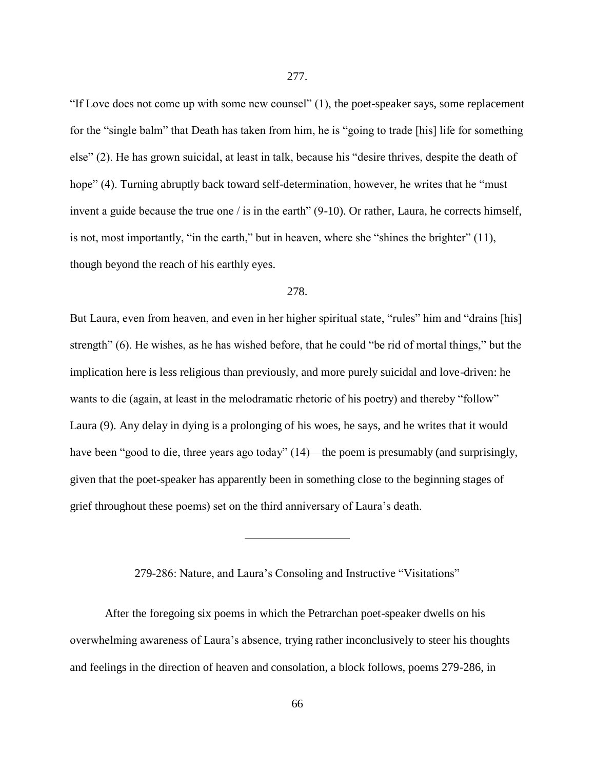277.

"If Love does not come up with some new counsel" (1), the poet-speaker says, some replacement for the "single balm" that Death has taken from him, he is "going to trade [his] life for something else" (2). He has grown suicidal, at least in talk, because his "desire thrives, despite the death of hope" (4). Turning abruptly back toward self-determination, however, he writes that he "must invent a guide because the true one / is in the earth" (9-10). Or rather, Laura, he corrects himself, is not, most importantly, "in the earth," but in heaven, where she "shines the brighter" (11), though beyond the reach of his earthly eyes.

278.

But Laura, even from heaven, and even in her higher spiritual state, "rules" him and "drains [his] strength" (6). He wishes, as he has wished before, that he could "be rid of mortal things," but the implication here is less religious than previously, and more purely suicidal and love-driven: he wants to die (again, at least in the melodramatic rhetoric of his poetry) and thereby "follow" Laura (9). Any delay in dying is a prolonging of his woes, he says, and he writes that it would have been "good to die, three years ago today" (14)—the poem is presumably (and surprisingly, given that the poet-speaker has apparently been in something close to the beginning stages of grief throughout these poems) set on the third anniversary of Laura's death.

---

## 279-286: Nature, and Laura's Consoling and Instructive "Visitations"

After the foregoing six poems in which the Petrarchan poet-speaker dwells on his overwhelming awareness of Laura's absence, trying rather inconclusively to steer his thoughts and feelings in the direction of heaven and consolation, a block follows, poems 279-286, in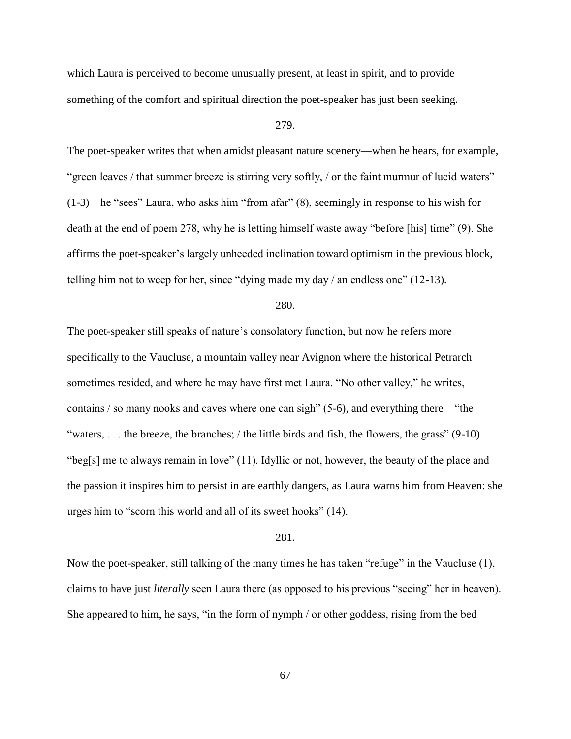which Laura is perceived to become unusually present, at least in spirit, and to provide something of the comfort and spiritual direction the poet-speaker has just been seeking.

279.

The poet-speaker writes that when amidst pleasant nature scenery—when he hears, for example, "green leaves / that summer breeze is stirring very softly, / or the faint murmur of lucid waters" (1-3)—he "sees" Laura, who asks him "from afar" (8), seemingly in response to his wish for death at the end of poem 278, why he is letting himself waste away "before [his] time" (9). She affirms the poet-speaker's largely unheeded inclination toward optimism in the previous block, telling him not to weep for her, since "dying made my day / an endless one" (12-13).

280.

The poet-speaker still speaks of nature's consolatory function, but now he refers more specifically to the Vaucluse, a mountain valley near Avignon where the historical Petrarch sometimes resided, and where he may have first met Laura. "No other valley," he writes, contains / so many nooks and caves where one can sigh" (5-6), and everything there—"the "waters, . . . the breeze, the branches; / the little birds and fish, the flowers, the grass" (9-10)—"beg[s] me to always remain in love" (11). Idyllic or not, however, the beauty of the place and the passion it inspires him to persist in are earthly dangers, as Laura warns him from Heaven: she urges him to "scorn this world and all of its sweet hooks" (14).

281.

Now the poet-speaker, still talking of the many times he has taken "refuge" in the Vaucluse (1), claims to have just *literally* seen Laura there (as opposed to his previous "seeing" her in heaven). She appeared to him, he says, "in the form of nymph / or other goddess, rising from the bed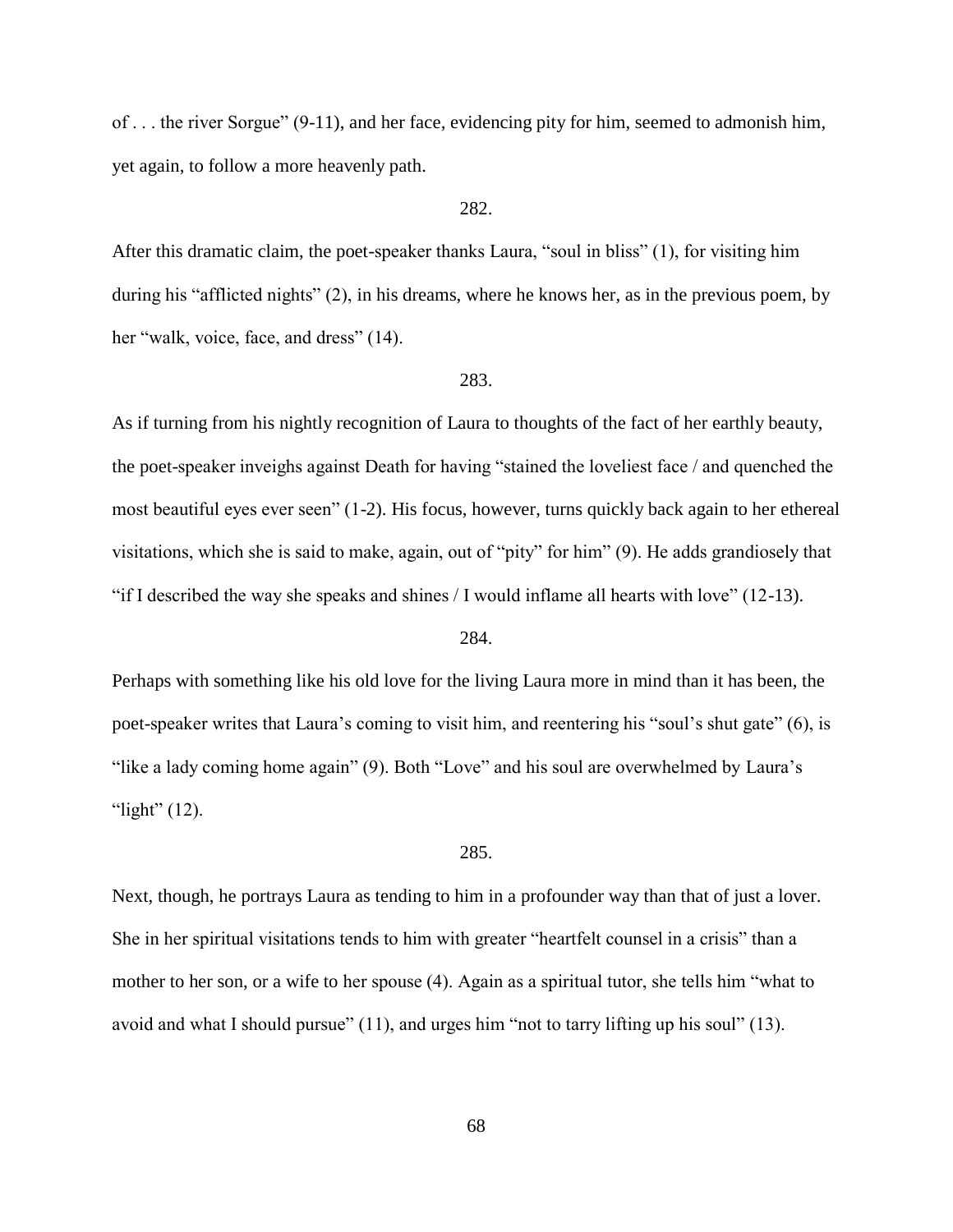of . . . the river Sorgue" (9-11), and her face, evidencing pity for him, seemed to admonish him, yet again, to follow a more heavenly path.

282.

After this dramatic claim, the poet-speaker thanks Laura, "soul in bliss" (1), for visiting him during his "afflicted nights" (2), in his dreams, where he knows her, as in the previous poem, by her "walk, voice, face, and dress" (14).

283.

As if turning from his nightly recognition of Laura to thoughts of the fact of her earthly beauty, the poet-speaker inveighs against Death for having "stained the loveliest face / and quenched the most beautiful eyes ever seen" (1-2). His focus, however, turns quickly back again to her ethereal visitations, which she is said to make, again, out of "pity" for him" (9). He adds grandiosely that "if I described the way she speaks and shines / I would inflame all hearts with love" (12-13).

284.

Perhaps with something like his old love for the living Laura more in mind than it has been, the poet-speaker writes that Laura's coming to visit him, and reentering his "soul's shut gate" (6), is "like a lady coming home again" (9). Both "Love" and his soul are overwhelmed by Laura's "light" (12).

285.

Next, though, he portrays Laura as tending to him in a profounder way than that of just a lover. She in her spiritual visitations tends to him with greater "heartfelt counsel in a crisis" than a mother to her son, or a wife to her spouse (4). Again as a spiritual tutor, she tells him "what to avoid and what I should pursue" (11), and urges him "not to tarry lifting up his soul" (13).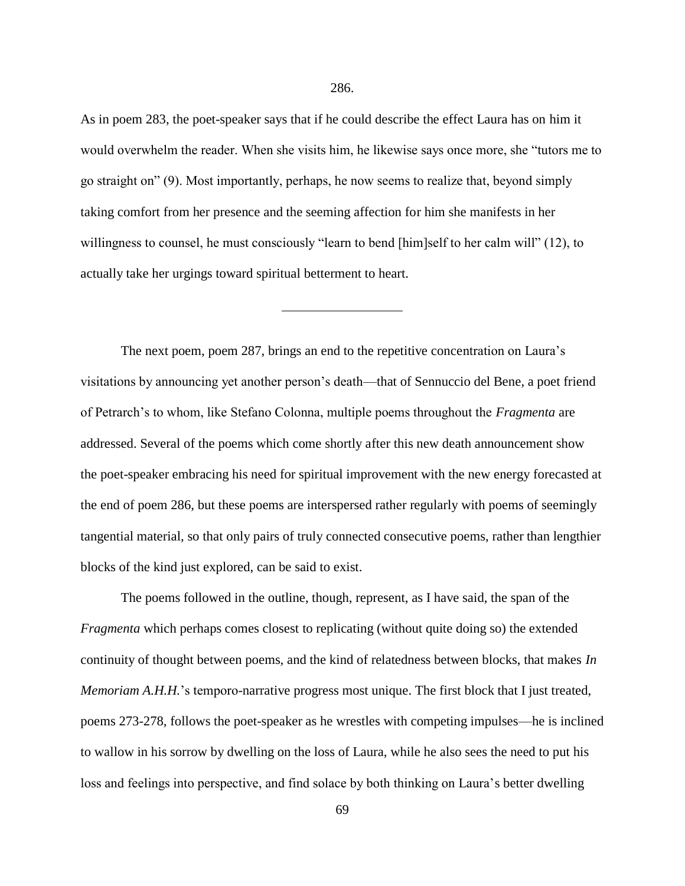286.

As in poem 283, the poet-speaker says that if he could describe the effect Laura has on him it would overwhelm the reader. When she visits him, he likewise says once more, she "tutors me to go straight on" (9). Most importantly, perhaps, he now seems to realize that, beyond simply taking comfort from her presence and the seeming affection for him she manifests in her willingness to counsel, he must consciously "learn to bend [him]self to her calm will" (12), to actually take her urgings toward spiritual betterment to heart.

---

The next poem, poem 287, brings an end to the repetitive concentration on Laura's visitations by announcing yet another person's death—that of Sennuccio del Bene, a poet friend of Petrarch's to whom, like Stefano Colonna, multiple poems throughout the *Fragmenta* are addressed. Several of the poems which come shortly after this new death announcement show the poet-speaker embracing his need for spiritual improvement with the new energy forecasted at the end of poem 286, but these poems are interspersed rather regularly with poems of seemingly tangential material, so that only pairs of truly connected consecutive poems, rather than lengthier blocks of the kind just explored, can be said to exist.

The poems followed in the outline, though, represent, as I have said, the span of the *Fragmenta* which perhaps comes closest to replicating (without quite doing so) the extended continuity of thought between poems, and the kind of relatedness between blocks, that makes *In Memoriam A.H.H.*'s temporo-narrative progress most unique. The first block that I just treated, poems 273-278, follows the poet-speaker as he wrestles with competing impulses—he is inclined to wallow in his sorrow by dwelling on the loss of Laura, while he also sees the need to put his loss and feelings into perspective, and find solace by both thinking on Laura's better dwelling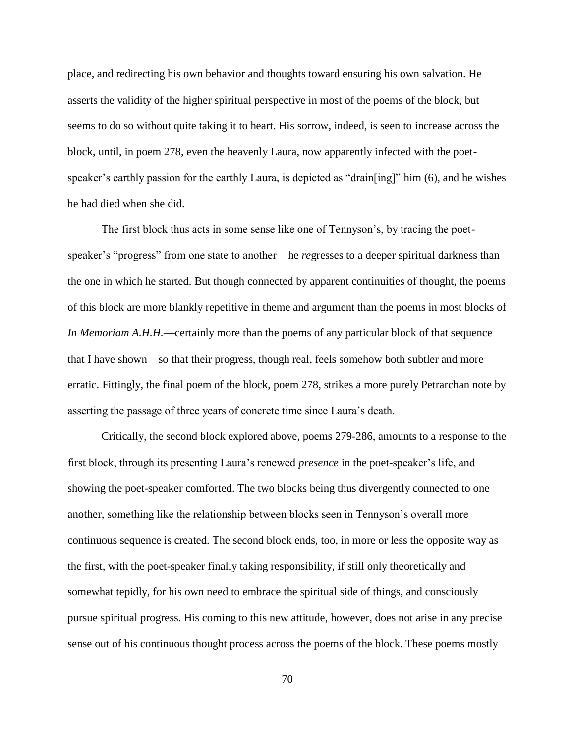place, and redirecting his own behavior and thoughts toward ensuring his own salvation. He asserts the validity of the higher spiritual perspective in most of the poems of the block, but seems to do so without quite taking it to heart. His sorrow, indeed, is seen to increase across the block, until, in poem 278, even the heavenly Laura, now apparently infected with the poet-speaker's earthly passion for the earthly Laura, is depicted as "drain[ing]" him (6), and he wishes he had died when she did.

The first block thus acts in some sense like one of Tennyson's, by tracing the poet-speaker's "progress" from one state to another—he *re*gresses to a deeper spiritual darkness than the one in which he started. But though connected by apparent continuities of thought, the poems of this block are more blankly repetitive in theme and argument than the poems in most blocks of *In Memoriam A.H.H.*—certainly more than the poems of any particular block of that sequence that I have shown—so that their progress, though real, feels somehow both subtler and more erratic. Fittingly, the final poem of the block, poem 278, strikes a more purely Petrarchan note by asserting the passage of three years of concrete time since Laura's death.

Critically, the second block explored above, poems 279-286, amounts to a response to the first block, through its presenting Laura's renewed *presence* in the poet-speaker's life, and showing the poet-speaker comforted. The two blocks being thus divergently connected to one another, something like the relationship between blocks seen in Tennyson's overall more continuous sequence is created. The second block ends, too, in more or less the opposite way as the first, with the poet-speaker finally taking responsibility, if still only theoretically and somewhat tepidly, for his own need to embrace the spiritual side of things, and consciously pursue spiritual progress. His coming to this new attitude, however, does not arise in any precise sense out of his continuous thought process across the poems of the block. These poems mostly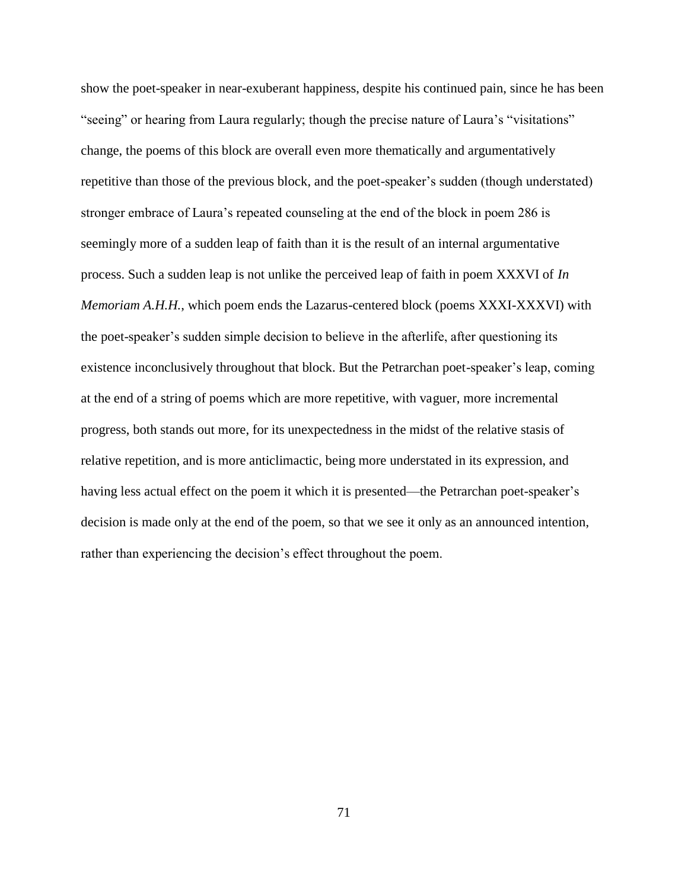show the poet-speaker in near-exuberant happiness, despite his continued pain, since he has been "seeing" or hearing from Laura regularly; though the precise nature of Laura's "visitations" change, the poems of this block are overall even more thematically and argumentatively repetitive than those of the previous block, and the poet-speaker's sudden (though understated) stronger embrace of Laura's repeated counseling at the end of the block in poem 286 is seemingly more of a sudden leap of faith than it is the result of an internal argumentative process. Such a sudden leap is not unlike the perceived leap of faith in poem XXXVI of *In Memoriam A.H.H.*, which poem ends the Lazarus-centered block (poems XXXI-XXXVI) with the poet-speaker's sudden simple decision to believe in the afterlife, after questioning its existence inconclusively throughout that block. But the Petrarchan poet-speaker's leap, coming at the end of a string of poems which are more repetitive, with vaguer, more incremental progress, both stands out more, for its unexpectedness in the midst of the relative stasis of relative repetition, and is more anticlimactic, being more understated in its expression, and having less actual effect on the poem it which it is presented—the Petrarchan poet-speaker's decision is made only at the end of the poem, so that we see it only as an announced intention, rather than experiencing the decision's effect throughout the poem.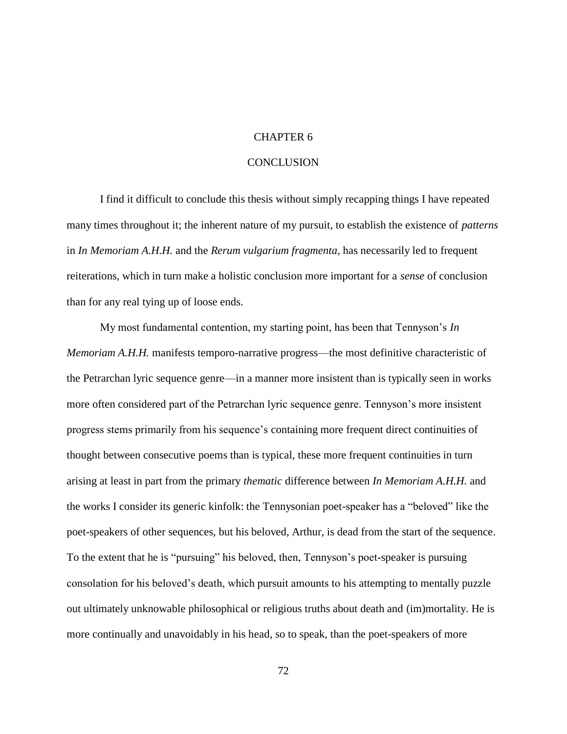# CHAPTER 6

# CONCLUSION

I find it difficult to conclude this thesis without simply recapping things I have repeated many times throughout it; the inherent nature of my pursuit, to establish the existence of *patterns* in *In Memoriam A.H.H.* and the *Rerum vulgarium fragmenta*, has necessarily led to frequent reiterations, which in turn make a holistic conclusion more important for a *sense* of conclusion than for any real tying up of loose ends.

My most fundamental contention, my starting point, has been that Tennyson's *In Memoriam A.H.H.* manifests temporo-narrative progress—the most definitive characteristic of the Petrarchan lyric sequence genre—in a manner more insistent than is typically seen in works more often considered part of the Petrarchan lyric sequence genre. Tennyson's more insistent progress stems primarily from his sequence's containing more frequent direct continuities of thought between consecutive poems than is typical, these more frequent continuities in turn arising at least in part from the primary *thematic* difference between *In Memoriam A.H.H.* and the works I consider its generic kinfolk: the Tennysonian poet-speaker has a "beloved" like the poet-speakers of other sequences, but his beloved, Arthur, is dead from the start of the sequence. To the extent that he is "pursuing" his beloved, then, Tennyson's poet-speaker is pursuing consolation for his beloved's death, which pursuit amounts to his attempting to mentally puzzle out ultimately unknowable philosophical or religious truths about death and (im)mortality. He is more continually and unavoidably in his head, so to speak, than the poet-speakers of more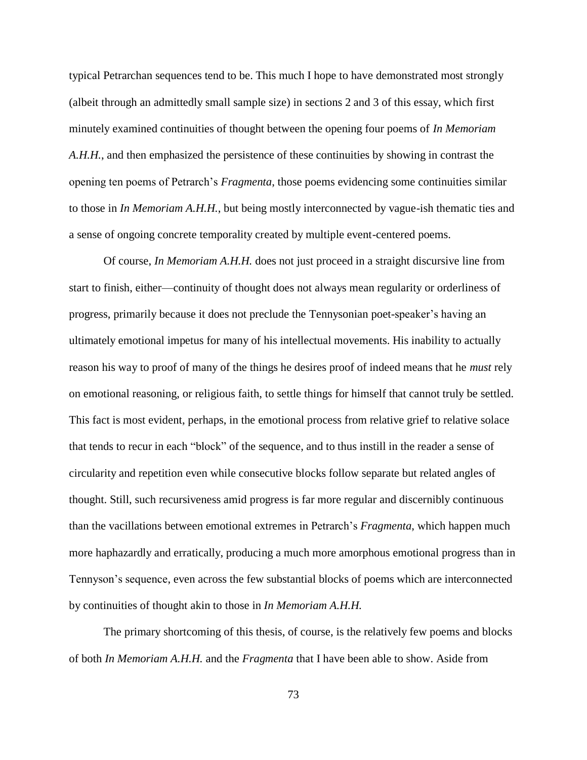typical Petrarchan sequences tend to be. This much I hope to have demonstrated most strongly (albeit through an admittedly small sample size) in sections 2 and 3 of this essay, which first minutely examined continuities of thought between the opening four poems of *In Memoriam A.H.H.*, and then emphasized the persistence of these continuities by showing in contrast the opening ten poems of Petrarch's *Fragmenta*, those poems evidencing some continuities similar to those in *In Memoriam A.H.H.*, but being mostly interconnected by vague-ish thematic ties and a sense of ongoing concrete temporality created by multiple event-centered poems.

Of course, *In Memoriam A.H.H.* does not just proceed in a straight discursive line from start to finish, either—continuity of thought does not always mean regularity or orderliness of progress, primarily because it does not preclude the Tennysonian poet-speaker's having an ultimately emotional impetus for many of his intellectual movements. His inability to actually reason his way to proof of many of the things he desires proof of indeed means that he *must* rely on emotional reasoning, or religious faith, to settle things for himself that cannot truly be settled. This fact is most evident, perhaps, in the emotional process from relative grief to relative solace that tends to recur in each "block" of the sequence, and to thus instill in the reader a sense of circularity and repetition even while consecutive blocks follow separate but related angles of thought. Still, such recursiveness amid progress is far more regular and discernibly continuous than the vacillations between emotional extremes in Petrarch's *Fragmenta*, which happen much more haphazardly and erratically, producing a much more amorphous emotional progress than in Tennyson's sequence, even across the few substantial blocks of poems which are interconnected by continuities of thought akin to those in *In Memoriam A.H.H.*

The primary shortcoming of this thesis, of course, is the relatively few poems and blocks of both *In Memoriam A.H.H.* and the *Fragmenta* that I have been able to show. Aside from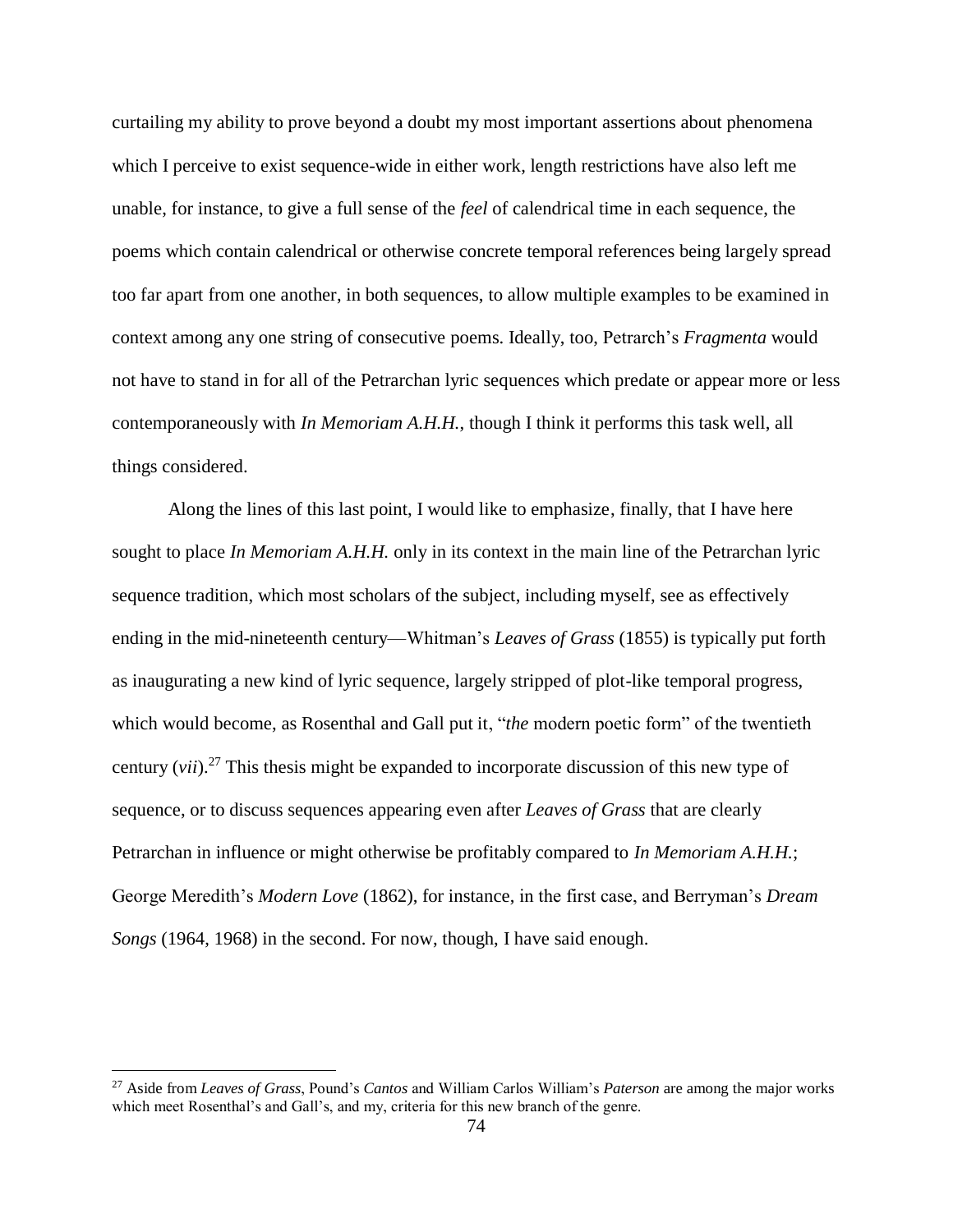curtailing my ability to prove beyond a doubt my most important assertions about phenomena which I perceive to exist sequence-wide in either work, length restrictions have also left me unable, for instance, to give a full sense of the *feel* of calendrical time in each sequence, the poems which contain calendrical or otherwise concrete temporal references being largely spread too far apart from one another, in both sequences, to allow multiple examples to be examined in context among any one string of consecutive poems. Ideally, too, Petrarch's *Fragmenta* would not have to stand in for all of the Petrarchan lyric sequences which predate or appear more or less contemporaneously with *In Memoriam A.H.H.*, though I think it performs this task well, all things considered.

Along the lines of this last point, I would like to emphasize, finally, that I have here sought to place *In Memoriam A.H.H.* only in its context in the main line of the Petrarchan lyric sequence tradition, which most scholars of the subject, including myself, see as effectively ending in the mid-nineteenth century—Whitman's *Leaves of Grass* (1855) is typically put forth as inaugurating a new kind of lyric sequence, largely stripped of plot-like temporal progress, which would become, as Rosenthal and Gall put it, "*the* modern poetic form" of the twentieth century (*vii*).[27] This thesis might be expanded to incorporate discussion of this new type of sequence, or to discuss sequences appearing even after *Leaves of Grass* that are clearly Petrarchan in influence or might otherwise be profitably compared to *In Memoriam A.H.H.*; George Meredith's *Modern Love* (1862), for instance, in the first case, and Berryman's *Dream Songs* (1964, 1968) in the second. For now, though, I have said enough.

---

[27] Aside from *Leaves of Grass*, Pound's *Cantos* and William Carlos William's *Paterson* are among the major works which meet Rosenthal's and Gall's, and my, criteria for this new branch of the genre.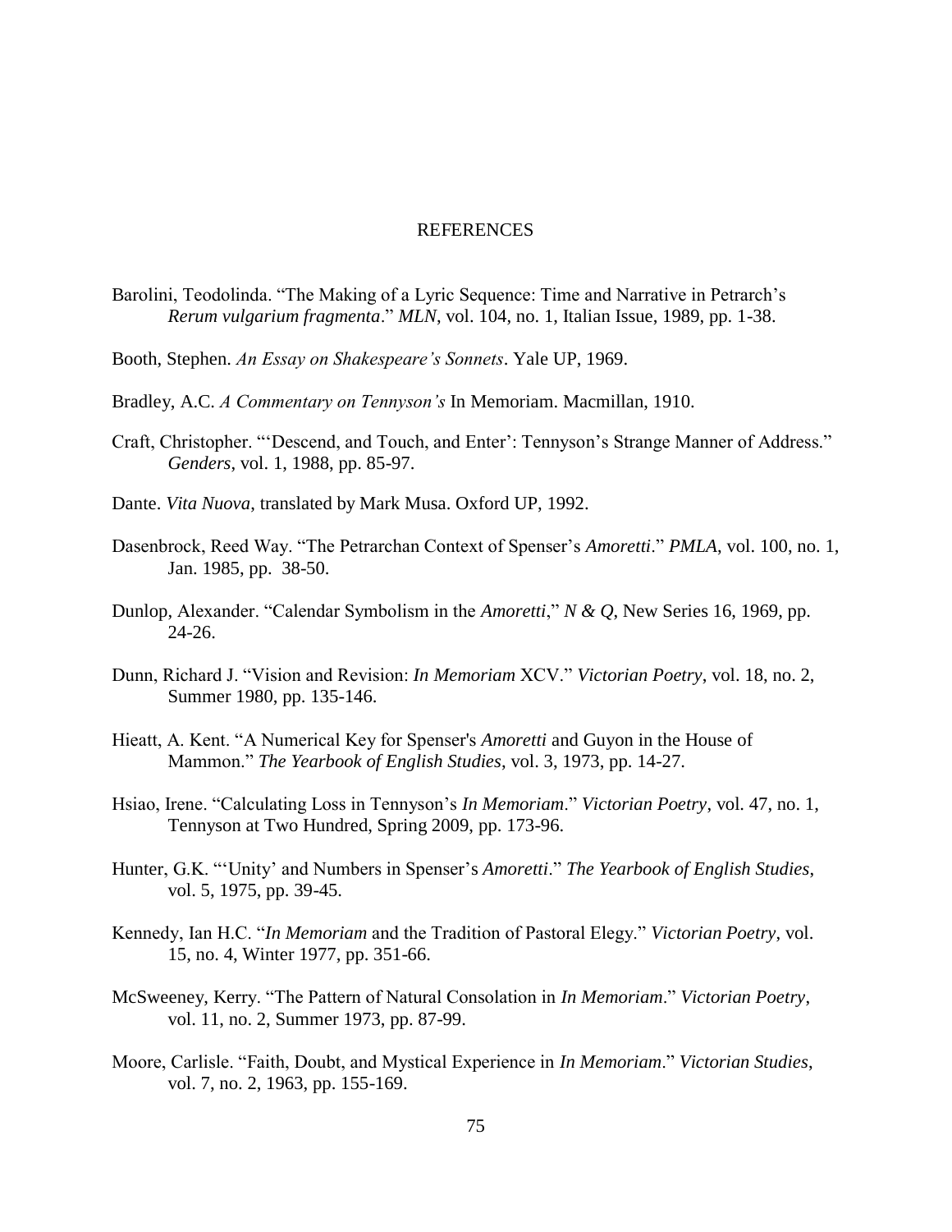# REFERENCES

Barolini, Teodolinda. "The Making of a Lyric Sequence: Time and Narrative in Petrarch's *Rerum vulgarium fragmenta*." *MLN*, vol. 104, no. 1, Italian Issue, 1989, pp. 1-38.

Booth, Stephen. *An Essay on Shakespeare's Sonnets*. Yale UP, 1969.

Bradley, A.C. *A Commentary on Tennyson's* In Memoriam. Macmillan, 1910.

Craft, Christopher. "'Descend, and Touch, and Enter': Tennyson's Strange Manner of Address." *Genders*, vol. 1, 1988, pp. 85-97.

Dante. *Vita Nuova*, translated by Mark Musa. Oxford UP, 1992.

Dasenbrock, Reed Way. "The Petrarchan Context of Spenser's *Amoretti*." *PMLA*, vol. 100, no. 1, Jan. 1985, pp. 38-50.

Dunlop, Alexander. "Calendar Symbolism in the *Amoretti*," *N & Q*, New Series 16, 1969, pp. 24-26.

Dunn, Richard J. "Vision and Revision: *In Memoriam* XCV." *Victorian Poetry*, vol. 18, no. 2, Summer 1980, pp. 135-146.

Hieatt, A. Kent. "A Numerical Key for Spenser's *Amoretti* and Guyon in the House of Mammon." *The Yearbook of English Studies*, vol. 3, 1973, pp. 14-27.

Hsiao, Irene. "Calculating Loss in Tennyson's *In Memoriam*." *Victorian Poetry*, vol. 47, no. 1, Tennyson at Two Hundred, Spring 2009, pp. 173-96.

Hunter, G.K. "'Unity' and Numbers in Spenser's *Amoretti*." *The Yearbook of English Studies*, vol. 5, 1975, pp. 39-45.

Kennedy, Ian H.C. "*In Memoriam* and the Tradition of Pastoral Elegy." *Victorian Poetry*, vol. 15, no. 4, Winter 1977, pp. 351-66.

McSweeney, Kerry. "The Pattern of Natural Consolation in *In Memoriam*." *Victorian Poetry*, vol. 11, no. 2, Summer 1973, pp. 87-99.

Moore, Carlisle. "Faith, Doubt, and Mystical Experience in *In Memoriam*." *Victorian Studies*, vol. 7, no. 2, 1963, pp. 155-169.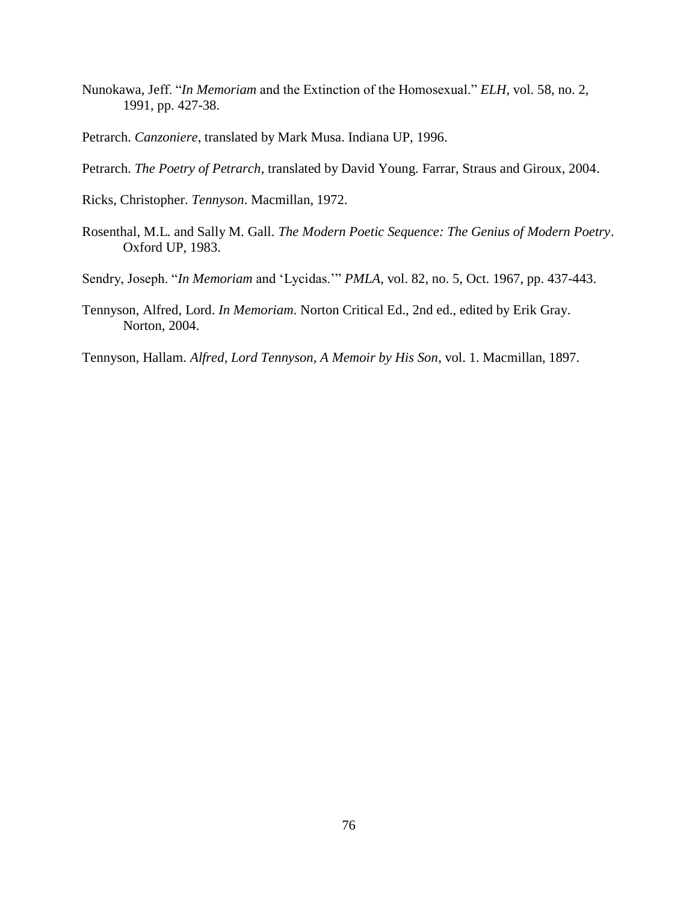Nunokawa, Jeff. "*In Memoriam* and the Extinction of the Homosexual." *ELH*, vol. 58, no. 2, 1991, pp. 427-38.

Petrarch. *Canzoniere*, translated by Mark Musa. Indiana UP, 1996.

Petrarch. *The Poetry of Petrarch*, translated by David Young. Farrar, Straus and Giroux, 2004.

Ricks, Christopher. *Tennyson*. Macmillan, 1972.

Rosenthal, M.L. and Sally M. Gall. *The Modern Poetic Sequence: The Genius of Modern Poetry*. Oxford UP, 1983.

Sendry, Joseph. "*In Memoriam* and 'Lycidas.'" *PMLA*, vol. 82, no. 5, Oct. 1967, pp. 437-443.

Tennyson, Alfred, Lord. *In Memoriam*. Norton Critical Ed., 2nd ed., edited by Erik Gray. Norton, 2004.

Tennyson, Hallam. *Alfred, Lord Tennyson, A Memoir by His Son*, vol. 1. Macmillan, 1897.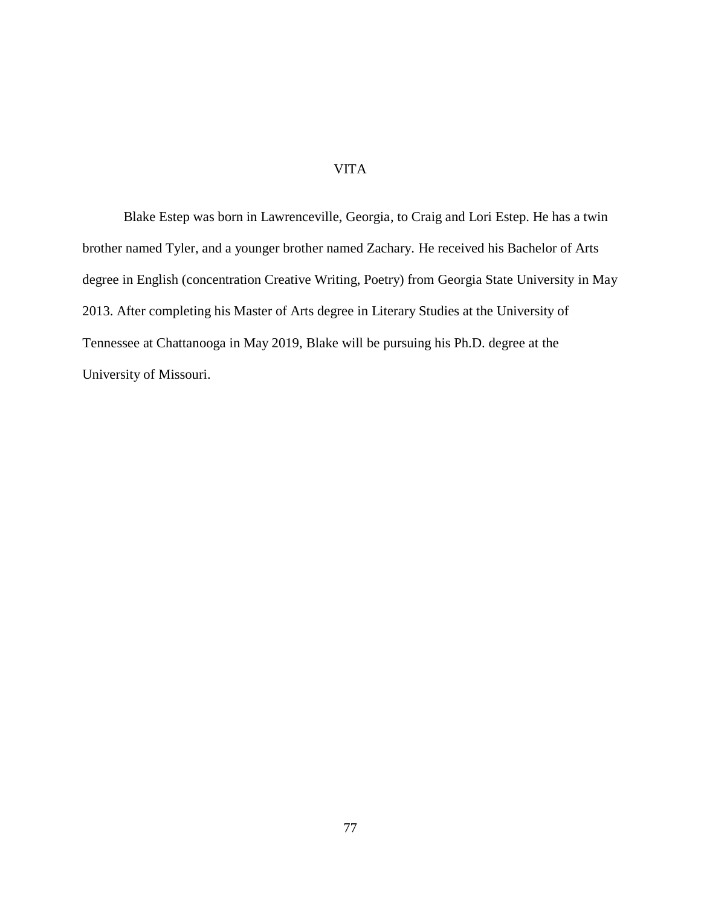# VITA

Blake Estep was born in Lawrenceville, Georgia, to Craig and Lori Estep. He has a twin brother named Tyler, and a younger brother named Zachary. He received his Bachelor of Arts degree in English (concentration Creative Writing, Poetry) from Georgia State University in May 2013. After completing his Master of Arts degree in Literary Studies at the University of Tennessee at Chattanooga in May 2019, Blake will be pursuing his Ph.D. degree at the University of Missouri.